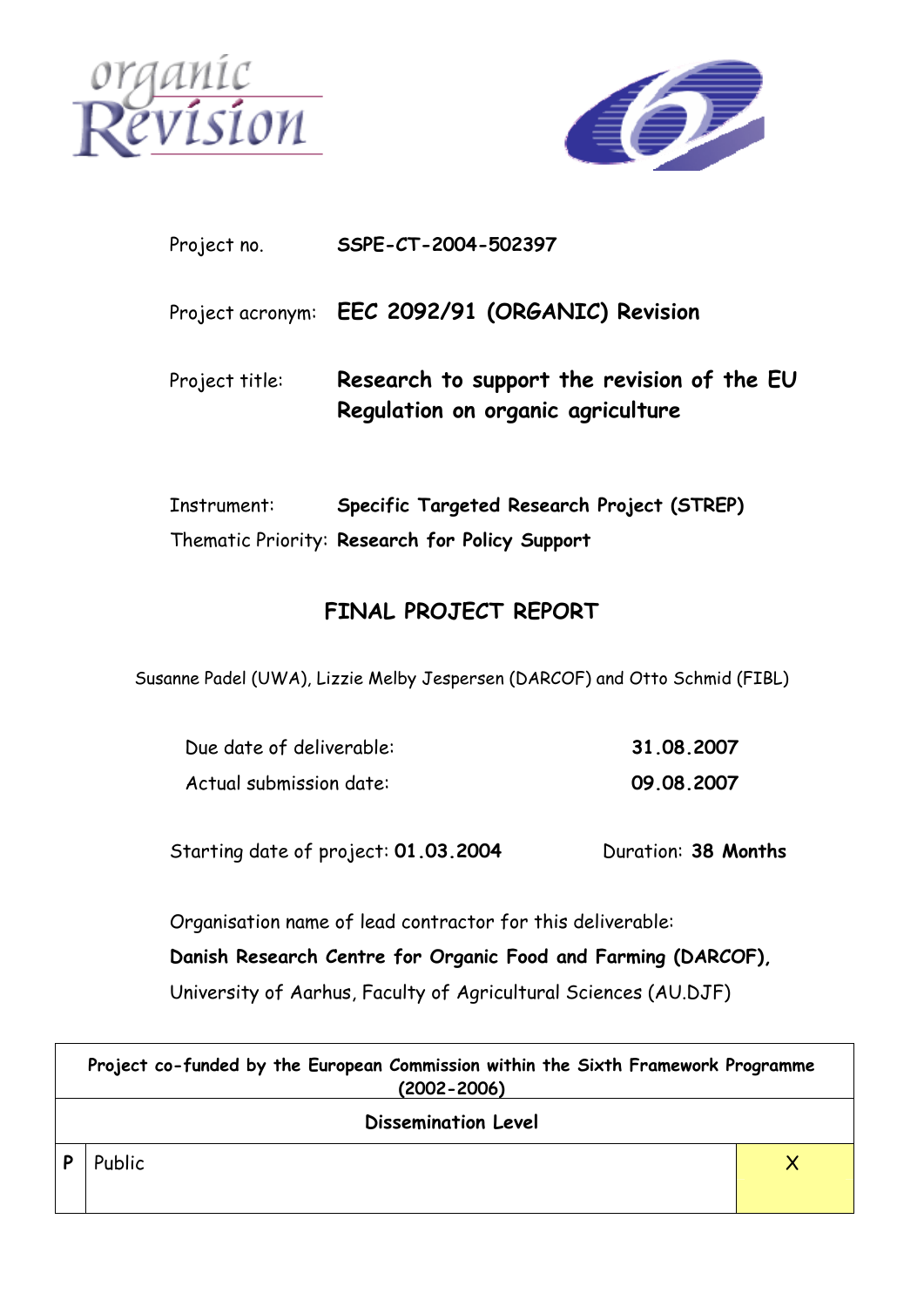Project no. **SSPE-CT-2004-502397**

Project acronym: **EEC 2092/91 (ORGANIC) Revision**

Project title: **Research to support the revision of the EU Regulation on organic agriculture**

Instrument: **Specific Targeted Research Project (STREP)**

Thematic Priority: **Research for Policy Support**

# FINAL PROJECT REPORT

Susanne Padel (UWA), Lizzie Melby Jespersen (DARCOF) and Otto Schmid (FIBL)

Due date of deliverable: **31.08.2007**

Actual submission date: **09.08.2007**

Starting date of project: **01.03.2004** Duration: **38 Months**

Organisation name of lead contractor for this deliverable:

**Danish Research Centre for Organic Food and Farming (DARCOF),**

University of Aarhus, Faculty of Agricultural Sciences (AU.DJF)

| **Project co-funded by the European Commission within the Sixth Framework Programme (2002-2006)** | | |
|---|---|---|
| **Dissemination Level** | | |
| **P** | Public | X |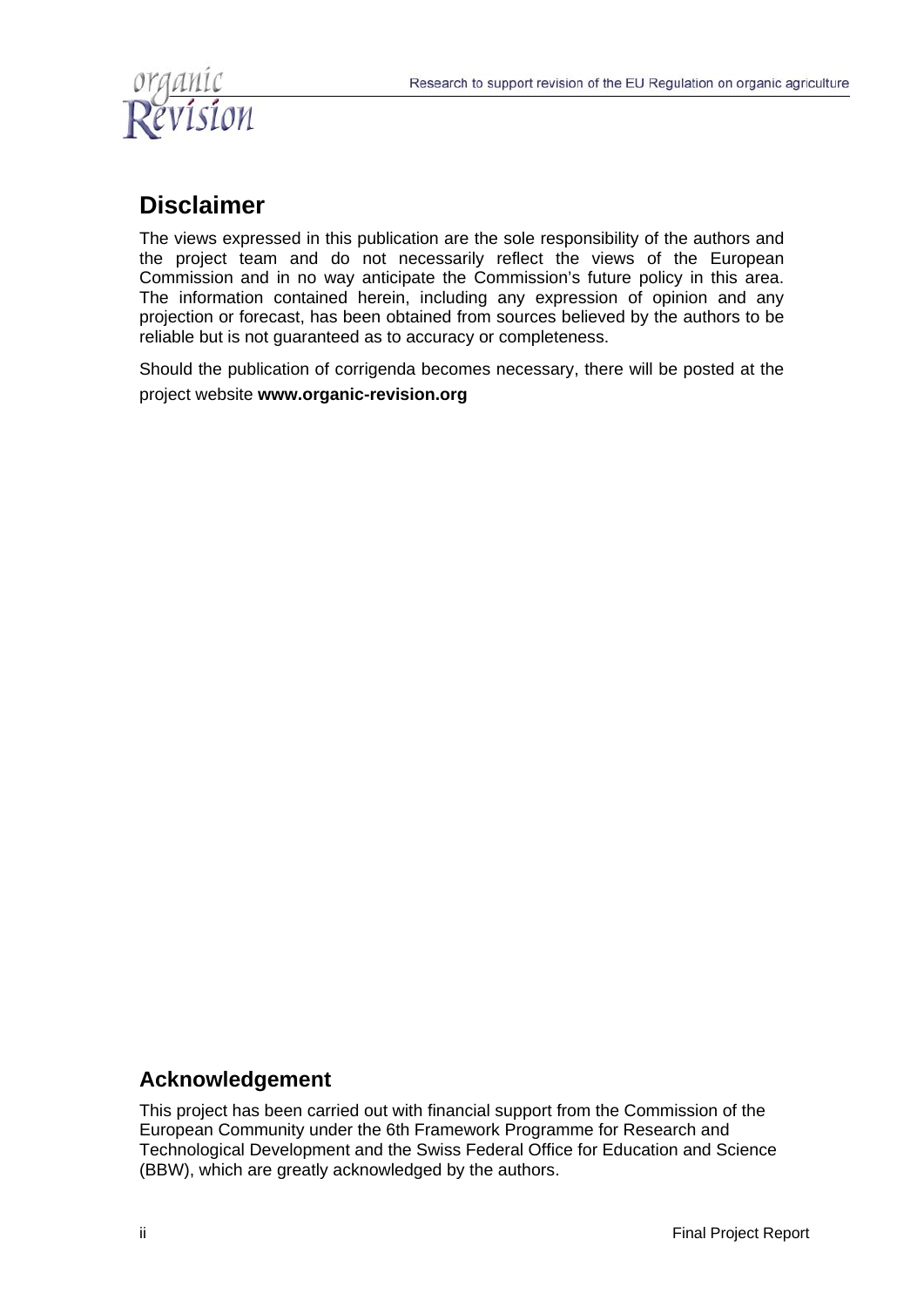## Disclaimer

The views expressed in this publication are the sole responsibility of the authors and the project team and do not necessarily reflect the views of the European Commission and in no way anticipate the Commission's future policy in this area. The information contained herein, including any expression of opinion and any projection or forecast, has been obtained from sources believed by the authors to be reliable but is not guaranteed as to accuracy or completeness.

Should the publication of corrigenda becomes necessary, there will be posted at the project website **www.organic-revision.org**

### Acknowledgement

This project has been carried out with financial support from the Commission of the European Community under the 6th Framework Programme for Research and Technological Development and the Swiss Federal Office for Education and Science (BBW), which are greatly acknowledged by the authors.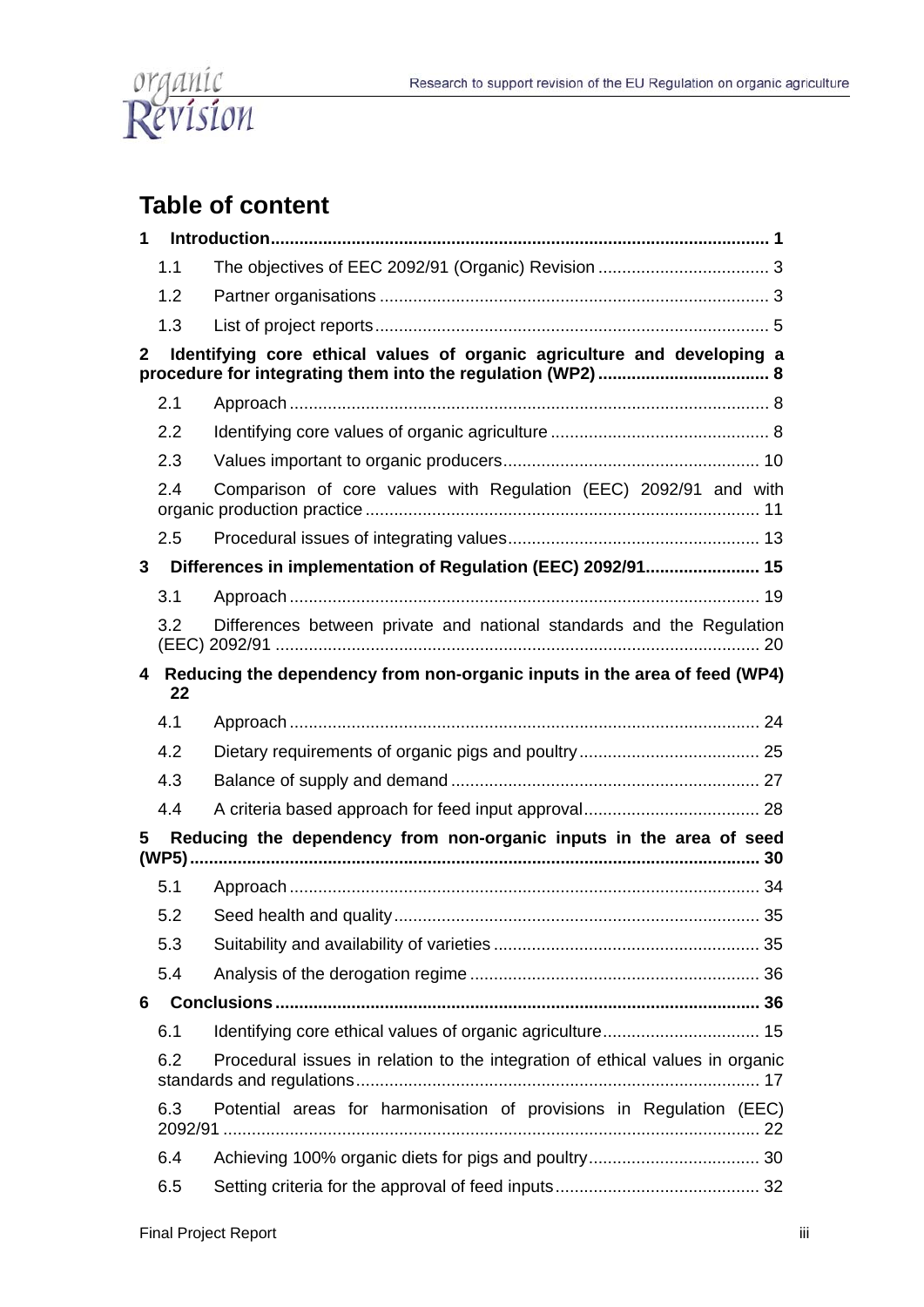# Table of content

**1 Introduction** ........................................................................................................ **1**

- 1.1 The objectives of EEC 2092/91 (Organic) Revision .................................... 3
- 1.2 Partner organisations ................................................................................. 3
- 1.3 List of project reports.................................................................................. 5

**2 Identifying core ethical values of organic agriculture and developing a procedure for integrating them into the regulation (WP2)** .................................... **8**

- 2.1 Approach ................................................................................................... 8
- 2.2 Identifying core values of organic agriculture .............................................. 8
- 2.3 Values important to organic producers...................................................... 10
- 2.4 Comparison of core values with Regulation (EEC) 2092/91 and with organic production practice .................................................................................. 11
- 2.5 Procedural issues of integrating values..................................................... 13

**3 Differences in implementation of Regulation (EEC) 2092/91** ........................ **15**

- 3.1 Approach .................................................................................................. 19
- 3.2 Differences between private and national standards and the Regulation (EEC) 2092/91 ..................................................................................................... 20

**4 Reducing the dependency from non-organic inputs in the area of feed (WP4) 22**

- 4.1 Approach .................................................................................................. 24
- 4.2 Dietary requirements of organic pigs and poultry ...................................... 25
- 4.3 Balance of supply and demand ................................................................. 27
- 4.4 A criteria based approach for feed input approval..................................... 28

**5 Reducing the dependency from non-organic inputs in the area of seed (WP5)** ....................................................................................................................... **30**

- 5.1 Approach .................................................................................................. 34
- 5.2 Seed health and quality ............................................................................ 35
- 5.3 Suitability and availability of varieties ........................................................ 35
- 5.4 Analysis of the derogation regime ............................................................ 36

**6 Conclusions** ..................................................................................................... **36**

- 6.1 Identifying core ethical values of organic agriculture ................................. 15
- 6.2 Procedural issues in relation to the integration of ethical values in organic standards and regulations..................................................................................... 17
- 6.3 Potential areas for harmonisation of provisions in Regulation (EEC) 2092/91 ................................................................................................................. 22
- 6.4 Achieving 100% organic diets for pigs and poultry.................................... 30
- 6.5 Setting criteria for the approval of feed inputs........................................... 32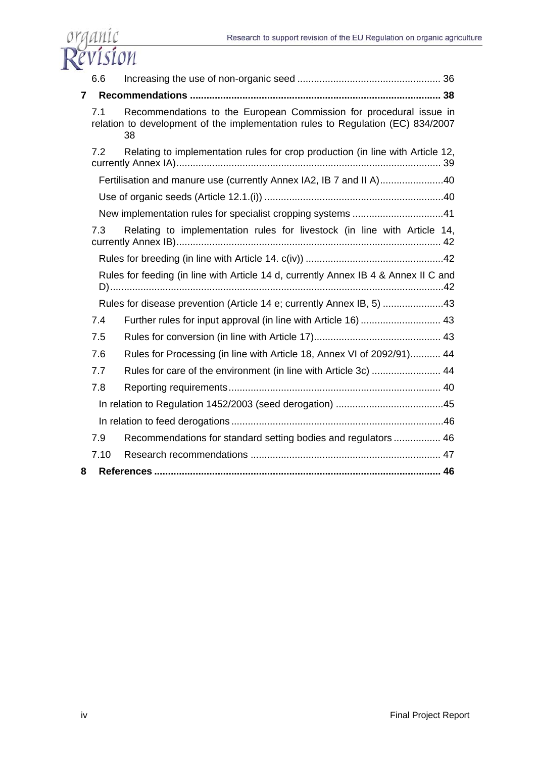6.6 Increasing the use of non-organic seed ................................................... 36

**7 Recommendations ........................................................................................... 38**

7.1 Recommendations to the European Commission for procedural issue in relation to development of the implementation rules to Regulation (EC) 834/2007 38

7.2 Relating to implementation rules for crop production (in line with Article 12, currently Annex IA)............................................................................................... 39

Fertilisation and manure use (currently Annex IA2, IB 7 and II A).......................40

Use of organic seeds (Article 12.1.(i)) ................................................................40

New implementation rules for specialist cropping systems .................................41

7.3 Relating to implementation rules for livestock (in line with Article 14, currently Annex IB)............................................................................................... 42

Rules for breeding (in line with Article 14. c(iv)) .................................................42

Rules for feeding (in line with Article 14 d, currently Annex IB 4 & Annex II C and D)........................................................................................................................42

Rules for disease prevention (Article 14 e; currently Annex IB, 5) ......................43

7.4 Further rules for input approval (in line with Article 16) ............................. 43

7.5 Rules for conversion (in line with Article 17).............................................. 43

7.6 Rules for Processing (in line with Article 18, Annex VI of 2092/91)........... 44

7.7 Rules for care of the environment (in line with Article 3c) ......................... 44

7.8 Reporting requirements............................................................................. 40

In relation to Regulation 1452/2003 (seed derogation) .......................................45

In relation to feed derogations.............................................................................46

7.9 Recommendations for standard setting bodies and regulators ................. 46

7.10 Research recommendations ..................................................................... 47

**8 References ....................................................................................................... 46**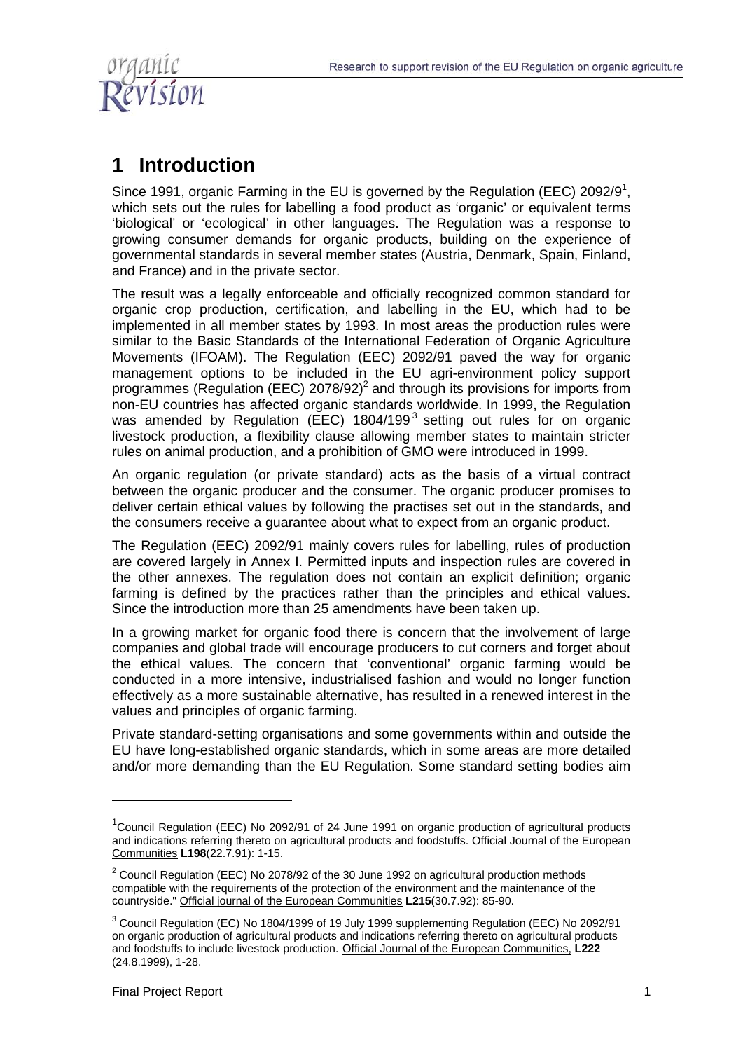# 1 Introduction

Since 1991, organic Farming in the EU is governed by the Regulation (EEC) 2092/9[1], which sets out the rules for labelling a food product as 'organic' or equivalent terms 'biological' or 'ecological' in other languages. The Regulation was a response to growing consumer demands for organic products, building on the experience of governmental standards in several member states (Austria, Denmark, Spain, Finland, and France) and in the private sector.

The result was a legally enforceable and officially recognized common standard for organic crop production, certification, and labelling in the EU, which had to be implemented in all member states by 1993. In most areas the production rules were similar to the Basic Standards of the International Federation of Organic Agriculture Movements (IFOAM). The Regulation (EEC) 2092/91 paved the way for organic management options to be included in the EU agri-environment policy support programmes (Regulation (EEC) 2078/92)[2] and through its provisions for imports from non-EU countries has affected organic standards worldwide. In 1999, the Regulation was amended by Regulation (EEC) 1804/199[3] setting out rules for on organic livestock production, a flexibility clause allowing member states to maintain stricter rules on animal production, and a prohibition of GMO were introduced in 1999.

An organic regulation (or private standard) acts as the basis of a virtual contract between the organic producer and the consumer. The organic producer promises to deliver certain ethical values by following the practises set out in the standards, and the consumers receive a guarantee about what to expect from an organic product.

The Regulation (EEC) 2092/91 mainly covers rules for labelling, rules of production are covered largely in Annex I. Permitted inputs and inspection rules are covered in the other annexes. The regulation does not contain an explicit definition; organic farming is defined by the practices rather than the principles and ethical values. Since the introduction more than 25 amendments have been taken up.

In a growing market for organic food there is concern that the involvement of large companies and global trade will encourage producers to cut corners and forget about the ethical values. The concern that 'conventional' organic farming would be conducted in a more intensive, industrialised fashion and would no longer function effectively as a more sustainable alternative, has resulted in a renewed interest in the values and principles of organic farming.

Private standard-setting organisations and some governments within and outside the EU have long-established organic standards, which in some areas are more detailed and/or more demanding than the EU Regulation. Some standard setting bodies aim

---

[1] Council Regulation (EEC) No 2092/91 of 24 June 1991 on organic production of agricultural products and indications referring thereto on agricultural products and foodstuffs. Official Journal of the European Communities **L198**(22.7.91): 1-15.

[2] Council Regulation (EEC) No 2078/92 of the 30 June 1992 on agricultural production methods compatible with the requirements of the protection of the environment and the maintenance of the countryside." Official journal of the European Communities **L215**(30.7.92): 85-90.

[3] Council Regulation (EC) No 1804/1999 of 19 July 1999 supplementing Regulation (EEC) No 2092/91 on organic production of agricultural products and indications referring thereto on agricultural products and foodstuffs to include livestock production. Official Journal of the European Communities, **L222** (24.8.1999), 1-28.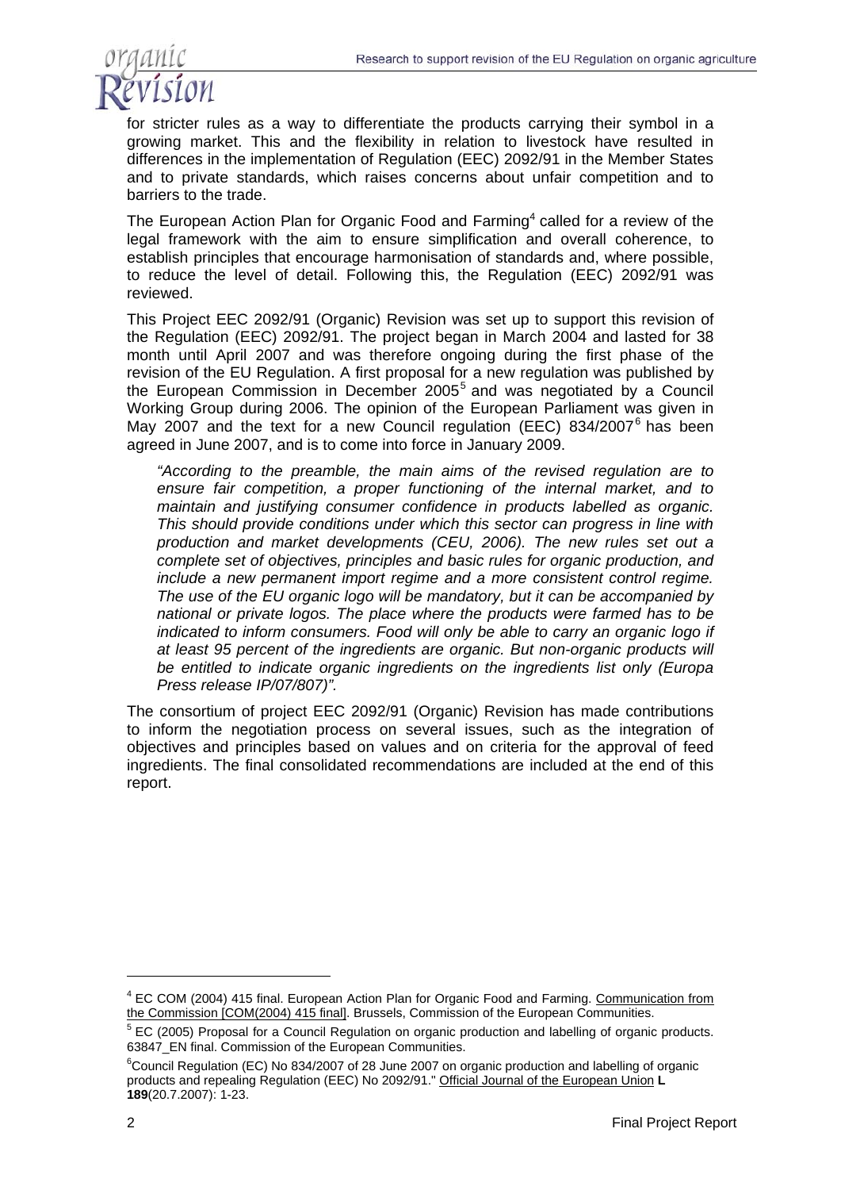for stricter rules as a way to differentiate the products carrying their symbol in a growing market. This and the flexibility in relation to livestock have resulted in differences in the implementation of Regulation (EEC) 2092/91 in the Member States and to private standards, which raises concerns about unfair competition and to barriers to the trade.

The European Action Plan for Organic Food and Farming[4] called for a review of the legal framework with the aim to ensure simplification and overall coherence, to establish principles that encourage harmonisation of standards and, where possible, to reduce the level of detail. Following this, the Regulation (EEC) 2092/91 was reviewed.

This Project EEC 2092/91 (Organic) Revision was set up to support this revision of the Regulation (EEC) 2092/91. The project began in March 2004 and lasted for 38 month until April 2007 and was therefore ongoing during the first phase of the revision of the EU Regulation. A first proposal for a new regulation was published by the European Commission in December 2005[5] and was negotiated by a Council Working Group during 2006. The opinion of the European Parliament was given in May 2007 and the text for a new Council regulation (EEC) 834/2007[6] has been agreed in June 2007, and is to come into force in January 2009.

> *"According to the preamble, the main aims of the revised regulation are to ensure fair competition, a proper functioning of the internal market, and to maintain and justifying consumer confidence in products labelled as organic. This should provide conditions under which this sector can progress in line with production and market developments (CEU, 2006). The new rules set out a complete set of objectives, principles and basic rules for organic production, and include a new permanent import regime and a more consistent control regime. The use of the EU organic logo will be mandatory, but it can be accompanied by national or private logos. The place where the products were farmed has to be indicated to inform consumers. Food will only be able to carry an organic logo if at least 95 percent of the ingredients are organic. But non-organic products will be entitled to indicate organic ingredients on the ingredients list only (Europa Press release IP/07/807)".*

The consortium of project EEC 2092/91 (Organic) Revision has made contributions to inform the negotiation process on several issues, such as the integration of objectives and principles based on values and on criteria for the approval of feed ingredients. The final consolidated recommendations are included at the end of this report.

---

[4] EC COM (2004) 415 final. European Action Plan for Organic Food and Farming. Communication from the Commission [COM(2004) 415 final]. Brussels, Commission of the European Communities.

[5] EC (2005) Proposal for a Council Regulation on organic production and labelling of organic products. 63847_EN final. Commission of the European Communities.

[6] Council Regulation (EC) No 834/2007 of 28 June 2007 on organic production and labelling of organic products and repealing Regulation (EEC) No 2092/91." Official Journal of the European Union **L 189**(20.7.2007): 1-23.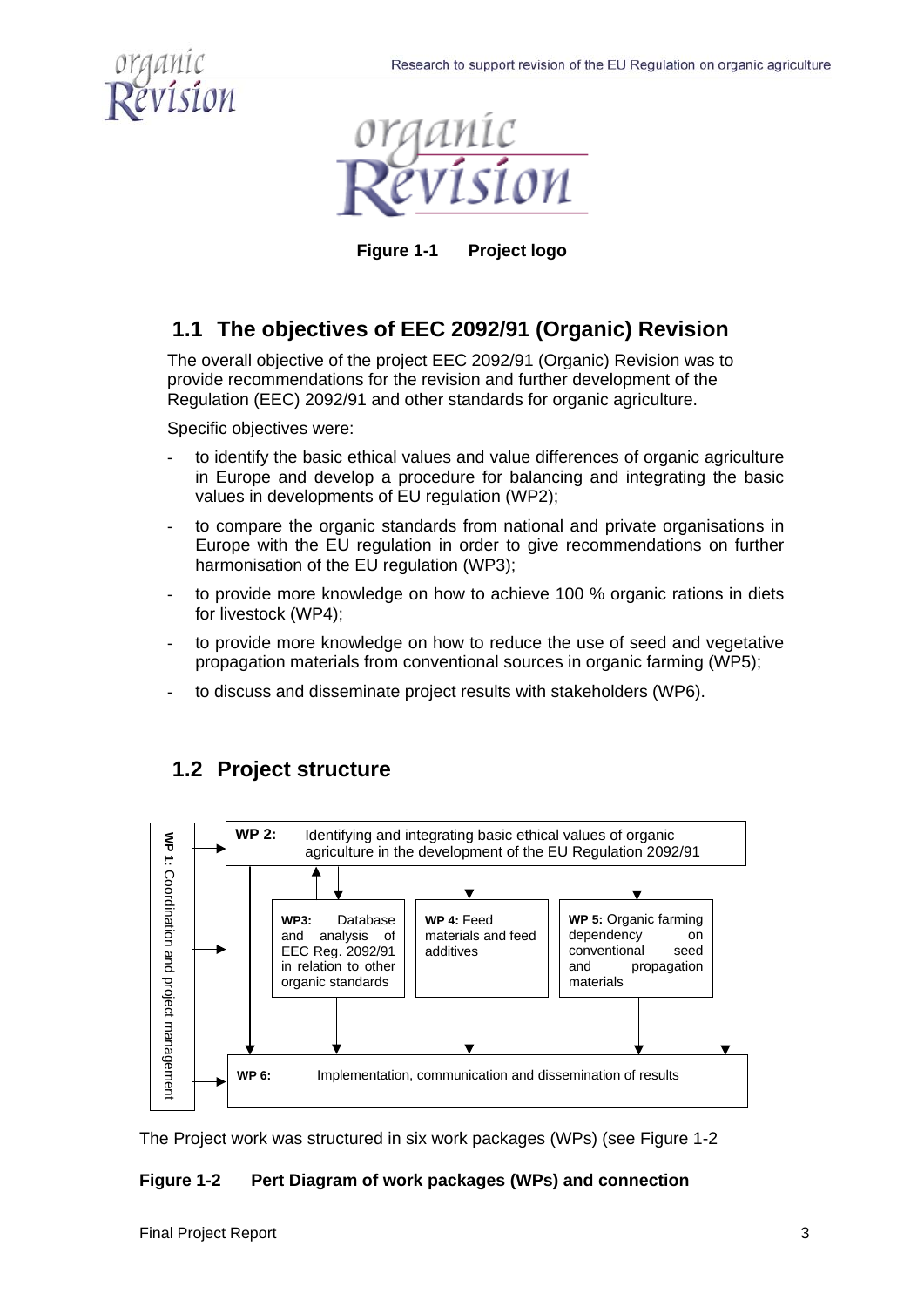Figure 1-1 Project logo

## 1.1 The objectives of EEC 2092/91 (Organic) Revision

The overall objective of the project EEC 2092/91 (Organic) Revision was to provide recommendations for the revision and further development of the Regulation (EEC) 2092/91 and other standards for organic agriculture.

Specific objectives were:

- to identify the basic ethical values and value differences of organic agriculture in Europe and develop a procedure for balancing and integrating the basic values in developments of EU regulation (WP2);
- to compare the organic standards from national and private organisations in Europe with the EU regulation in order to give recommendations on further harmonisation of the EU regulation (WP3);
- to provide more knowledge on how to achieve 100 % organic rations in diets for livestock (WP4);
- to provide more knowledge on how to reduce the use of seed and vegetative propagation materials from conventional sources in organic farming (WP5);
- to discuss and disseminate project results with stakeholders (WP6).

## 1.2 Project structure

**WP 1:** Coordination and project management

**WP 2:** Identifying and integrating basic ethical values of organic agriculture in the development of the EU Regulation 2092/91

**WP3:** Database and analysis of EEC Reg. 2092/91 in relation to other organic standards

**WP 4:** Feed materials and feed additives

**WP 5:** Organic farming dependency on conventional seed and propagation materials

**WP 6:** Implementation, communication and dissemination of results

The Project work was structured in six work packages (WPs) (see Figure 1-2

**Figure 1-2 Pert Diagram of work packages (WPs) and connection**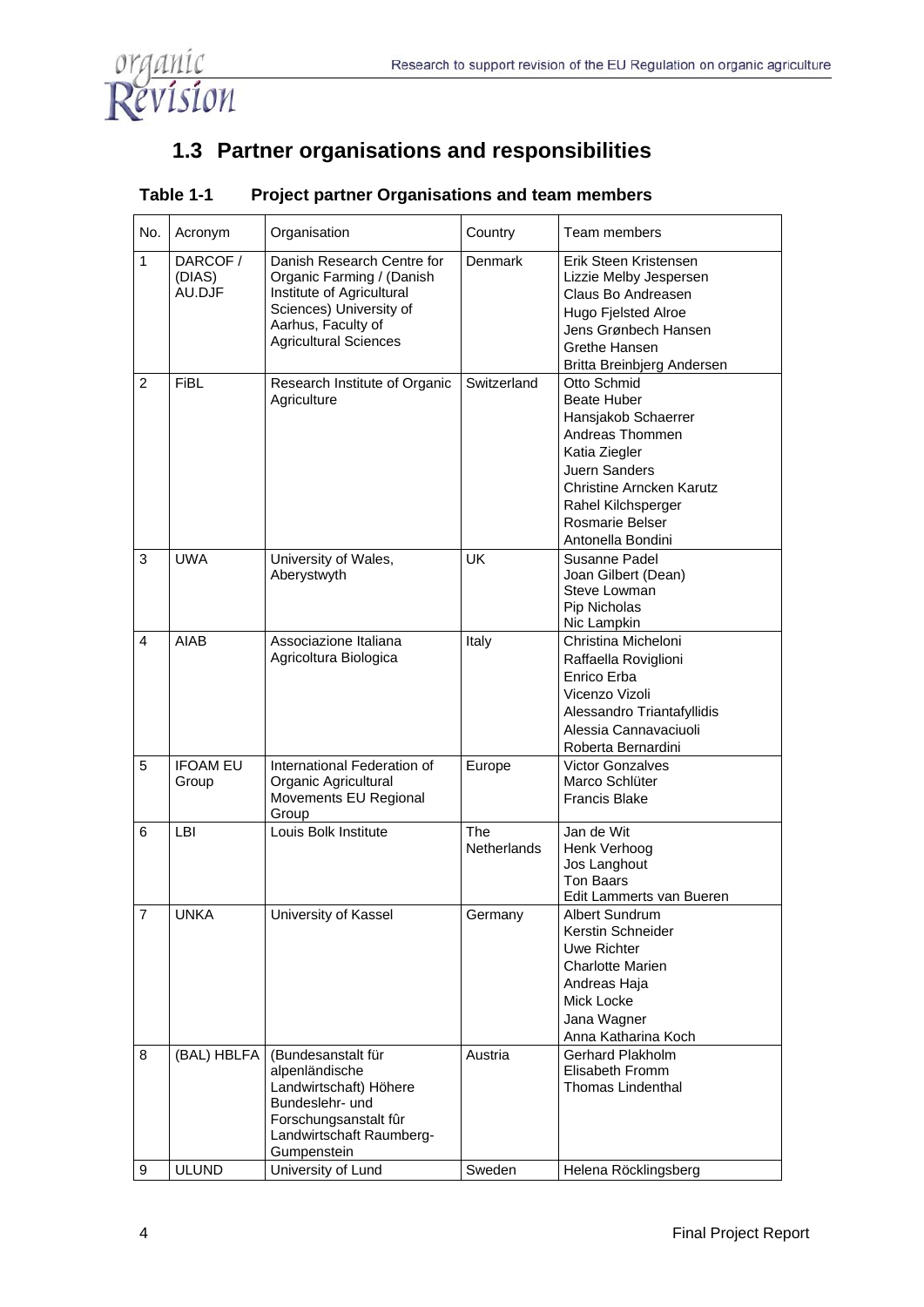## 1.3 Partner organisations and responsibilities

**Table 1-1 Project partner Organisations and team members**

| No. | Acronym | Organisation | Country | Team members |
|---|---|---|---|---|
| 1 | DARCOF / (DIAS) AU.DJF | Danish Research Centre for Organic Farming / (Danish Institute of Agricultural Sciences) University of Aarhus, Faculty of Agricultural Sciences | Denmark | Erik Steen Kristensen<br>Lizzie Melby Jespersen<br>Claus Bo Andreasen<br>Hugo Fjelsted Alroe<br>Jens Grønbech Hansen<br>Grethe Hansen<br>Britta Breinbjerg Andersen |
| 2 | FiBL | Research Institute of Organic Agriculture | Switzerland | Otto Schmid<br>Beate Huber<br>Hansjakob Schaerrer<br>Andreas Thommen<br>Katia Ziegler<br>Juern Sanders<br>Christine Arncken Karutz<br>Rahel Kilchsperger<br>Rosmarie Belser<br>Antonella Bondini |
| 3 | UWA | University of Wales, Aberystwyth | UK | Susanne Padel<br>Joan Gilbert (Dean)<br>Steve Lowman<br>Pip Nicholas<br>Nic Lampkin |
| 4 | AIAB | Associazione Italiana Agricoltura Biologica | Italy | Christina Micheloni<br>Raffaella Roviglioni<br>Enrico Erba<br>Vicenzo Vizoli<br>Alessandro Triantafyllidis<br>Alessia Cannavaciuoli<br>Roberta Bernardini |
| 5 | IFOAM EU Group | International Federation of Organic Agricultural Movements EU Regional Group | Europe | Victor Gonzalves<br>Marco Schlüter<br>Francis Blake |
| 6 | LBI | Louis Bolk Institute | The Netherlands | Jan de Wit<br>Henk Verhoog<br>Jos Langhout<br>Ton Baars<br>Edit Lammerts van Bueren |
| 7 | UNKA | University of Kassel | Germany | Albert Sundrum<br>Kerstin Schneider<br>Uwe Richter<br>Charlotte Marien<br>Andreas Haja<br>Mick Locke<br>Jana Wagner<br>Anna Katharina Koch |
| 8 | (BAL) HBLFA | (Bundesanstalt für alpenländische Landwirtschaft) Höhere Bundeslehr- und Forschungsanstalt fûr Landwirtschaft Raumberg-Gumpenstein | Austria | Gerhard Plakholm<br>Elisabeth Fromm<br>Thomas Lindenthal |
| 9 | ULUND | University of Lund | Sweden | Helena Röcklingsberg |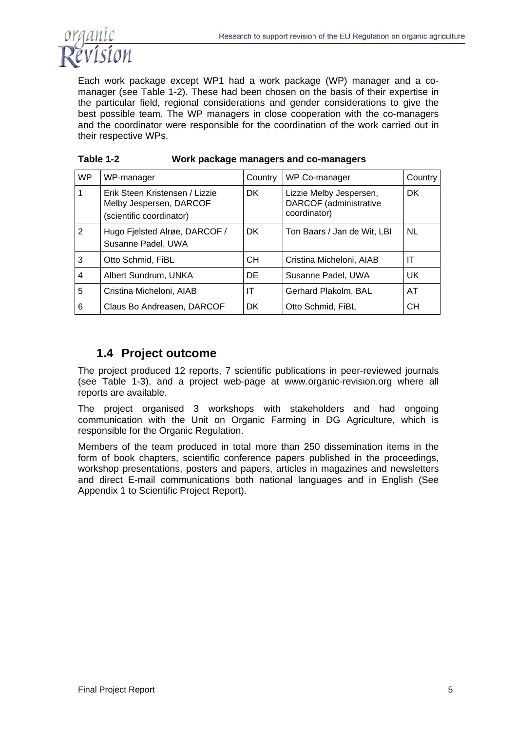Each work package except WP1 had a work package (WP) manager and a co-manager (see Table 1-2). These had been chosen on the basis of their expertise in the particular field, regional considerations and gender considerations to give the best possible team. The WP managers in close cooperation with the co-managers and the coordinator were responsible for the coordination of the work carried out in their respective WPs.

**Table 1-2 Work package managers and co-managers**

| WP | WP-manager | Country | WP Co-manager | Country |
|---|---|---|---|---|
| 1 | Erik Steen Kristensen / Lizzie Melby Jespersen, DARCOF (scientific coordinator) | DK | Lizzie Melby Jespersen, DARCOF (administrative coordinator) | DK |
| 2 | Hugo Fjelsted Alrøe, DARCOF / Susanne Padel, UWA | DK | Ton Baars / Jan de Wit, LBI | NL |
| 3 | Otto Schmid, FiBL | CH | Cristina Micheloni, AIAB | IT |
| 4 | Albert Sundrum, UNKA | DE | Susanne Padel, UWA | UK |
| 5 | Cristina Micheloni, AIAB | IT | Gerhard Plakolm, BAL | AT |
| 6 | Claus Bo Andreasen, DARCOF | DK | Otto Schmid, FiBL | CH |

## 1.4 Project outcome

The project produced 12 reports, 7 scientific publications in peer-reviewed journals (see Table 1-3), and a project web-page at www.organic-revision.org where all reports are available.

The project organised 3 workshops with stakeholders and had ongoing communication with the Unit on Organic Farming in DG Agriculture, which is responsible for the Organic Regulation.

Members of the team produced in total more than 250 dissemination items in the form of book chapters, scientific conference papers published in the proceedings, workshop presentations, posters and papers, articles in magazines and newsletters and direct E-mail communications both national languages and in English (See Appendix 1 to Scientific Project Report).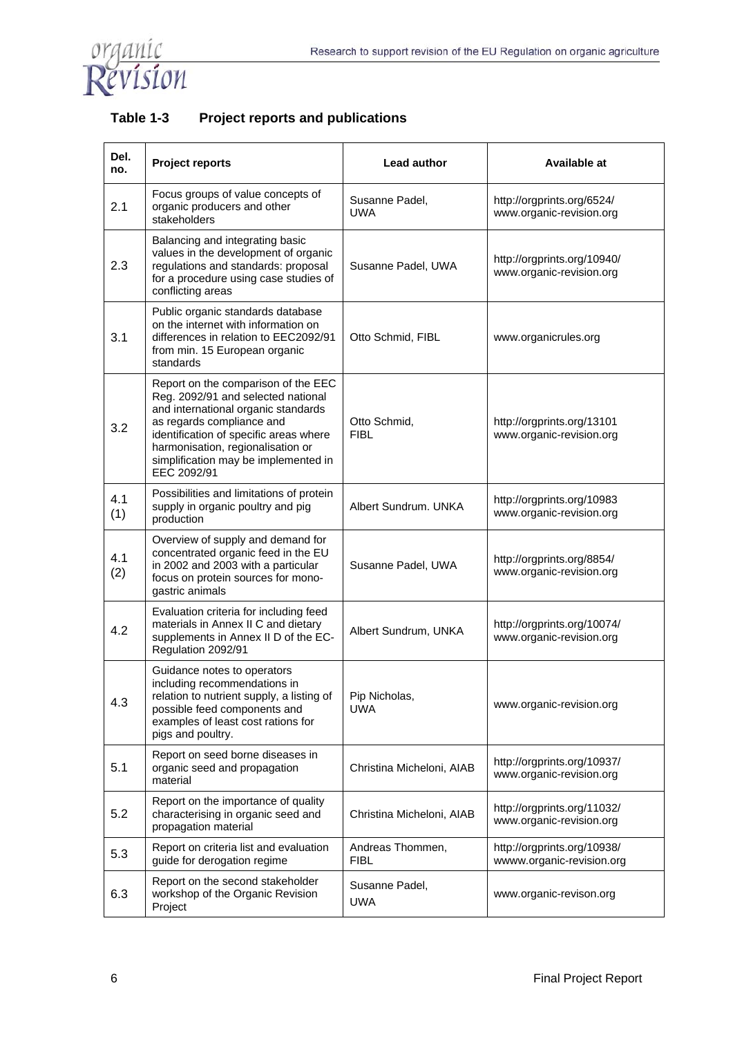### Table 1-3 Project reports and publications

| Del. no. | Project reports | Lead author | Available at |
|---|---|---|---|
| 2.1 | Focus groups of value concepts of organic producers and other stakeholders | Susanne Padel, UWA | http://orgprints.org/6524/ www.organic-revision.org |
| 2.3 | Balancing and integrating basic values in the development of organic regulations and standards: proposal for a procedure using case studies of conflicting areas | Susanne Padel, UWA | http://orgprints.org/10940/ www.organic-revision.org |
| 3.1 | Public organic standards database on the internet with information on differences in relation to EEC2092/91 from min. 15 European organic standards | Otto Schmid, FIBL | www.organicrules.org |
| 3.2 | Report on the comparison of the EEC Reg. 2092/91 and selected national and international organic standards as regards compliance and identification of specific areas where harmonisation, regionalisation or simplification may be implemented in EEC 2092/91 | Otto Schmid, FIBL | http://orgprints.org/13101 www.organic-revision.org |
| 4.1 (1) | Possibilities and limitations of protein supply in organic poultry and pig production | Albert Sundrum. UNKA | http://orgprints.org/10983 www.organic-revision.org |
| 4.1 (2) | Overview of supply and demand for concentrated organic feed in the EU in 2002 and 2003 with a particular focus on protein sources for mono-gastric animals | Susanne Padel, UWA | http://orgprints.org/8854/ www.organic-revision.org |
| 4.2 | Evaluation criteria for including feed materials in Annex II C and dietary supplements in Annex II D of the EC-Regulation 2092/91 | Albert Sundrum, UNKA | http://orgprints.org/10074/ www.organic-revision.org |
| 4.3 | Guidance notes to operators including recommendations in relation to nutrient supply, a listing of possible feed components and examples of least cost rations for pigs and poultry. | Pip Nicholas, UWA | www.organic-revision.org |
| 5.1 | Report on seed borne diseases in organic seed and propagation material | Christina Micheloni, AIAB | http://orgprints.org/10937/ www.organic-revision.org |
| 5.2 | Report on the importance of quality characterising in organic seed and propagation material | Christina Micheloni, AIAB | http://orgprints.org/11032/ www.organic-revision.org |
| 5.3 | Report on criteria list and evaluation guide for derogation regime | Andreas Thommen, FIBL | http://orgprints.org/10938/ wwww.organic-revision.org |
| 6.3 | Report on the second stakeholder workshop of the Organic Revision Project | Susanne Padel, UWA | www.organic-revison.org |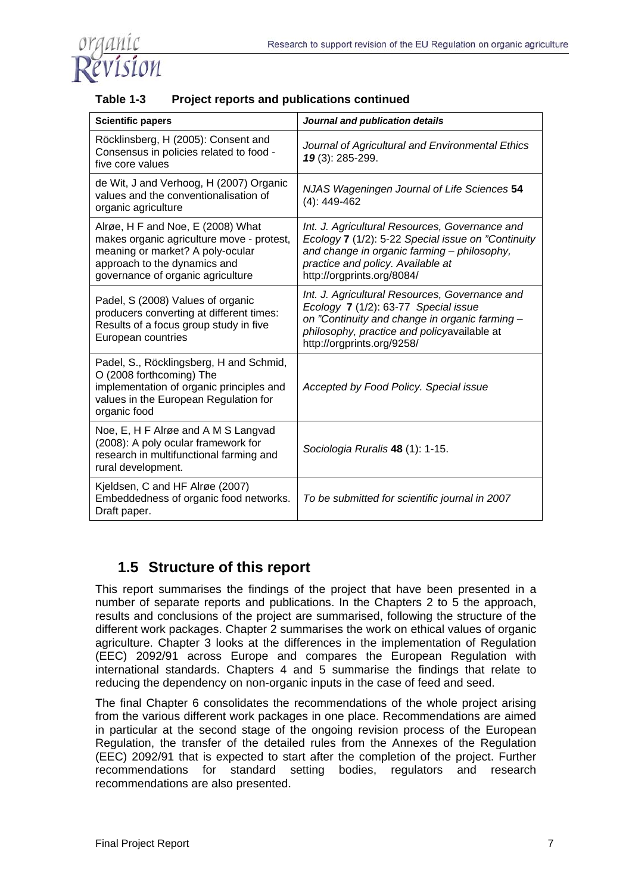**Table 1-3 Project reports and publications continued**

| **Scientific papers** | ***Journal and publication details*** |
|---|---|
| Röcklinsberg, H (2005): Consent and Consensus in policies related to food - five core values | *Journal of Agricultural and Environmental Ethics* ***19*** (3): 285-299. |
| de Wit, J and Verhoog, H (2007) Organic values and the conventionalisation of organic agriculture | *NJAS Wageningen Journal of Life Sciences* **54** (4): 449-462 |
| Alrøe, H F and Noe, E (2008) What makes organic agriculture move - protest, meaning or market? A poly-ocular approach to the dynamics and governance of organic agriculture | *Int. J. Agricultural Resources, Governance and Ecology* **7** *(1/2): 5-22 Special issue on "Continuity and change in organic farming – philosophy, practice and policy. Available at* http://orgprints.org/8084/ |
| Padel, S (2008) Values of organic producers converting at different times: Results of a focus group study in five European countries | *Int. J. Agricultural Resources, Governance and Ecology* **7** *(1/2): 63-77 Special issue on "Continuity and change in organic farming – philosophy, practice and policy*available at http://orgprints.org/9258/ |
| Padel, S., Röcklingsberg, H and Schmid, O (2008 forthcoming) The implementation of organic principles and values in the European Regulation for organic food | *Accepted by Food Policy. Special issue* |
| Noe, E, H F Alrøe and A M S Langvad (2008): A poly ocular framework for research in multifunctional farming and rural development. | *Sociologia Ruralis* **48** (1): 1-15. |
| Kjeldsen, C and HF Alrøe (2007) Embeddedness of organic food networks. Draft paper. | *To be submitted for scientific journal in 2007* |

## 1.5 Structure of this report

This report summarises the findings of the project that have been presented in a number of separate reports and publications. In the Chapters 2 to 5 the approach, results and conclusions of the project are summarised, following the structure of the different work packages. Chapter 2 summarises the work on ethical values of organic agriculture. Chapter 3 looks at the differences in the implementation of Regulation (EEC) 2092/91 across Europe and compares the European Regulation with international standards. Chapters 4 and 5 summarise the findings that relate to reducing the dependency on non-organic inputs in the case of feed and seed.

The final Chapter 6 consolidates the recommendations of the whole project arising from the various different work packages in one place. Recommendations are aimed in particular at the second stage of the ongoing revision process of the European Regulation, the transfer of the detailed rules from the Annexes of the Regulation (EEC) 2092/91 that is expected to start after the completion of the project. Further recommendations for standard setting bodies, regulators and research recommendations are also presented.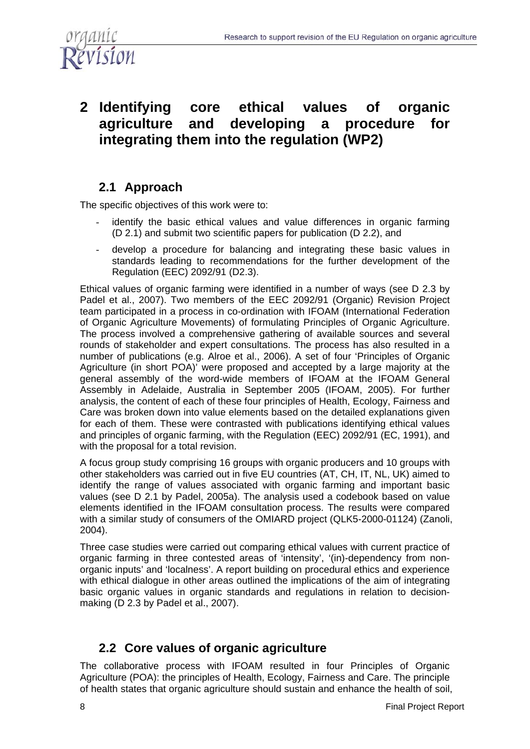# 2 Identifying core ethical values of organic agriculture and developing a procedure for integrating them into the regulation (WP2)

## 2.1 Approach

The specific objectives of this work were to:

- identify the basic ethical values and value differences in organic farming (D 2.1) and submit two scientific papers for publication (D 2.2), and
- develop a procedure for balancing and integrating these basic values in standards leading to recommendations for the further development of the Regulation (EEC) 2092/91 (D2.3).

Ethical values of organic farming were identified in a number of ways (see D 2.3 by Padel et al., 2007). Two members of the EEC 2092/91 (Organic) Revision Project team participated in a process in co-ordination with IFOAM (International Federation of Organic Agriculture Movements) of formulating Principles of Organic Agriculture. The process involved a comprehensive gathering of available sources and several rounds of stakeholder and expert consultations. The process has also resulted in a number of publications (e.g. Alroe et al., 2006). A set of four 'Principles of Organic Agriculture (in short POA)' were proposed and accepted by a large majority at the general assembly of the word-wide members of IFOAM at the IFOAM General Assembly in Adelaide, Australia in September 2005 (IFOAM, 2005). For further analysis, the content of each of these four principles of Health, Ecology, Fairness and Care was broken down into value elements based on the detailed explanations given for each of them. These were contrasted with publications identifying ethical values and principles of organic farming, with the Regulation (EEC) 2092/91 (EC, 1991), and with the proposal for a total revision.

A focus group study comprising 16 groups with organic producers and 10 groups with other stakeholders was carried out in five EU countries (AT, CH, IT, NL, UK) aimed to identify the range of values associated with organic farming and important basic values (see D 2.1 by Padel, 2005a). The analysis used a codebook based on value elements identified in the IFOAM consultation process. The results were compared with a similar study of consumers of the OMIARD project (QLK5-2000-01124) (Zanoli, 2004).

Three case studies were carried out comparing ethical values with current practice of organic farming in three contested areas of 'intensity', '(in)-dependency from non-organic inputs' and 'localness'. A report building on procedural ethics and experience with ethical dialogue in other areas outlined the implications of the aim of integrating basic organic values in organic standards and regulations in relation to decision-making (D 2.3 by Padel et al., 2007).

## 2.2 Core values of organic agriculture

The collaborative process with IFOAM resulted in four Principles of Organic Agriculture (POA): the principles of Health, Ecology, Fairness and Care. The principle of health states that organic agriculture should sustain and enhance the health of soil,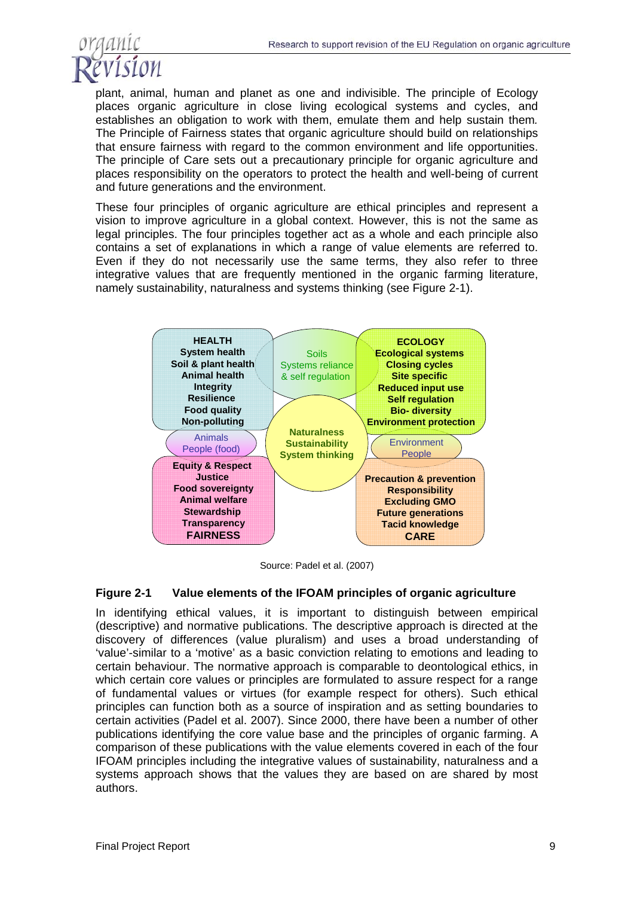plant, animal, human and planet as one and indivisible. The principle of Ecology places organic agriculture in close living ecological systems and cycles, and establishes an obligation to work with them, emulate them and help sustain them. The Principle of Fairness states that organic agriculture should build on relationships that ensure fairness with regard to the common environment and life opportunities. The principle of Care sets out a precautionary principle for organic agriculture and places responsibility on the operators to protect the health and well-being of current and future generations and the environment.

These four principles of organic agriculture are ethical principles and represent a vision to improve agriculture in a global context. However, this is not the same as legal principles. The four principles together act as a whole and each principle also contains a set of explanations in which a range of value elements are referred to. Even if they do not necessarily use the same terms, they also refer to three integrative values that are frequently mentioned in the organic farming literature, namely sustainability, naturalness and systems thinking (see Figure 2-1).

**HEALTH**: System health, Soil & plant health, Animal health, Integrity, Resilience, Food quality, Non-polluting

Soils, Systems reliance & self regulation

**ECOLOGY**: Ecological systems, Closing cycles, Site specific, Reduced input use, Self regulation, Bio- diversity, Environment protection

Animals, People (food)

**Naturalness, Sustainability, System thinking**

Environment, People

Equity & Respect, Justice, Food sovereignty, Animal welfare, Stewardship, Transparency, **FAIRNESS**

Precaution & prevention, Responsibility, Excluding GMO, Future generations, Tacit knowledge, **CARE**

Source: Padel et al. (2007)

**Figure 2-1 Value elements of the IFOAM principles of organic agriculture**

In identifying ethical values, it is important to distinguish between empirical (descriptive) and normative publications. The descriptive approach is directed at the discovery of differences (value pluralism) and uses a broad understanding of 'value'-similar to a 'motive' as a basic conviction relating to emotions and leading to certain behaviour. The normative approach is comparable to deontological ethics, in which certain core values or principles are formulated to assure respect for a range of fundamental values or virtues (for example respect for others). Such ethical principles can function both as a source of inspiration and as setting boundaries to certain activities (Padel et al. 2007). Since 2000, there have been a number of other publications identifying the core value base and the principles of organic farming. A comparison of these publications with the value elements covered in each of the four IFOAM principles including the integrative values of sustainability, naturalness and a systems approach shows that the values they are based on are shared by most authors.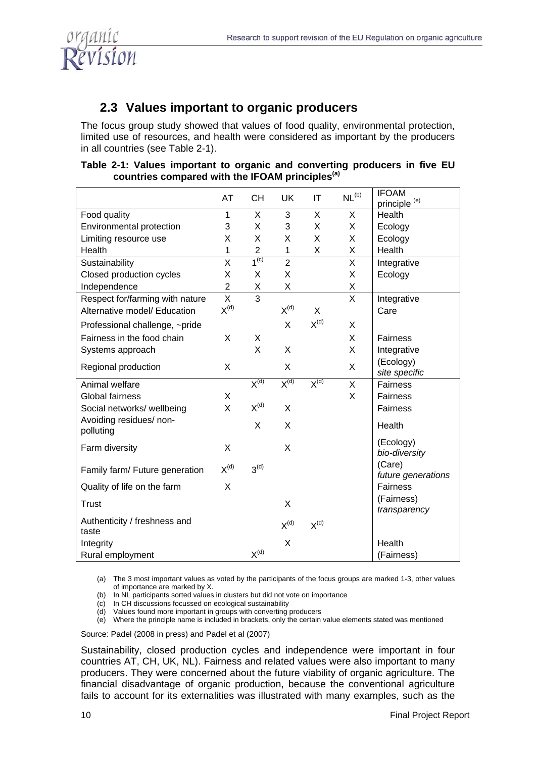## 2.3 Values important to organic producers

The focus group study showed that values of food quality, environmental protection, limited use of resources, and health were considered as important by the producers in all countries (see Table 2-1).

**Table 2-1: Values important to organic and converting producers in five EU countries compared with the IFOAM principles[a]**

| | AT | CH | UK | IT | NL[b] | IFOAM principle [e] |
|---|---|---|---|---|---|---|
| Food quality | 1 | X | 3 | X | X | Health |
| Environmental protection | 3 | X | 3 | X | X | Ecology |
| Limiting resource use | X | X | X | X | X | Ecology |
| Health | 1 | 2 | 1 | X | X | Health |
| Sustainability | X | 1[c] | 2 | | X | Integrative |
| Closed production cycles | X | X | X | | X | Ecology |
| Independence | 2 | X | X | | X | |
| Respect for/farming with nature | X | 3 | | | X | Integrative |
| Alternative model/ Education | X[d] | | X[d] | X | | Care |
| Professional challenge, ~pride | | | X | X[d] | X | |
| Fairness in the food chain | X | X | | | X | Fairness |
| Systems approach | | X | X | | X | Integrative |
| Regional production | X | | X | | X | (Ecology) *site specific* |
| Animal welfare | | X[d] | X[d] | X[d] | X | Fairness |
| Global fairness | X | | | | X | Fairness |
| Social networks/ wellbeing | X | X[d] | X | | | Fairness |
| Avoiding residues/ non-polluting | | X | X | | | Health |
| Farm diversity | X | | X | | | (Ecology) *bio-diversity* |
| Family farm/ Future generation | X[d] | 3[d] | | | | (Care) *future generations* |
| Quality of life on the farm | X | | | | | Fairness |
| Trust | | | X | | | (Fairness) *transparency* |
| Authenticity / freshness and taste | | | X[d] | X[d] | | |
| Integrity | | | X | | | Health |
| Rural employment | | X[d] | | | | (Fairness) |

(a) The 3 most important values as voted by the participants of the focus groups are marked 1-3, other values of importance are marked by X.
(b) In NL participants sorted values in clusters but did not vote on importance
(c) In CH discussions focussed on ecological sustainability
(d) Values found more important in groups with converting producers
(e) Where the principle name is included in brackets, only the certain value elements stated was mentioned

Source: Padel (2008 in press) and Padel et al (2007)

Sustainability, closed production cycles and independence were important in four countries AT, CH, UK, NL). Fairness and related values were also important to many producers. They were concerned about the future viability of organic agriculture. The financial disadvantage of organic production, because the conventional agriculture fails to account for its externalities was illustrated with many examples, such as the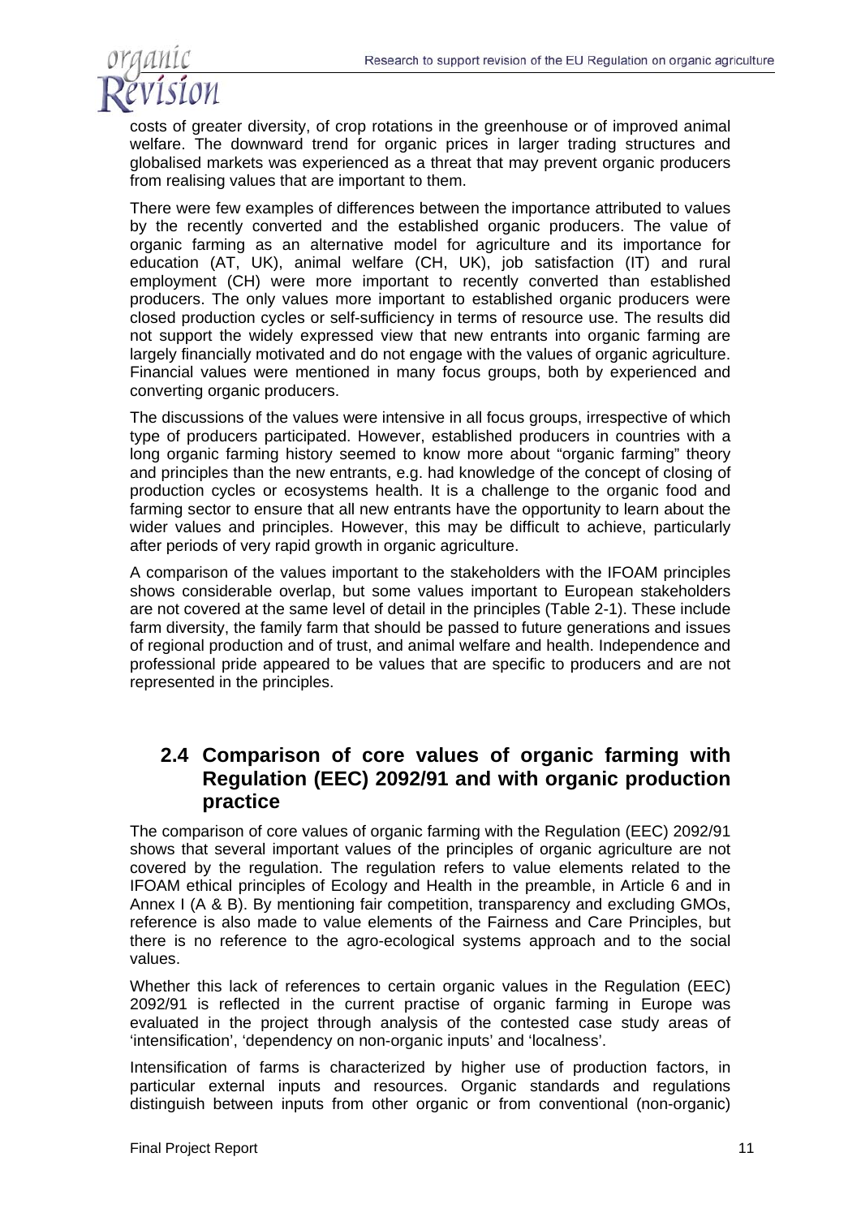costs of greater diversity, of crop rotations in the greenhouse or of improved animal welfare. The downward trend for organic prices in larger trading structures and globalised markets was experienced as a threat that may prevent organic producers from realising values that are important to them.

There were few examples of differences between the importance attributed to values by the recently converted and the established organic producers. The value of organic farming as an alternative model for agriculture and its importance for education (AT, UK), animal welfare (CH, UK), job satisfaction (IT) and rural employment (CH) were more important to recently converted than established producers. The only values more important to established organic producers were closed production cycles or self-sufficiency in terms of resource use. The results did not support the widely expressed view that new entrants into organic farming are largely financially motivated and do not engage with the values of organic agriculture. Financial values were mentioned in many focus groups, both by experienced and converting organic producers.

The discussions of the values were intensive in all focus groups, irrespective of which type of producers participated. However, established producers in countries with a long organic farming history seemed to know more about "organic farming" theory and principles than the new entrants, e.g. had knowledge of the concept of closing of production cycles or ecosystems health. It is a challenge to the organic food and farming sector to ensure that all new entrants have the opportunity to learn about the wider values and principles. However, this may be difficult to achieve, particularly after periods of very rapid growth in organic agriculture.

A comparison of the values important to the stakeholders with the IFOAM principles shows considerable overlap, but some values important to European stakeholders are not covered at the same level of detail in the principles (Table 2-1). These include farm diversity, the family farm that should be passed to future generations and issues of regional production and of trust, and animal welfare and health. Independence and professional pride appeared to be values that are specific to producers and are not represented in the principles.

## 2.4 Comparison of core values of organic farming with Regulation (EEC) 2092/91 and with organic production practice

The comparison of core values of organic farming with the Regulation (EEC) 2092/91 shows that several important values of the principles of organic agriculture are not covered by the regulation. The regulation refers to value elements related to the IFOAM ethical principles of Ecology and Health in the preamble, in Article 6 and in Annex I (A & B). By mentioning fair competition, transparency and excluding GMOs, reference is also made to value elements of the Fairness and Care Principles, but there is no reference to the agro-ecological systems approach and to the social values.

Whether this lack of references to certain organic values in the Regulation (EEC) 2092/91 is reflected in the current practise of organic farming in Europe was evaluated in the project through analysis of the contested case study areas of 'intensification', 'dependency on non-organic inputs' and 'localness'.

Intensification of farms is characterized by higher use of production factors, in particular external inputs and resources. Organic standards and regulations distinguish between inputs from other organic or from conventional (non-organic)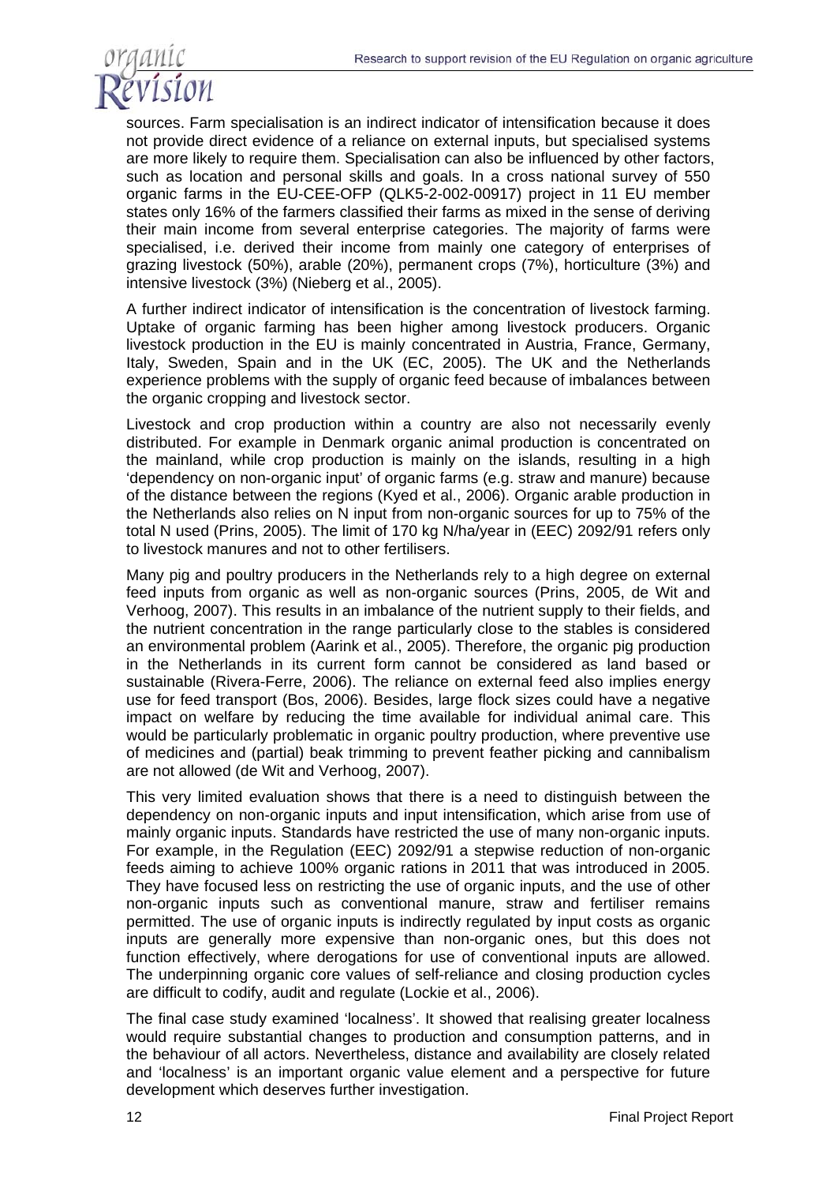sources. Farm specialisation is an indirect indicator of intensification because it does not provide direct evidence of a reliance on external inputs, but specialised systems are more likely to require them. Specialisation can also be influenced by other factors, such as location and personal skills and goals. In a cross national survey of 550 organic farms in the EU-CEE-OFP (QLK5-2-002-00917) project in 11 EU member states only 16% of the farmers classified their farms as mixed in the sense of deriving their main income from several enterprise categories. The majority of farms were specialised, i.e. derived their income from mainly one category of enterprises of grazing livestock (50%), arable (20%), permanent crops (7%), horticulture (3%) and intensive livestock (3%) (Nieberg et al., 2005).

A further indirect indicator of intensification is the concentration of livestock farming. Uptake of organic farming has been higher among livestock producers. Organic livestock production in the EU is mainly concentrated in Austria, France, Germany, Italy, Sweden, Spain and in the UK (EC, 2005). The UK and the Netherlands experience problems with the supply of organic feed because of imbalances between the organic cropping and livestock sector.

Livestock and crop production within a country are also not necessarily evenly distributed. For example in Denmark organic animal production is concentrated on the mainland, while crop production is mainly on the islands, resulting in a high 'dependency on non-organic input' of organic farms (e.g. straw and manure) because of the distance between the regions (Kyed et al., 2006). Organic arable production in the Netherlands also relies on N input from non-organic sources for up to 75% of the total N used (Prins, 2005). The limit of 170 kg N/ha/year in (EEC) 2092/91 refers only to livestock manures and not to other fertilisers.

Many pig and poultry producers in the Netherlands rely to a high degree on external feed inputs from organic as well as non-organic sources (Prins, 2005, de Wit and Verhoog, 2007). This results in an imbalance of the nutrient supply to their fields, and the nutrient concentration in the range particularly close to the stables is considered an environmental problem (Aarink et al., 2005). Therefore, the organic pig production in the Netherlands in its current form cannot be considered as land based or sustainable (Rivera-Ferre, 2006). The reliance on external feed also implies energy use for feed transport (Bos, 2006). Besides, large flock sizes could have a negative impact on welfare by reducing the time available for individual animal care. This would be particularly problematic in organic poultry production, where preventive use of medicines and (partial) beak trimming to prevent feather picking and cannibalism are not allowed (de Wit and Verhoog, 2007).

This very limited evaluation shows that there is a need to distinguish between the dependency on non-organic inputs and input intensification, which arise from use of mainly organic inputs. Standards have restricted the use of many non-organic inputs. For example, in the Regulation (EEC) 2092/91 a stepwise reduction of non-organic feeds aiming to achieve 100% organic rations in 2011 that was introduced in 2005. They have focused less on restricting the use of organic inputs, and the use of other non-organic inputs such as conventional manure, straw and fertiliser remains permitted. The use of organic inputs is indirectly regulated by input costs as organic inputs are generally more expensive than non-organic ones, but this does not function effectively, where derogations for use of conventional inputs are allowed. The underpinning organic core values of self-reliance and closing production cycles are difficult to codify, audit and regulate (Lockie et al., 2006).

The final case study examined 'localness'. It showed that realising greater localness would require substantial changes to production and consumption patterns, and in the behaviour of all actors. Nevertheless, distance and availability are closely related and 'localness' is an important organic value element and a perspective for future development which deserves further investigation.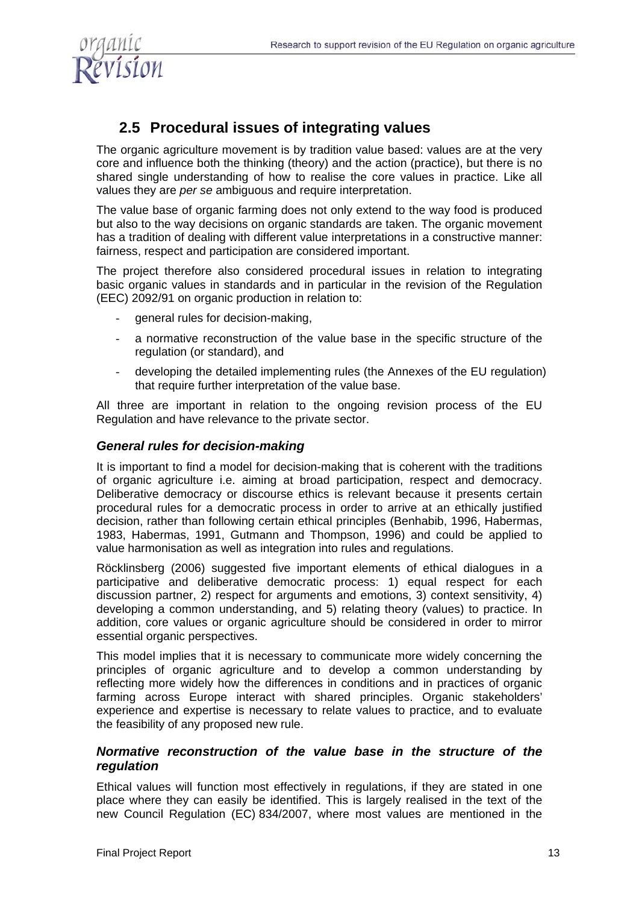## 2.5 Procedural issues of integrating values

The organic agriculture movement is by tradition value based: values are at the very core and influence both the thinking (theory) and the action (practice), but there is no shared single understanding of how to realise the core values in practice. Like all values they are *per se* ambiguous and require interpretation.

The value base of organic farming does not only extend to the way food is produced but also to the way decisions on organic standards are taken. The organic movement has a tradition of dealing with different value interpretations in a constructive manner: fairness, respect and participation are considered important.

The project therefore also considered procedural issues in relation to integrating basic organic values in standards and in particular in the revision of the Regulation (EEC) 2092/91 on organic production in relation to:

- general rules for decision-making,
- a normative reconstruction of the value base in the specific structure of the regulation (or standard), and
- developing the detailed implementing rules (the Annexes of the EU regulation) that require further interpretation of the value base.

All three are important in relation to the ongoing revision process of the EU Regulation and have relevance to the private sector.

### *General rules for decision-making*

It is important to find a model for decision-making that is coherent with the traditions of organic agriculture i.e. aiming at broad participation, respect and democracy. Deliberative democracy or discourse ethics is relevant because it presents certain procedural rules for a democratic process in order to arrive at an ethically justified decision, rather than following certain ethical principles (Benhabib, 1996, Habermas, 1983, Habermas, 1991, Gutmann and Thompson, 1996) and could be applied to value harmonisation as well as integration into rules and regulations.

Röcklinsberg (2006) suggested five important elements of ethical dialogues in a participative and deliberative democratic process: 1) equal respect for each discussion partner, 2) respect for arguments and emotions, 3) context sensitivity, 4) developing a common understanding, and 5) relating theory (values) to practice. In addition, core values or organic agriculture should be considered in order to mirror essential organic perspectives.

This model implies that it is necessary to communicate more widely concerning the principles of organic agriculture and to develop a common understanding by reflecting more widely how the differences in conditions and in practices of organic farming across Europe interact with shared principles. Organic stakeholders' experience and expertise is necessary to relate values to practice, and to evaluate the feasibility of any proposed new rule.

### *Normative reconstruction of the value base in the structure of the regulation*

Ethical values will function most effectively in regulations, if they are stated in one place where they can easily be identified. This is largely realised in the text of the new Council Regulation (EC) 834/2007, where most values are mentioned in the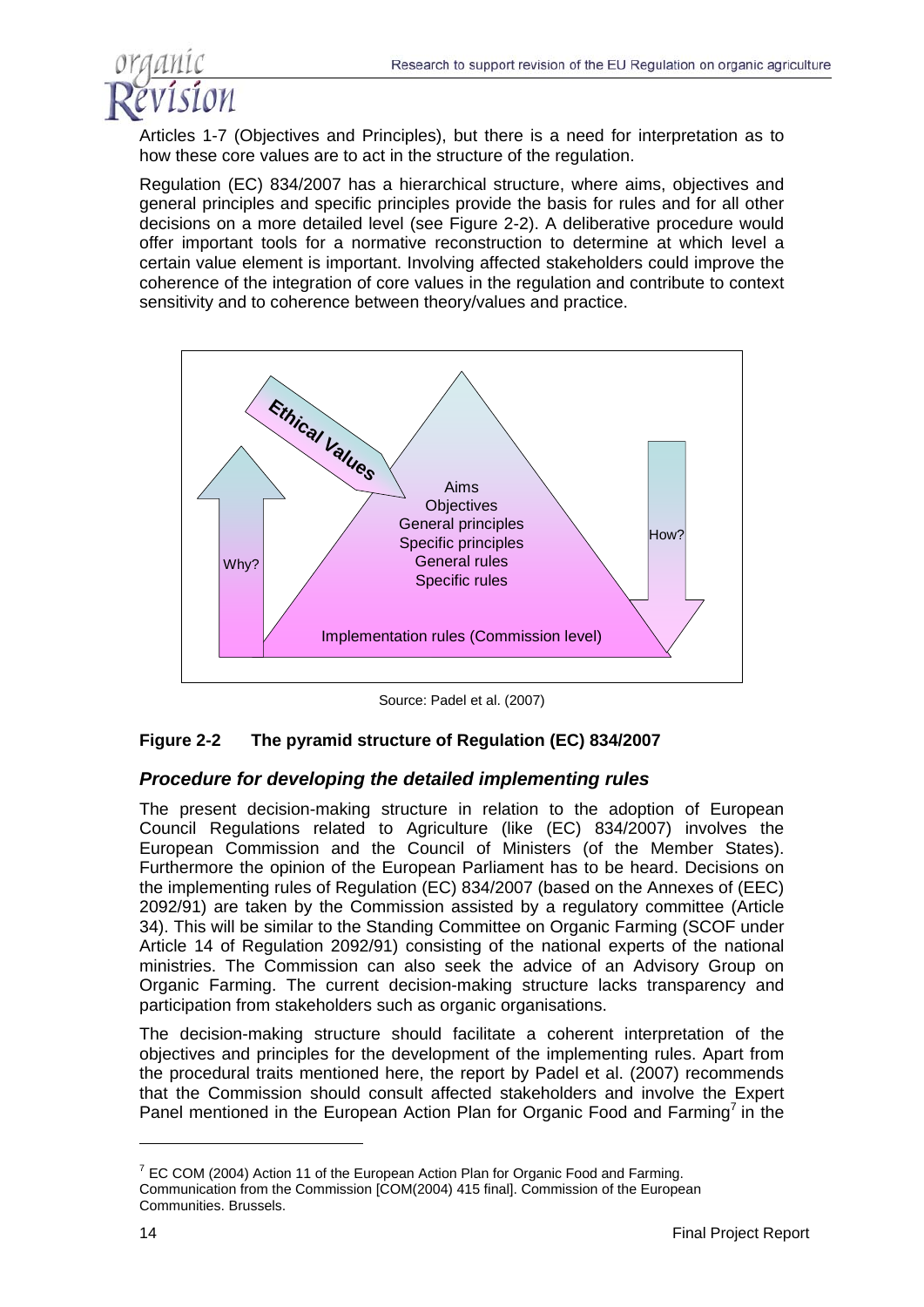Articles 1-7 (Objectives and Principles), but there is a need for interpretation as to how these core values are to act in the structure of the regulation.

Regulation (EC) 834/2007 has a hierarchical structure, where aims, objectives and general principles and specific principles provide the basis for rules and for all other decisions on a more detailed level (see Figure 2-2). A deliberative procedure would offer important tools for a normative reconstruction to determine at which level a certain value element is important. Involving affected stakeholders could improve the coherence of the integration of core values in the regulation and contribute to context sensitivity and to coherence between theory/values and practice.

Ethical Values

Why?

Aims
Objectives
General principles
Specific principles
General rules
Specific rules

How?

Implementation rules (Commission level)

Source: Padel et al. (2007)

**Figure 2-2 The pyramid structure of Regulation (EC) 834/2007**

### *Procedure for developing the detailed implementing rules*

The present decision-making structure in relation to the adoption of European Council Regulations related to Agriculture (like (EC) 834/2007) involves the European Commission and the Council of Ministers (of the Member States). Furthermore the opinion of the European Parliament has to be heard. Decisions on the implementing rules of Regulation (EC) 834/2007 (based on the Annexes of (EEC) 2092/91) are taken by the Commission assisted by a regulatory committee (Article 34). This will be similar to the Standing Committee on Organic Farming (SCOF under Article 14 of Regulation 2092/91) consisting of the national experts of the national ministries. The Commission can also seek the advice of an Advisory Group on Organic Farming. The current decision-making structure lacks transparency and participation from stakeholders such as organic organisations.

The decision-making structure should facilitate a coherent interpretation of the objectives and principles for the development of the implementing rules. Apart from the procedural traits mentioned here, the report by Padel et al. (2007) recommends that the Commission should consult affected stakeholders and involve the Expert Panel mentioned in the European Action Plan for Organic Food and Farming[7] in the

[7] EC COM (2004) Action 11 of the European Action Plan for Organic Food and Farming. Communication from the Commission [COM(2004) 415 final]. Commission of the European Communities. Brussels.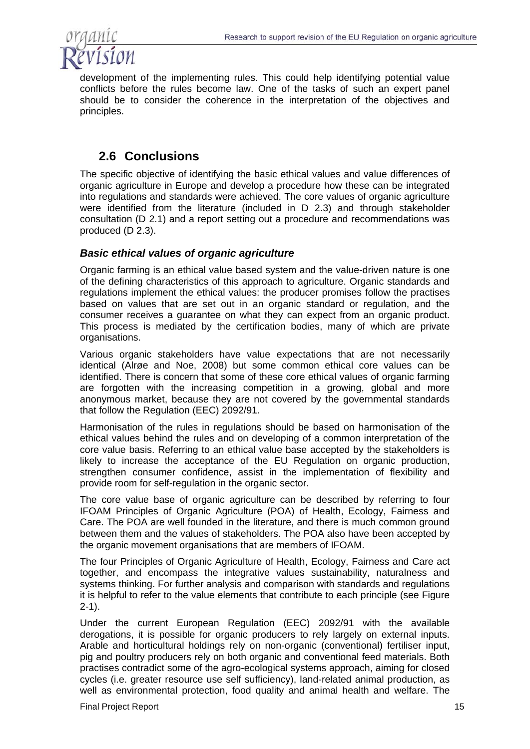development of the implementing rules. This could help identifying potential value conflicts before the rules become law. One of the tasks of such an expert panel should be to consider the coherence in the interpretation of the objectives and principles.

## 2.6 Conclusions

The specific objective of identifying the basic ethical values and value differences of organic agriculture in Europe and develop a procedure how these can be integrated into regulations and standards were achieved. The core values of organic agriculture were identified from the literature (included in D 2.3) and through stakeholder consultation (D 2.1) and a report setting out a procedure and recommendations was produced (D 2.3).

### *Basic ethical values of organic agriculture*

Organic farming is an ethical value based system and the value-driven nature is one of the defining characteristics of this approach to agriculture. Organic standards and regulations implement the ethical values: the producer promises follow the practises based on values that are set out in an organic standard or regulation, and the consumer receives a guarantee on what they can expect from an organic product. This process is mediated by the certification bodies, many of which are private organisations.

Various organic stakeholders have value expectations that are not necessarily identical (Alrøe and Noe, 2008) but some common ethical core values can be identified. There is concern that some of these core ethical values of organic farming are forgotten with the increasing competition in a growing, global and more anonymous market, because they are not covered by the governmental standards that follow the Regulation (EEC) 2092/91.

Harmonisation of the rules in regulations should be based on harmonisation of the ethical values behind the rules and on developing of a common interpretation of the core value basis. Referring to an ethical value base accepted by the stakeholders is likely to increase the acceptance of the EU Regulation on organic production, strengthen consumer confidence, assist in the implementation of flexibility and provide room for self-regulation in the organic sector.

The core value base of organic agriculture can be described by referring to four IFOAM Principles of Organic Agriculture (POA) of Health, Ecology, Fairness and Care. The POA are well founded in the literature, and there is much common ground between them and the values of stakeholders. The POA also have been accepted by the organic movement organisations that are members of IFOAM.

The four Principles of Organic Agriculture of Health, Ecology, Fairness and Care act together, and encompass the integrative values sustainability, naturalness and systems thinking. For further analysis and comparison with standards and regulations it is helpful to refer to the value elements that contribute to each principle (see Figure 2-1).

Under the current European Regulation (EEC) 2092/91 with the available derogations, it is possible for organic producers to rely largely on external inputs. Arable and horticultural holdings rely on non-organic (conventional) fertiliser input, pig and poultry producers rely on both organic and conventional feed materials. Both practises contradict some of the agro-ecological systems approach, aiming for closed cycles (i.e. greater resource use self sufficiency), land-related animal production, as well as environmental protection, food quality and animal health and welfare. The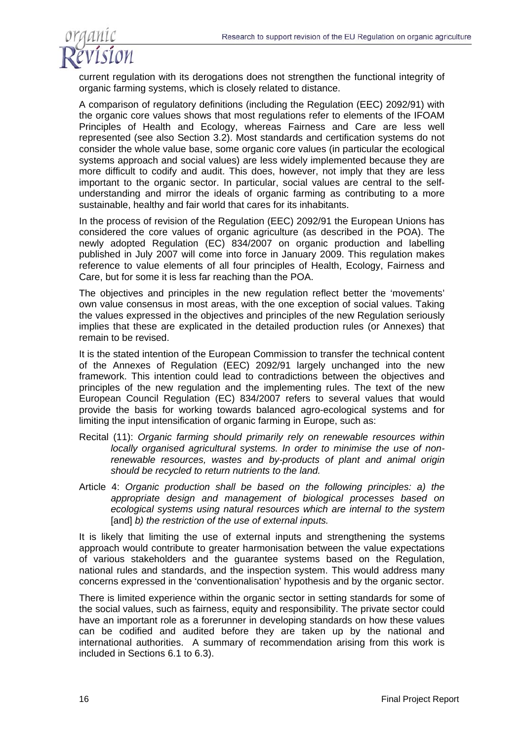current regulation with its derogations does not strengthen the functional integrity of organic farming systems, which is closely related to distance.

A comparison of regulatory definitions (including the Regulation (EEC) 2092/91) with the organic core values shows that most regulations refer to elements of the IFOAM Principles of Health and Ecology, whereas Fairness and Care are less well represented (see also Section 3.2). Most standards and certification systems do not consider the whole value base, some organic core values (in particular the ecological systems approach and social values) are less widely implemented because they are more difficult to codify and audit. This does, however, not imply that they are less important to the organic sector. In particular, social values are central to the self-understanding and mirror the ideals of organic farming as contributing to a more sustainable, healthy and fair world that cares for its inhabitants.

In the process of revision of the Regulation (EEC) 2092/91 the European Unions has considered the core values of organic agriculture (as described in the POA). The newly adopted Regulation (EC) 834/2007 on organic production and labelling published in July 2007 will come into force in January 2009. This regulation makes reference to value elements of all four principles of Health, Ecology, Fairness and Care, but for some it is less far reaching than the POA.

The objectives and principles in the new regulation reflect better the 'movements' own value consensus in most areas, with the one exception of social values. Taking the values expressed in the objectives and principles of the new Regulation seriously implies that these are explicated in the detailed production rules (or Annexes) that remain to be revised.

It is the stated intention of the European Commission to transfer the technical content of the Annexes of Regulation (EEC) 2092/91 largely unchanged into the new framework. This intention could lead to contradictions between the objectives and principles of the new regulation and the implementing rules. The text of the new European Council Regulation (EC) 834/2007 refers to several values that would provide the basis for working towards balanced agro-ecological systems and for limiting the input intensification of organic farming in Europe, such as:

Recital (11): *Organic farming should primarily rely on renewable resources within locally organised agricultural systems. In order to minimise the use of non-renewable resources, wastes and by-products of plant and animal origin should be recycled to return nutrients to the land.*

Article 4: *Organic production shall be based on the following principles: a) the appropriate design and management of biological processes based on ecological systems using natural resources which are internal to the system* [and] *b) the restriction of the use of external inputs.*

It is likely that limiting the use of external inputs and strengthening the systems approach would contribute to greater harmonisation between the value expectations of various stakeholders and the guarantee systems based on the Regulation, national rules and standards, and the inspection system. This would address many concerns expressed in the 'conventionalisation' hypothesis and by the organic sector.

There is limited experience within the organic sector in setting standards for some of the social values, such as fairness, equity and responsibility. The private sector could have an important role as a forerunner in developing standards on how these values can be codified and audited before they are taken up by the national and international authorities. A summary of recommendation arising from this work is included in Sections 6.1 to 6.3).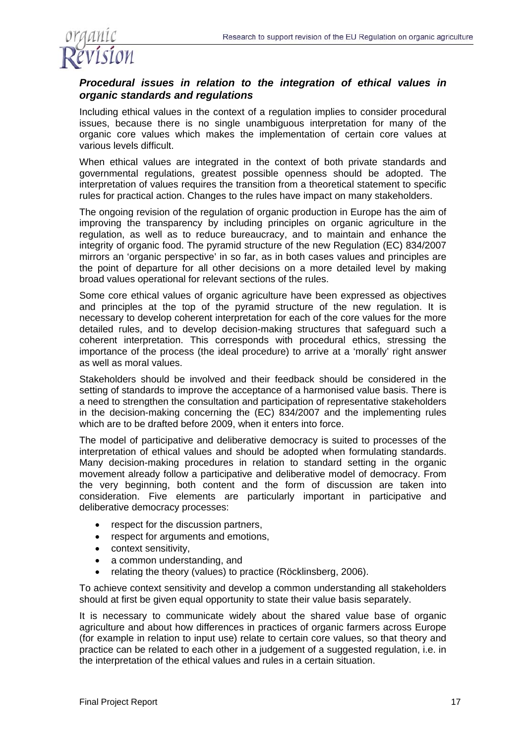### *Procedural issues in relation to the integration of ethical values in organic standards and regulations*

Including ethical values in the context of a regulation implies to consider procedural issues, because there is no single unambiguous interpretation for many of the organic core values which makes the implementation of certain core values at various levels difficult.

When ethical values are integrated in the context of both private standards and governmental regulations, greatest possible openness should be adopted. The interpretation of values requires the transition from a theoretical statement to specific rules for practical action. Changes to the rules have impact on many stakeholders.

The ongoing revision of the regulation of organic production in Europe has the aim of improving the transparency by including principles on organic agriculture in the regulation, as well as to reduce bureaucracy, and to maintain and enhance the integrity of organic food. The pyramid structure of the new Regulation (EC) 834/2007 mirrors an 'organic perspective' in so far, as in both cases values and principles are the point of departure for all other decisions on a more detailed level by making broad values operational for relevant sections of the rules.

Some core ethical values of organic agriculture have been expressed as objectives and principles at the top of the pyramid structure of the new regulation. It is necessary to develop coherent interpretation for each of the core values for the more detailed rules, and to develop decision-making structures that safeguard such a coherent interpretation. This corresponds with procedural ethics, stressing the importance of the process (the ideal procedure) to arrive at a 'morally' right answer as well as moral values.

Stakeholders should be involved and their feedback should be considered in the setting of standards to improve the acceptance of a harmonised value basis. There is a need to strengthen the consultation and participation of representative stakeholders in the decision-making concerning the (EC) 834/2007 and the implementing rules which are to be drafted before 2009, when it enters into force.

The model of participative and deliberative democracy is suited to processes of the interpretation of ethical values and should be adopted when formulating standards. Many decision-making procedures in relation to standard setting in the organic movement already follow a participative and deliberative model of democracy. From the very beginning, both content and the form of discussion are taken into consideration. Five elements are particularly important in participative and deliberative democracy processes:

- respect for the discussion partners,
- respect for arguments and emotions,
- context sensitivity,
- a common understanding, and
- relating the theory (values) to practice (Röcklinsberg, 2006).

To achieve context sensitivity and develop a common understanding all stakeholders should at first be given equal opportunity to state their value basis separately.

It is necessary to communicate widely about the shared value base of organic agriculture and about how differences in practices of organic farmers across Europe (for example in relation to input use) relate to certain core values, so that theory and practice can be related to each other in a judgement of a suggested regulation, i.e. in the interpretation of the ethical values and rules in a certain situation.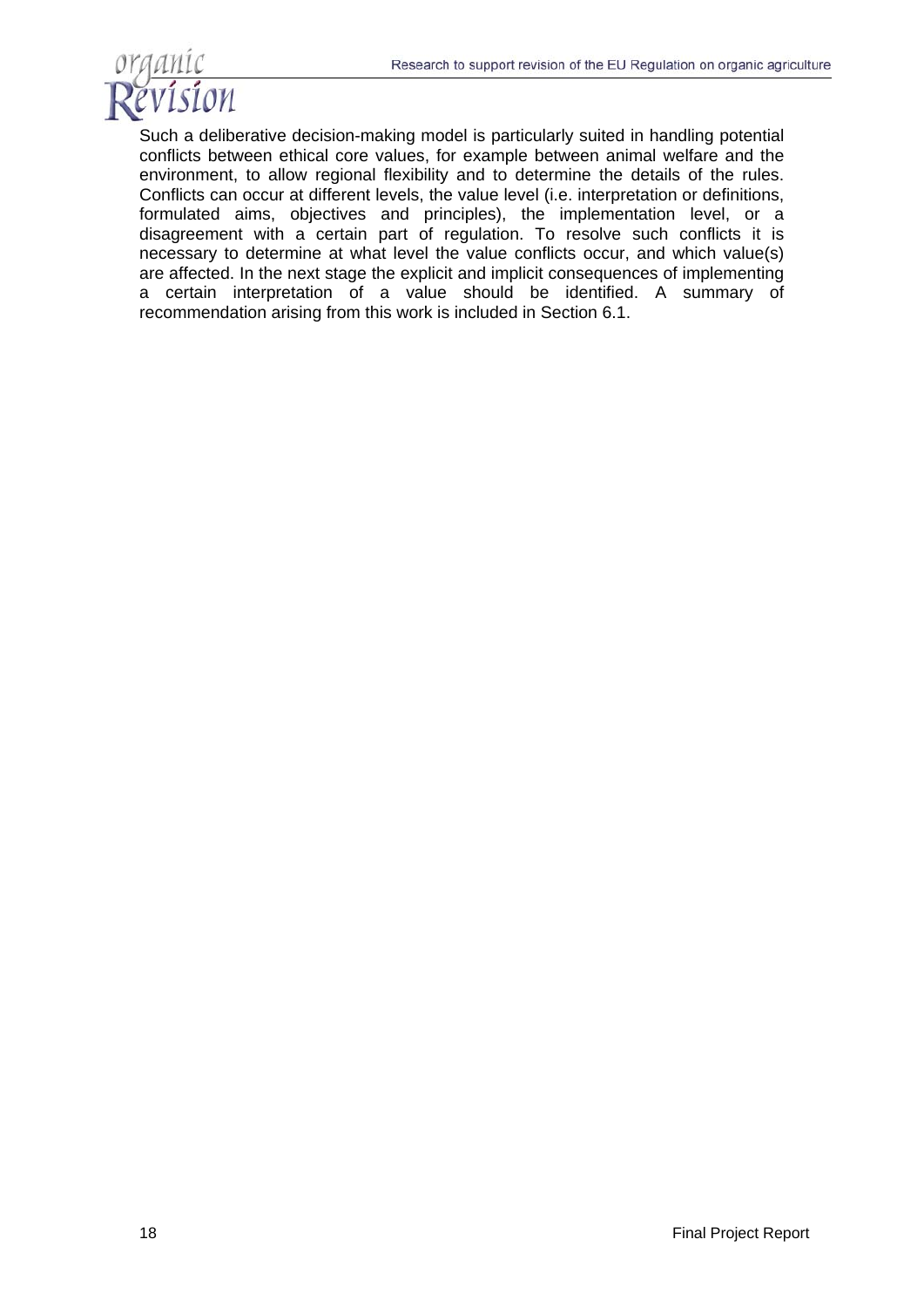Such a deliberative decision-making model is particularly suited in handling potential conflicts between ethical core values, for example between animal welfare and the environment, to allow regional flexibility and to determine the details of the rules. Conflicts can occur at different levels, the value level (i.e. interpretation or definitions, formulated aims, objectives and principles), the implementation level, or a disagreement with a certain part of regulation. To resolve such conflicts it is necessary to determine at what level the value conflicts occur, and which value(s) are affected. In the next stage the explicit and implicit consequences of implementing a certain interpretation of a value should be identified. A summary of recommendation arising from this work is included in Section 6.1.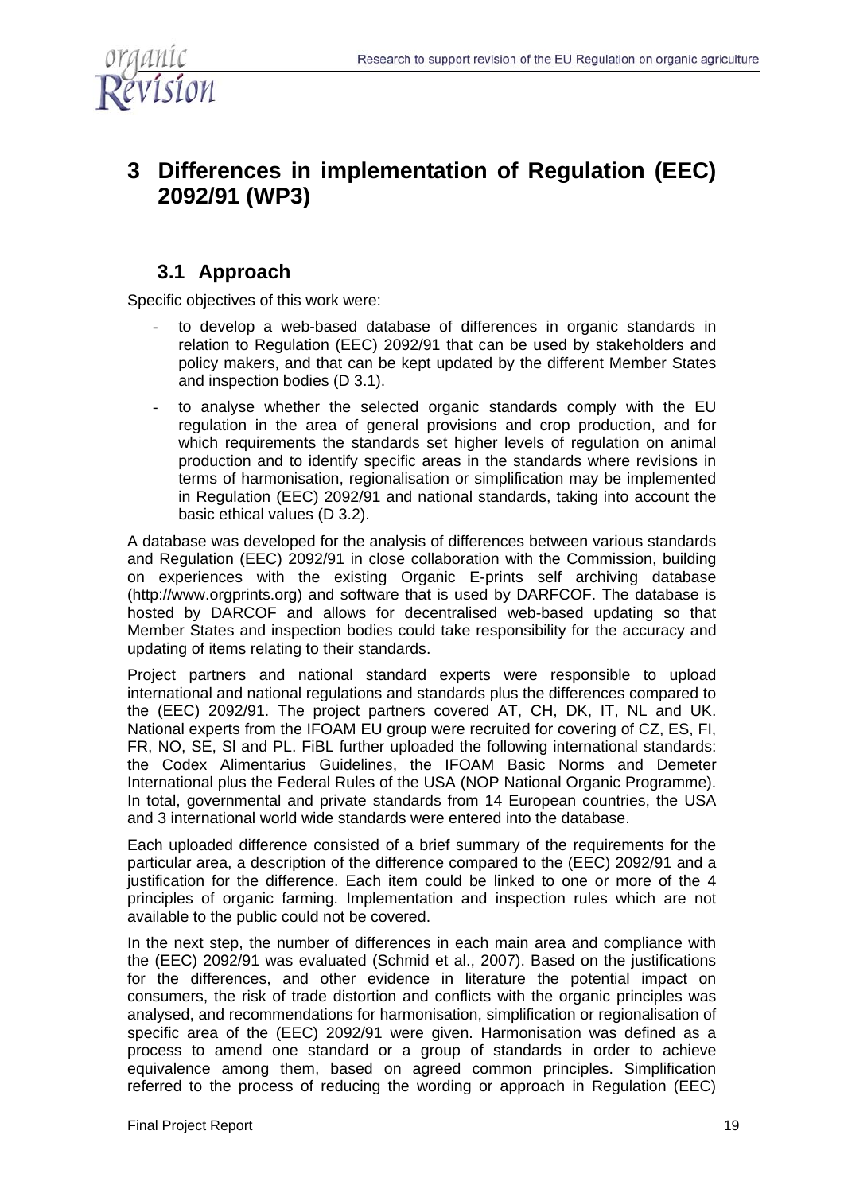# 3 Differences in implementation of Regulation (EEC) 2092/91 (WP3)

## 3.1 Approach

Specific objectives of this work were:

- to develop a web-based database of differences in organic standards in relation to Regulation (EEC) 2092/91 that can be used by stakeholders and policy makers, and that can be kept updated by the different Member States and inspection bodies (D 3.1).
- to analyse whether the selected organic standards comply with the EU regulation in the area of general provisions and crop production, and for which requirements the standards set higher levels of regulation on animal production and to identify specific areas in the standards where revisions in terms of harmonisation, regionalisation or simplification may be implemented in Regulation (EEC) 2092/91 and national standards, taking into account the basic ethical values (D 3.2).

A database was developed for the analysis of differences between various standards and Regulation (EEC) 2092/91 in close collaboration with the Commission, building on experiences with the existing Organic E-prints self archiving database (http://www.orgprints.org) and software that is used by DARFCOF. The database is hosted by DARCOF and allows for decentralised web-based updating so that Member States and inspection bodies could take responsibility for the accuracy and updating of items relating to their standards.

Project partners and national standard experts were responsible to upload international and national regulations and standards plus the differences compared to the (EEC) 2092/91. The project partners covered AT, CH, DK, IT, NL and UK. National experts from the IFOAM EU group were recruited for covering of CZ, ES, FI, FR, NO, SE, Sl and PL. FiBL further uploaded the following international standards: the Codex Alimentarius Guidelines, the IFOAM Basic Norms and Demeter International plus the Federal Rules of the USA (NOP National Organic Programme). In total, governmental and private standards from 14 European countries, the USA and 3 international world wide standards were entered into the database.

Each uploaded difference consisted of a brief summary of the requirements for the particular area, a description of the difference compared to the (EEC) 2092/91 and a justification for the difference. Each item could be linked to one or more of the 4 principles of organic farming. Implementation and inspection rules which are not available to the public could not be covered.

In the next step, the number of differences in each main area and compliance with the (EEC) 2092/91 was evaluated (Schmid et al., 2007). Based on the justifications for the differences, and other evidence in literature the potential impact on consumers, the risk of trade distortion and conflicts with the organic principles was analysed, and recommendations for harmonisation, simplification or regionalisation of specific area of the (EEC) 2092/91 were given. Harmonisation was defined as a process to amend one standard or a group of standards in order to achieve equivalence among them, based on agreed common principles. Simplification referred to the process of reducing the wording or approach in Regulation (EEC)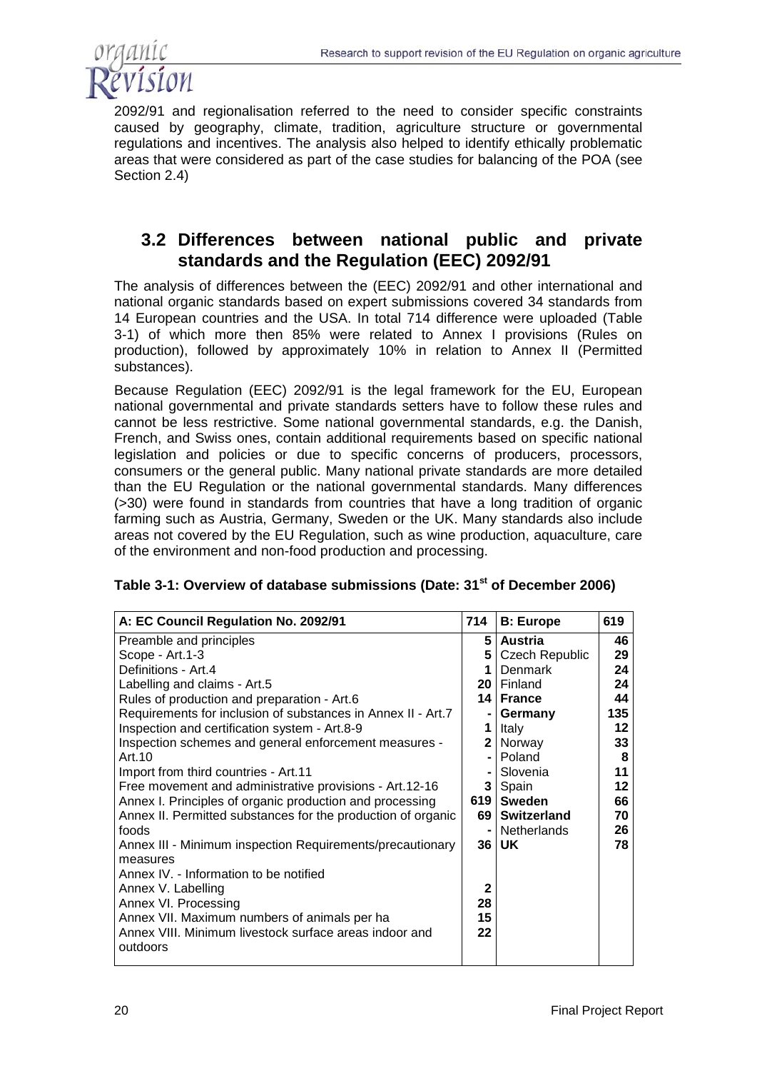2092/91 and regionalisation referred to the need to consider specific constraints caused by geography, climate, tradition, agriculture structure or governmental regulations and incentives. The analysis also helped to identify ethically problematic areas that were considered as part of the case studies for balancing of the POA (see Section 2.4)

## 3.2 Differences between national public and private standards and the Regulation (EEC) 2092/91

The analysis of differences between the (EEC) 2092/91 and other international and national organic standards based on expert submissions covered 34 standards from 14 European countries and the USA. In total 714 difference were uploaded (Table 3-1) of which more then 85% were related to Annex I provisions (Rules on production), followed by approximately 10% in relation to Annex II (Permitted substances).

Because Regulation (EEC) 2092/91 is the legal framework for the EU, European national governmental and private standards setters have to follow these rules and cannot be less restrictive. Some national governmental standards, e.g. the Danish, French, and Swiss ones, contain additional requirements based on specific national legislation and policies or due to specific concerns of producers, processors, consumers or the general public. Many national private standards are more detailed than the EU Regulation or the national governmental standards. Many differences (>30) were found in standards from countries that have a long tradition of organic farming such as Austria, Germany, Sweden or the UK. Many standards also include areas not covered by the EU Regulation, such as wine production, aquaculture, care of the environment and non-food production and processing.

**Table 3-1: Overview of database submissions (Date: 31st of December 2006)**

| A: EC Council Regulation No. 2092/91 | 714 | B: Europe | 619 |
|---|---|---|---|
| Preamble and principles | 5 | **Austria** | 46 |
| Scope - Art.1-3 | 5 | Czech Republic | 29 |
| Definitions - Art.4 | 1 | Denmark | 24 |
| Labelling and claims - Art.5 | 20 | Finland | 24 |
| Rules of production and preparation - Art.6 | 14 | **France** | 44 |
| Requirements for inclusion of substances in Annex II - Art.7 | - | **Germany** | 135 |
| Inspection and certification system - Art.8-9 | 1 | Italy | 12 |
| Inspection schemes and general enforcement measures - | 2 | Norway | 33 |
| Art.10 | - | Poland | 8 |
| Import from third countries - Art.11 | - | Slovenia | 11 |
| Free movement and administrative provisions - Art.12-16 | 3 | Spain | 12 |
| Annex I. Principles of organic production and processing | 619 | **Sweden** | 66 |
| Annex II. Permitted substances for the production of organic | 69 | **Switzerland** | 70 |
| foods | - | Netherlands | 26 |
| Annex III - Minimum inspection Requirements/precautionary measures | 36 | **UK** | 78 |
| Annex IV. - Information to be notified | | | |
| Annex V. Labelling | 2 | | |
| Annex VI. Processing | 28 | | |
| Annex VII. Maximum numbers of animals per ha | 15 | | |
| Annex VIII. Minimum livestock surface areas indoor and outdoors | 22 | | |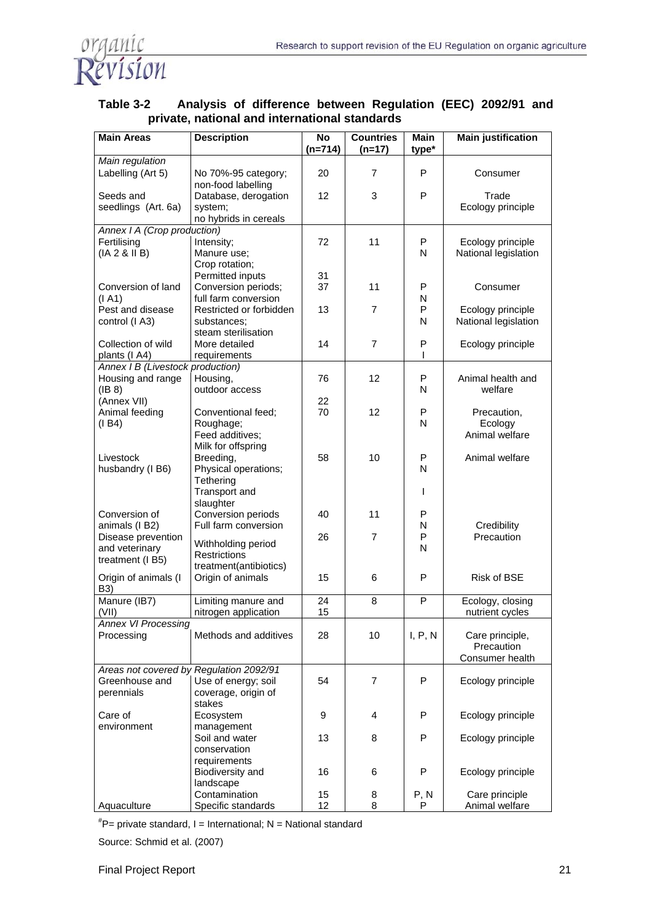**Table 3-2 Analysis of difference between Regulation (EEC) 2092/91 and private, national and international standards**

| Main Areas | Description | No (n=714) | Countries (n=17) | Main type* | Main justification |
|---|---|---|---|---|---|
| *Main regulation* | | | | | |
| Labelling (Art 5) | No 70%-95 category; non-food labelling | 20 | 7 | P | Consumer |
| Seeds and seedlings (Art. 6a) | Database, derogation system; no hybrids in cereals | 12 | 3 | P | Trade Ecology principle |
| *Annex I A (Crop production)* | | | | | |
| Fertilising (IA 2 & II B) | Intensity; Manure use; Crop rotation; Permitted inputs | 72<br>31 | 11 | P<br>N | Ecology principle National legislation |
| Conversion of land (I A1) | Conversion periods; full farm conversion | 37 | 11 | P<br>N | Consumer |
| Pest and disease control (I A3) | Restricted or forbidden substances; steam sterilisation | 13 | 7 | P<br>N | Ecology principle National legislation |
| Collection of wild plants (I A4) | More detailed requirements | 14 | 7 | P<br>I | Ecology principle |
| *Annex I B (Livestock production)* | | | | | |
| Housing and range (IB 8) (Annex VII) | Housing, outdoor access | 76<br>22 | 12 | P<br>N | Animal health and welfare |
| Animal feeding (I B4) | Conventional feed; Roughage; Feed additives; Milk for offspring | 70 | 12 | P<br>N | Precaution, Ecology Animal welfare |
| Livestock husbandry (I B6) | Breeding, Physical operations; Tethering<br>Transport and slaughter | 58 | 10 | P<br>N<br>I | Animal welfare |
| Conversion of animals (I B2) | Conversion periods Full farm conversion | 40 | 11 | P<br>N | Credibility |
| Disease prevention and veterinary treatment (I B5) | Withholding period Restrictions treatment(antibiotics) | 26 | 7 | P<br>N | Precaution |
| Origin of animals (I B3) | Origin of animals | 15 | 6 | P | Risk of BSE |
| Manure (IB7) (VII) | Limiting manure and nitrogen application | 24<br>15 | 8 | P | Ecology, closing nutrient cycles |
| *Annex VI Processing* | | | | | |
| Processing | Methods and additives | 28 | 10 | I, P, N | Care principle, Precaution Consumer health |
| *Areas not covered by Regulation 2092/91* | | | | | |
| Greenhouse and perennials | Use of energy; soil coverage, origin of stakes | 54 | 7 | P | Ecology principle |
| Care of environment | Ecosystem management | 9 | 4 | P | Ecology principle |
| | Soil and water conservation requirements | 13 | 8 | P | Ecology principle |
| | Biodiversity and landscape | 16 | 6 | P | Ecology principle |
| | Contamination | 15 | 8 | P, N | Care principle |
| Aquaculture | Specific standards | 12 | 8 | P | Animal welfare |

[#]P= private standard, I = International; N = National standard

Source: Schmid et al. (2007)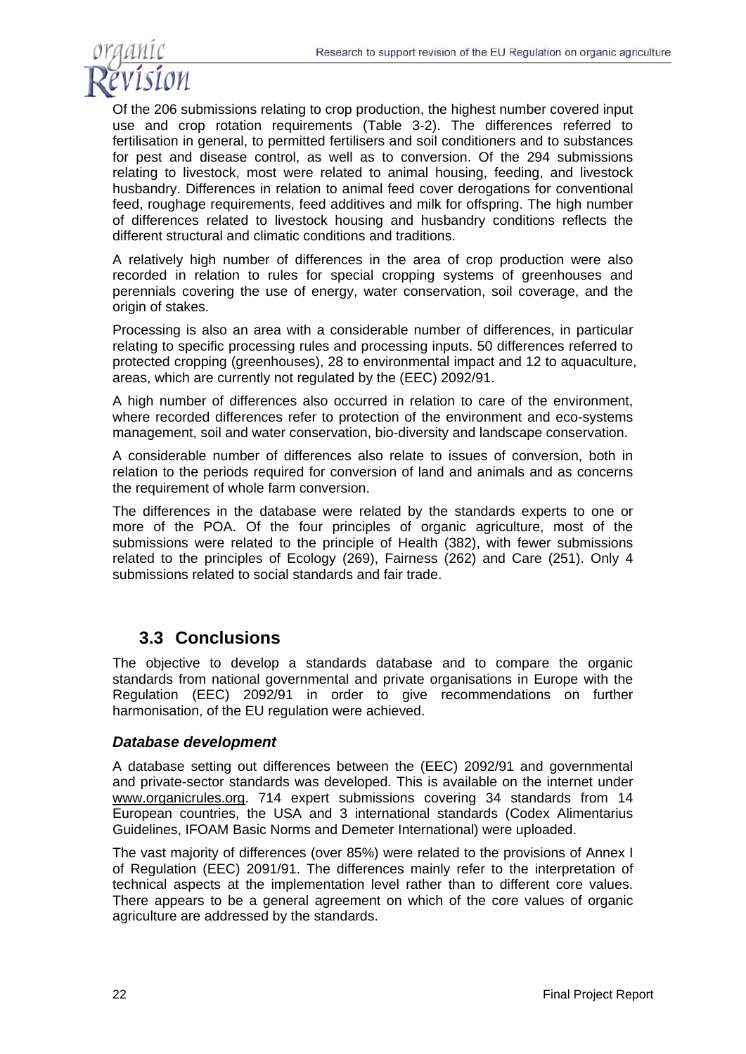Of the 206 submissions relating to crop production, the highest number covered input use and crop rotation requirements (Table 3-2). The differences referred to fertilisation in general, to permitted fertilisers and soil conditioners and to substances for pest and disease control, as well as to conversion. Of the 294 submissions relating to livestock, most were related to animal housing, feeding, and livestock husbandry. Differences in relation to animal feed cover derogations for conventional feed, roughage requirements, feed additives and milk for offspring. The high number of differences related to livestock housing and husbandry conditions reflects the different structural and climatic conditions and traditions.

A relatively high number of differences in the area of crop production were also recorded in relation to rules for special cropping systems of greenhouses and perennials covering the use of energy, water conservation, soil coverage, and the origin of stakes.

Processing is also an area with a considerable number of differences, in particular relating to specific processing rules and processing inputs. 50 differences referred to protected cropping (greenhouses), 28 to environmental impact and 12 to aquaculture, areas, which are currently not regulated by the (EEC) 2092/91.

A high number of differences also occurred in relation to care of the environment, where recorded differences refer to protection of the environment and eco-systems management, soil and water conservation, bio-diversity and landscape conservation.

A considerable number of differences also relate to issues of conversion, both in relation to the periods required for conversion of land and animals and as concerns the requirement of whole farm conversion.

The differences in the database were related by the standards experts to one or more of the POA. Of the four principles of organic agriculture, most of the submissions were related to the principle of Health (382), with fewer submissions related to the principles of Ecology (269), Fairness (262) and Care (251). Only 4 submissions related to social standards and fair trade.

## 3.3 Conclusions

The objective to develop a standards database and to compare the organic standards from national governmental and private organisations in Europe with the Regulation (EEC) 2092/91 in order to give recommendations on further harmonisation, of the EU regulation were achieved.

### *Database development*

A database setting out differences between the (EEC) 2092/91 and governmental and private-sector standards was developed. This is available on the internet under www.organicrules.org. 714 expert submissions covering 34 standards from 14 European countries, the USA and 3 international standards (Codex Alimentarius Guidelines, IFOAM Basic Norms and Demeter International) were uploaded.

The vast majority of differences (over 85%) were related to the provisions of Annex I of Regulation (EEC) 2091/91. The differences mainly refer to the interpretation of technical aspects at the implementation level rather than to different core values. There appears to be a general agreement on which of the core values of organic agriculture are addressed by the standards.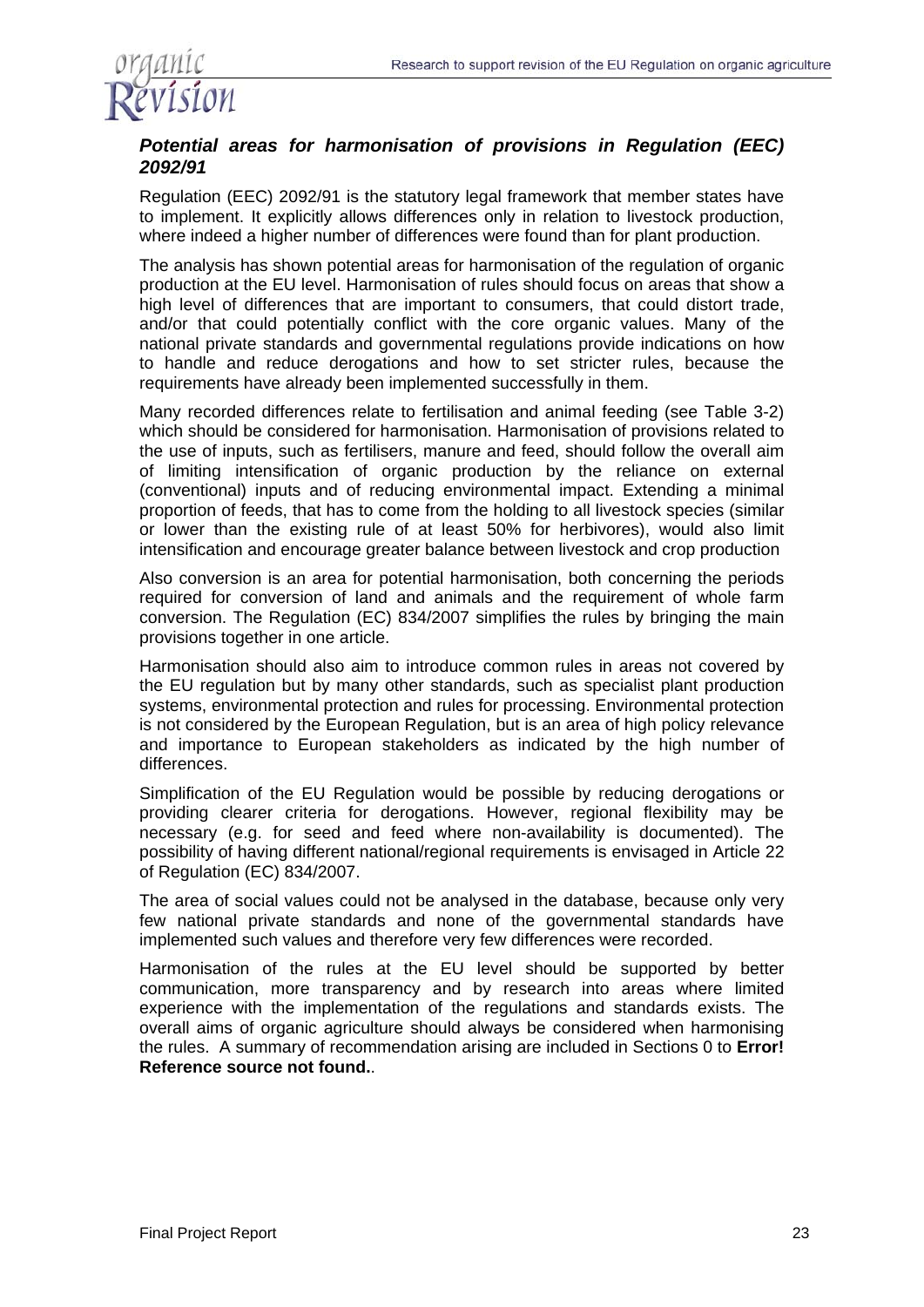### *Potential areas for harmonisation of provisions in Regulation (EEC) 2092/91*

Regulation (EEC) 2092/91 is the statutory legal framework that member states have to implement. It explicitly allows differences only in relation to livestock production, where indeed a higher number of differences were found than for plant production.

The analysis has shown potential areas for harmonisation of the regulation of organic production at the EU level. Harmonisation of rules should focus on areas that show a high level of differences that are important to consumers, that could distort trade, and/or that could potentially conflict with the core organic values. Many of the national private standards and governmental regulations provide indications on how to handle and reduce derogations and how to set stricter rules, because the requirements have already been implemented successfully in them.

Many recorded differences relate to fertilisation and animal feeding (see Table 3-2) which should be considered for harmonisation. Harmonisation of provisions related to the use of inputs, such as fertilisers, manure and feed, should follow the overall aim of limiting intensification of organic production by the reliance on external (conventional) inputs and of reducing environmental impact. Extending a minimal proportion of feeds, that has to come from the holding to all livestock species (similar or lower than the existing rule of at least 50% for herbivores), would also limit intensification and encourage greater balance between livestock and crop production

Also conversion is an area for potential harmonisation, both concerning the periods required for conversion of land and animals and the requirement of whole farm conversion. The Regulation (EC) 834/2007 simplifies the rules by bringing the main provisions together in one article.

Harmonisation should also aim to introduce common rules in areas not covered by the EU regulation but by many other standards, such as specialist plant production systems, environmental protection and rules for processing. Environmental protection is not considered by the European Regulation, but is an area of high policy relevance and importance to European stakeholders as indicated by the high number of differences.

Simplification of the EU Regulation would be possible by reducing derogations or providing clearer criteria for derogations. However, regional flexibility may be necessary (e.g. for seed and feed where non-availability is documented). The possibility of having different national/regional requirements is envisaged in Article 22 of Regulation (EC) 834/2007.

The area of social values could not be analysed in the database, because only very few national private standards and none of the governmental standards have implemented such values and therefore very few differences were recorded.

Harmonisation of the rules at the EU level should be supported by better communication, more transparency and by research into areas where limited experience with the implementation of the regulations and standards exists. The overall aims of organic agriculture should always be considered when harmonising the rules. A summary of recommendation arising are included in Sections 0 to **Error! Reference source not found.**.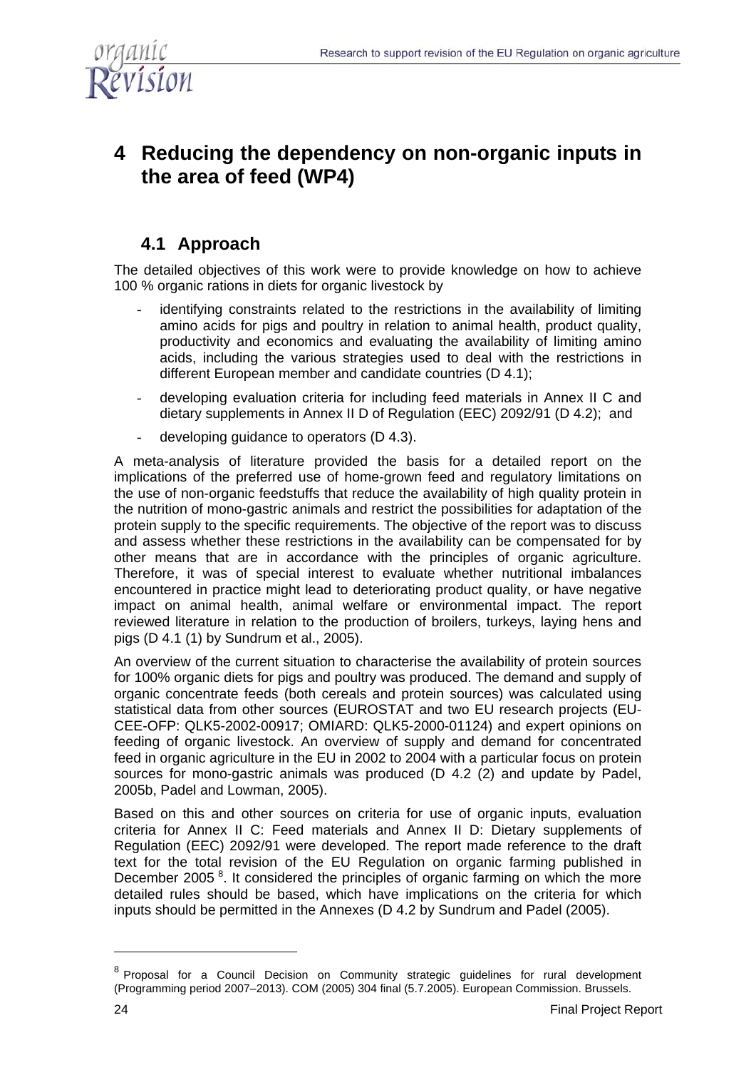# 4 Reducing the dependency on non-organic inputs in the area of feed (WP4)

## 4.1 Approach

The detailed objectives of this work were to provide knowledge on how to achieve 100 % organic rations in diets for organic livestock by

- identifying constraints related to the restrictions in the availability of limiting amino acids for pigs and poultry in relation to animal health, product quality, productivity and economics and evaluating the availability of limiting amino acids, including the various strategies used to deal with the restrictions in different European member and candidate countries (D 4.1);
- developing evaluation criteria for including feed materials in Annex II C and dietary supplements in Annex II D of Regulation (EEC) 2092/91 (D 4.2); and
- developing guidance to operators (D 4.3).

A meta-analysis of literature provided the basis for a detailed report on the implications of the preferred use of home-grown feed and regulatory limitations on the use of non-organic feedstuffs that reduce the availability of high quality protein in the nutrition of mono-gastric animals and restrict the possibilities for adaptation of the protein supply to the specific requirements. The objective of the report was to discuss and assess whether these restrictions in the availability can be compensated for by other means that are in accordance with the principles of organic agriculture. Therefore, it was of special interest to evaluate whether nutritional imbalances encountered in practice might lead to deteriorating product quality, or have negative impact on animal health, animal welfare or environmental impact. The report reviewed literature in relation to the production of broilers, turkeys, laying hens and pigs (D 4.1 (1) by Sundrum et al., 2005).

An overview of the current situation to characterise the availability of protein sources for 100% organic diets for pigs and poultry was produced. The demand and supply of organic concentrate feeds (both cereals and protein sources) was calculated using statistical data from other sources (EUROSTAT and two EU research projects (EU-CEE-OFP: QLK5-2002-00917; OMIARD: QLK5-2000-01124) and expert opinions on feeding of organic livestock. An overview of supply and demand for concentrated feed in organic agriculture in the EU in 2002 to 2004 with a particular focus on protein sources for mono-gastric animals was produced (D 4.2 (2) and update by Padel, 2005b, Padel and Lowman, 2005).

Based on this and other sources on criteria for use of organic inputs, evaluation criteria for Annex II C: Feed materials and Annex II D: Dietary supplements of Regulation (EEC) 2092/91 were developed. The report made reference to the draft text for the total revision of the EU Regulation on organic farming published in December 2005 [8]. It considered the principles of organic farming on which the more detailed rules should be based, which have implications on the criteria for which inputs should be permitted in the Annexes (D 4.2 by Sundrum and Padel (2005).

---

[8] Proposal for a Council Decision on Community strategic guidelines for rural development (Programming period 2007–2013). COM (2005) 304 final (5.7.2005). European Commission. Brussels.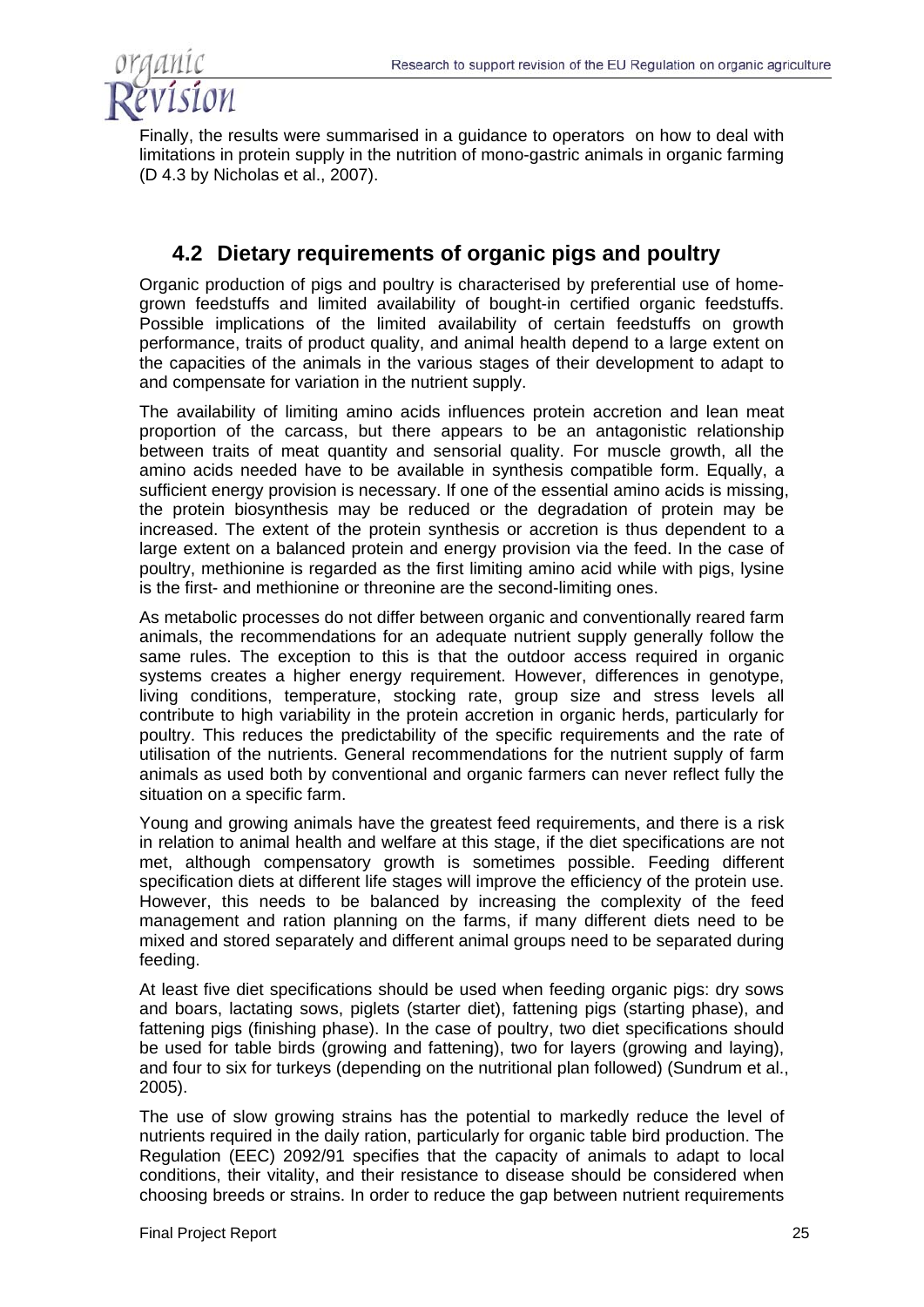Finally, the results were summarised in a guidance to operators on how to deal with limitations in protein supply in the nutrition of mono-gastric animals in organic farming (D 4.3 by Nicholas et al., 2007).

## 4.2 Dietary requirements of organic pigs and poultry

Organic production of pigs and poultry is characterised by preferential use of home-grown feedstuffs and limited availability of bought-in certified organic feedstuffs. Possible implications of the limited availability of certain feedstuffs on growth performance, traits of product quality, and animal health depend to a large extent on the capacities of the animals in the various stages of their development to adapt to and compensate for variation in the nutrient supply.

The availability of limiting amino acids influences protein accretion and lean meat proportion of the carcass, but there appears to be an antagonistic relationship between traits of meat quantity and sensorial quality. For muscle growth, all the amino acids needed have to be available in synthesis compatible form. Equally, a sufficient energy provision is necessary. If one of the essential amino acids is missing, the protein biosynthesis may be reduced or the degradation of protein may be increased. The extent of the protein synthesis or accretion is thus dependent to a large extent on a balanced protein and energy provision via the feed. In the case of poultry, methionine is regarded as the first limiting amino acid while with pigs, lysine is the first- and methionine or threonine are the second-limiting ones.

As metabolic processes do not differ between organic and conventionally reared farm animals, the recommendations for an adequate nutrient supply generally follow the same rules. The exception to this is that the outdoor access required in organic systems creates a higher energy requirement. However, differences in genotype, living conditions, temperature, stocking rate, group size and stress levels all contribute to high variability in the protein accretion in organic herds, particularly for poultry. This reduces the predictability of the specific requirements and the rate of utilisation of the nutrients. General recommendations for the nutrient supply of farm animals as used both by conventional and organic farmers can never reflect fully the situation on a specific farm.

Young and growing animals have the greatest feed requirements, and there is a risk in relation to animal health and welfare at this stage, if the diet specifications are not met, although compensatory growth is sometimes possible. Feeding different specification diets at different life stages will improve the efficiency of the protein use. However, this needs to be balanced by increasing the complexity of the feed management and ration planning on the farms, if many different diets need to be mixed and stored separately and different animal groups need to be separated during feeding.

At least five diet specifications should be used when feeding organic pigs: dry sows and boars, lactating sows, piglets (starter diet), fattening pigs (starting phase), and fattening pigs (finishing phase). In the case of poultry, two diet specifications should be used for table birds (growing and fattening), two for layers (growing and laying), and four to six for turkeys (depending on the nutritional plan followed) (Sundrum et al., 2005).

The use of slow growing strains has the potential to markedly reduce the level of nutrients required in the daily ration, particularly for organic table bird production. The Regulation (EEC) 2092/91 specifies that the capacity of animals to adapt to local conditions, their vitality, and their resistance to disease should be considered when choosing breeds or strains. In order to reduce the gap between nutrient requirements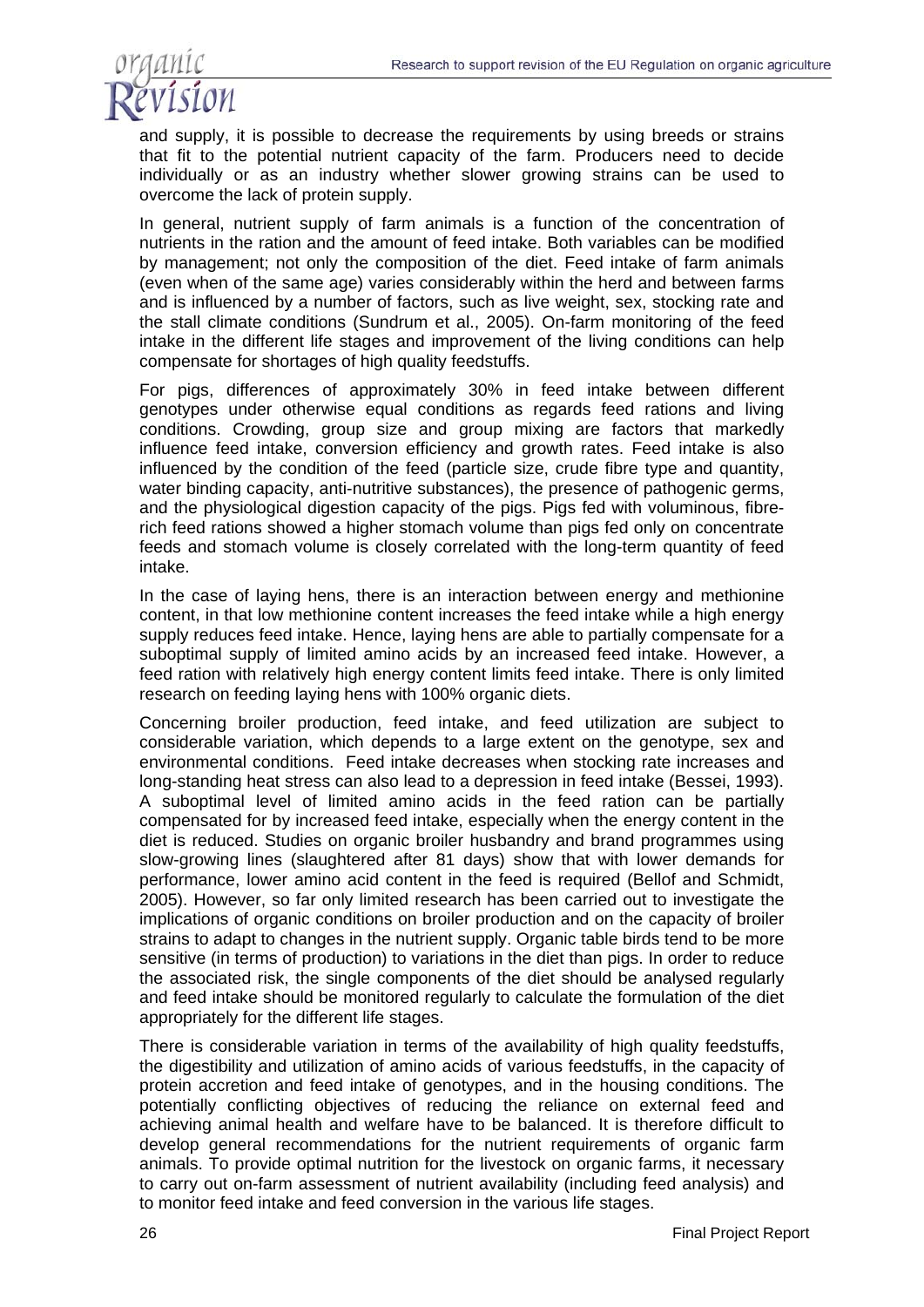and supply, it is possible to decrease the requirements by using breeds or strains that fit to the potential nutrient capacity of the farm. Producers need to decide individually or as an industry whether slower growing strains can be used to overcome the lack of protein supply.

In general, nutrient supply of farm animals is a function of the concentration of nutrients in the ration and the amount of feed intake. Both variables can be modified by management; not only the composition of the diet. Feed intake of farm animals (even when of the same age) varies considerably within the herd and between farms and is influenced by a number of factors, such as live weight, sex, stocking rate and the stall climate conditions (Sundrum et al., 2005). On-farm monitoring of the feed intake in the different life stages and improvement of the living conditions can help compensate for shortages of high quality feedstuffs.

For pigs, differences of approximately 30% in feed intake between different genotypes under otherwise equal conditions as regards feed rations and living conditions. Crowding, group size and group mixing are factors that markedly influence feed intake, conversion efficiency and growth rates. Feed intake is also influenced by the condition of the feed (particle size, crude fibre type and quantity, water binding capacity, anti-nutritive substances), the presence of pathogenic germs, and the physiological digestion capacity of the pigs. Pigs fed with voluminous, fibre-rich feed rations showed a higher stomach volume than pigs fed only on concentrate feeds and stomach volume is closely correlated with the long-term quantity of feed intake.

In the case of laying hens, there is an interaction between energy and methionine content, in that low methionine content increases the feed intake while a high energy supply reduces feed intake. Hence, laying hens are able to partially compensate for a suboptimal supply of limited amino acids by an increased feed intake. However, a feed ration with relatively high energy content limits feed intake. There is only limited research on feeding laying hens with 100% organic diets.

Concerning broiler production, feed intake, and feed utilization are subject to considerable variation, which depends to a large extent on the genotype, sex and environmental conditions. Feed intake decreases when stocking rate increases and long-standing heat stress can also lead to a depression in feed intake (Bessei, 1993). A suboptimal level of limited amino acids in the feed ration can be partially compensated for by increased feed intake, especially when the energy content in the diet is reduced. Studies on organic broiler husbandry and brand programmes using slow-growing lines (slaughtered after 81 days) show that with lower demands for performance, lower amino acid content in the feed is required (Bellof and Schmidt, 2005). However, so far only limited research has been carried out to investigate the implications of organic conditions on broiler production and on the capacity of broiler strains to adapt to changes in the nutrient supply. Organic table birds tend to be more sensitive (in terms of production) to variations in the diet than pigs. In order to reduce the associated risk, the single components of the diet should be analysed regularly and feed intake should be monitored regularly to calculate the formulation of the diet appropriately for the different life stages.

There is considerable variation in terms of the availability of high quality feedstuffs, the digestibility and utilization of amino acids of various feedstuffs, in the capacity of protein accretion and feed intake of genotypes, and in the housing conditions. The potentially conflicting objectives of reducing the reliance on external feed and achieving animal health and welfare have to be balanced. It is therefore difficult to develop general recommendations for the nutrient requirements of organic farm animals. To provide optimal nutrition for the livestock on organic farms, it necessary to carry out on-farm assessment of nutrient availability (including feed analysis) and to monitor feed intake and feed conversion in the various life stages.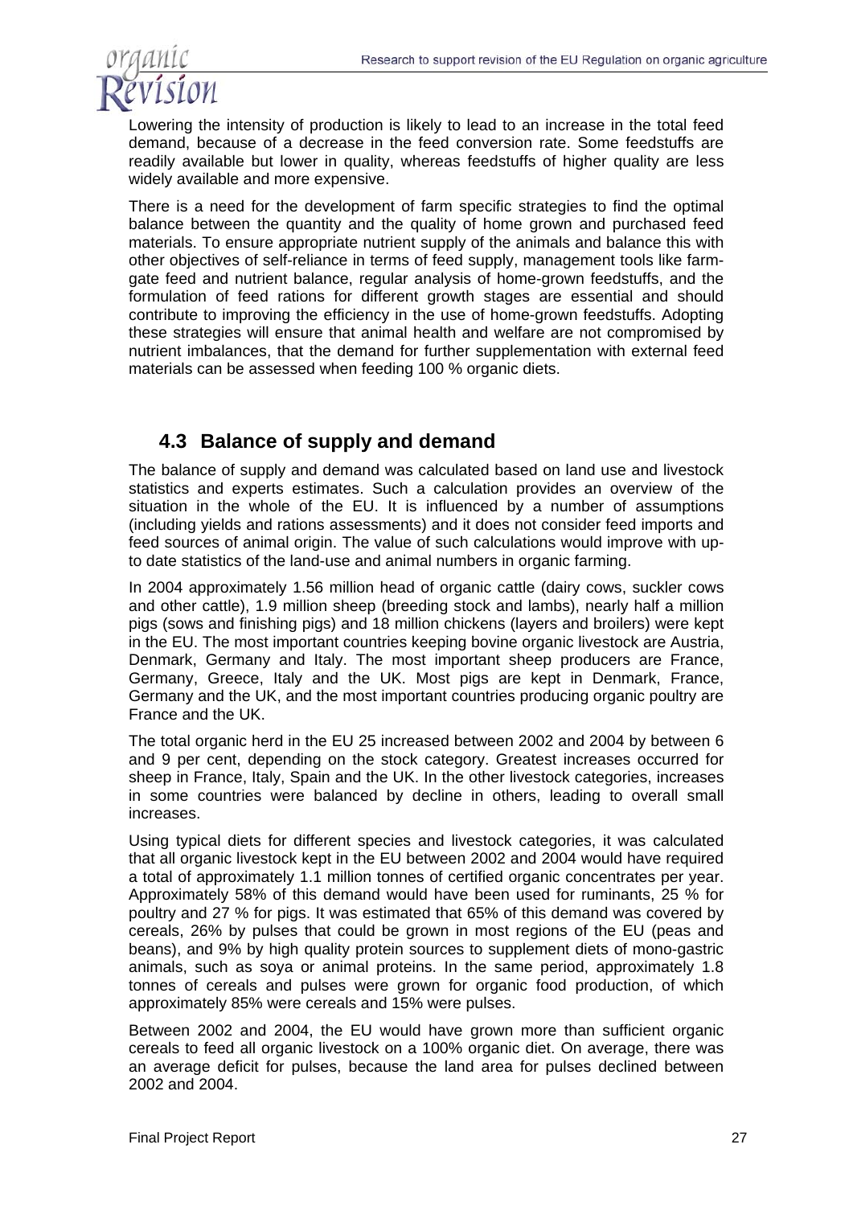Lowering the intensity of production is likely to lead to an increase in the total feed demand, because of a decrease in the feed conversion rate. Some feedstuffs are readily available but lower in quality, whereas feedstuffs of higher quality are less widely available and more expensive.

There is a need for the development of farm specific strategies to find the optimal balance between the quantity and the quality of home grown and purchased feed materials. To ensure appropriate nutrient supply of the animals and balance this with other objectives of self-reliance in terms of feed supply, management tools like farm-gate feed and nutrient balance, regular analysis of home-grown feedstuffs, and the formulation of feed rations for different growth stages are essential and should contribute to improving the efficiency in the use of home-grown feedstuffs. Adopting these strategies will ensure that animal health and welfare are not compromised by nutrient imbalances, that the demand for further supplementation with external feed materials can be assessed when feeding 100 % organic diets.

## 4.3 Balance of supply and demand

The balance of supply and demand was calculated based on land use and livestock statistics and experts estimates. Such a calculation provides an overview of the situation in the whole of the EU. It is influenced by a number of assumptions (including yields and rations assessments) and it does not consider feed imports and feed sources of animal origin. The value of such calculations would improve with up-to date statistics of the land-use and animal numbers in organic farming.

In 2004 approximately 1.56 million head of organic cattle (dairy cows, suckler cows and other cattle), 1.9 million sheep (breeding stock and lambs), nearly half a million pigs (sows and finishing pigs) and 18 million chickens (layers and broilers) were kept in the EU. The most important countries keeping bovine organic livestock are Austria, Denmark, Germany and Italy. The most important sheep producers are France, Germany, Greece, Italy and the UK. Most pigs are kept in Denmark, France, Germany and the UK, and the most important countries producing organic poultry are France and the UK.

The total organic herd in the EU 25 increased between 2002 and 2004 by between 6 and 9 per cent, depending on the stock category. Greatest increases occurred for sheep in France, Italy, Spain and the UK. In the other livestock categories, increases in some countries were balanced by decline in others, leading to overall small increases.

Using typical diets for different species and livestock categories, it was calculated that all organic livestock kept in the EU between 2002 and 2004 would have required a total of approximately 1.1 million tonnes of certified organic concentrates per year. Approximately 58% of this demand would have been used for ruminants, 25 % for poultry and 27 % for pigs. It was estimated that 65% of this demand was covered by cereals, 26% by pulses that could be grown in most regions of the EU (peas and beans), and 9% by high quality protein sources to supplement diets of mono-gastric animals, such as soya or animal proteins. In the same period, approximately 1.8 tonnes of cereals and pulses were grown for organic food production, of which approximately 85% were cereals and 15% were pulses.

Between 2002 and 2004, the EU would have grown more than sufficient organic cereals to feed all organic livestock on a 100% organic diet. On average, there was an average deficit for pulses, because the land area for pulses declined between 2002 and 2004.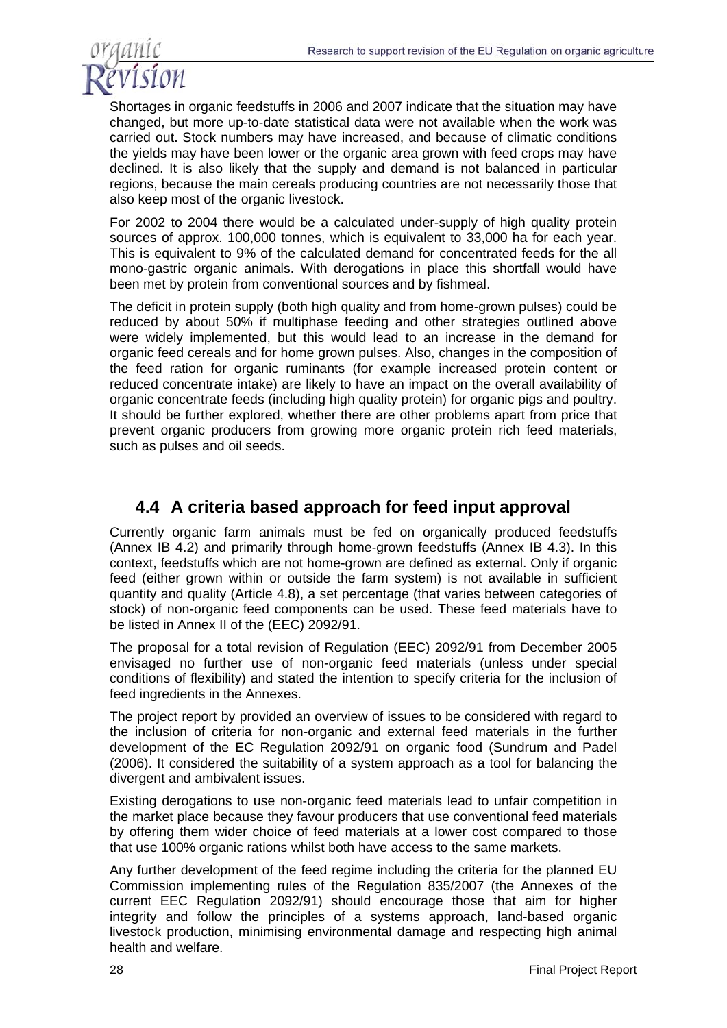Shortages in organic feedstuffs in 2006 and 2007 indicate that the situation may have changed, but more up-to-date statistical data were not available when the work was carried out. Stock numbers may have increased, and because of climatic conditions the yields may have been lower or the organic area grown with feed crops may have declined. It is also likely that the supply and demand is not balanced in particular regions, because the main cereals producing countries are not necessarily those that also keep most of the organic livestock.

For 2002 to 2004 there would be a calculated under-supply of high quality protein sources of approx. 100,000 tonnes, which is equivalent to 33,000 ha for each year. This is equivalent to 9% of the calculated demand for concentrated feeds for the all mono-gastric organic animals. With derogations in place this shortfall would have been met by protein from conventional sources and by fishmeal.

The deficit in protein supply (both high quality and from home-grown pulses) could be reduced by about 50% if multiphase feeding and other strategies outlined above were widely implemented, but this would lead to an increase in the demand for organic feed cereals and for home grown pulses. Also, changes in the composition of the feed ration for organic ruminants (for example increased protein content or reduced concentrate intake) are likely to have an impact on the overall availability of organic concentrate feeds (including high quality protein) for organic pigs and poultry. It should be further explored, whether there are other problems apart from price that prevent organic producers from growing more organic protein rich feed materials, such as pulses and oil seeds.

## 4.4 A criteria based approach for feed input approval

Currently organic farm animals must be fed on organically produced feedstuffs (Annex IB 4.2) and primarily through home-grown feedstuffs (Annex IB 4.3). In this context, feedstuffs which are not home-grown are defined as external. Only if organic feed (either grown within or outside the farm system) is not available in sufficient quantity and quality (Article 4.8), a set percentage (that varies between categories of stock) of non-organic feed components can be used. These feed materials have to be listed in Annex II of the (EEC) 2092/91.

The proposal for a total revision of Regulation (EEC) 2092/91 from December 2005 envisaged no further use of non-organic feed materials (unless under special conditions of flexibility) and stated the intention to specify criteria for the inclusion of feed ingredients in the Annexes.

The project report by provided an overview of issues to be considered with regard to the inclusion of criteria for non-organic and external feed materials in the further development of the EC Regulation 2092/91 on organic food (Sundrum and Padel (2006). It considered the suitability of a system approach as a tool for balancing the divergent and ambivalent issues.

Existing derogations to use non-organic feed materials lead to unfair competition in the market place because they favour producers that use conventional feed materials by offering them wider choice of feed materials at a lower cost compared to those that use 100% organic rations whilst both have access to the same markets.

Any further development of the feed regime including the criteria for the planned EU Commission implementing rules of the Regulation 835/2007 (the Annexes of the current EEC Regulation 2092/91) should encourage those that aim for higher integrity and follow the principles of a systems approach, land-based organic livestock production, minimising environmental damage and respecting high animal health and welfare.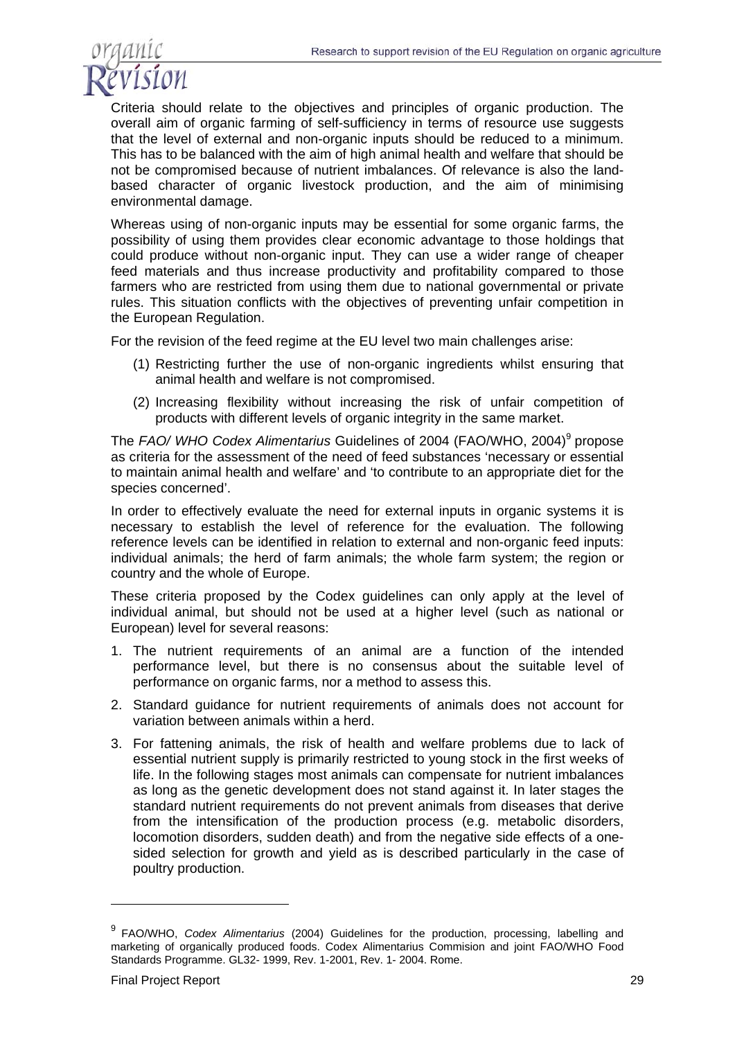Criteria should relate to the objectives and principles of organic production. The overall aim of organic farming of self-sufficiency in terms of resource use suggests that the level of external and non-organic inputs should be reduced to a minimum. This has to be balanced with the aim of high animal health and welfare that should be not be compromised because of nutrient imbalances. Of relevance is also the land-based character of organic livestock production, and the aim of minimising environmental damage.

Whereas using of non-organic inputs may be essential for some organic farms, the possibility of using them provides clear economic advantage to those holdings that could produce without non-organic input. They can use a wider range of cheaper feed materials and thus increase productivity and profitability compared to those farmers who are restricted from using them due to national governmental or private rules. This situation conflicts with the objectives of preventing unfair competition in the European Regulation.

For the revision of the feed regime at the EU level two main challenges arise:

(1) Restricting further the use of non-organic ingredients whilst ensuring that animal health and welfare is not compromised.

(2) Increasing flexibility without increasing the risk of unfair competition of products with different levels of organic integrity in the same market.

The *FAO/ WHO Codex Alimentarius* Guidelines of 2004 (FAO/WHO, 2004)[9] propose as criteria for the assessment of the need of feed substances 'necessary or essential to maintain animal health and welfare' and 'to contribute to an appropriate diet for the species concerned'.

In order to effectively evaluate the need for external inputs in organic systems it is necessary to establish the level of reference for the evaluation. The following reference levels can be identified in relation to external and non-organic feed inputs: individual animals; the herd of farm animals; the whole farm system; the region or country and the whole of Europe.

These criteria proposed by the Codex guidelines can only apply at the level of individual animal, but should not be used at a higher level (such as national or European) level for several reasons:

1. The nutrient requirements of an animal are a function of the intended performance level, but there is no consensus about the suitable level of performance on organic farms, nor a method to assess this.
2. Standard guidance for nutrient requirements of animals does not account for variation between animals within a herd.
3. For fattening animals, the risk of health and welfare problems due to lack of essential nutrient supply is primarily restricted to young stock in the first weeks of life. In the following stages most animals can compensate for nutrient imbalances as long as the genetic development does not stand against it. In later stages the standard nutrient requirements do not prevent animals from diseases that derive from the intensification of the production process (e.g. metabolic disorders, locomotion disorders, sudden death) and from the negative side effects of a one-sided selection for growth and yield as is described particularly in the case of poultry production.

[9] FAO/WHO, *Codex Alimentarius* (2004) Guidelines for the production, processing, labelling and marketing of organically produced foods. Codex Alimentarius Commision and joint FAO/WHO Food Standards Programme. GL32- 1999, Rev. 1-2001, Rev. 1- 2004. Rome.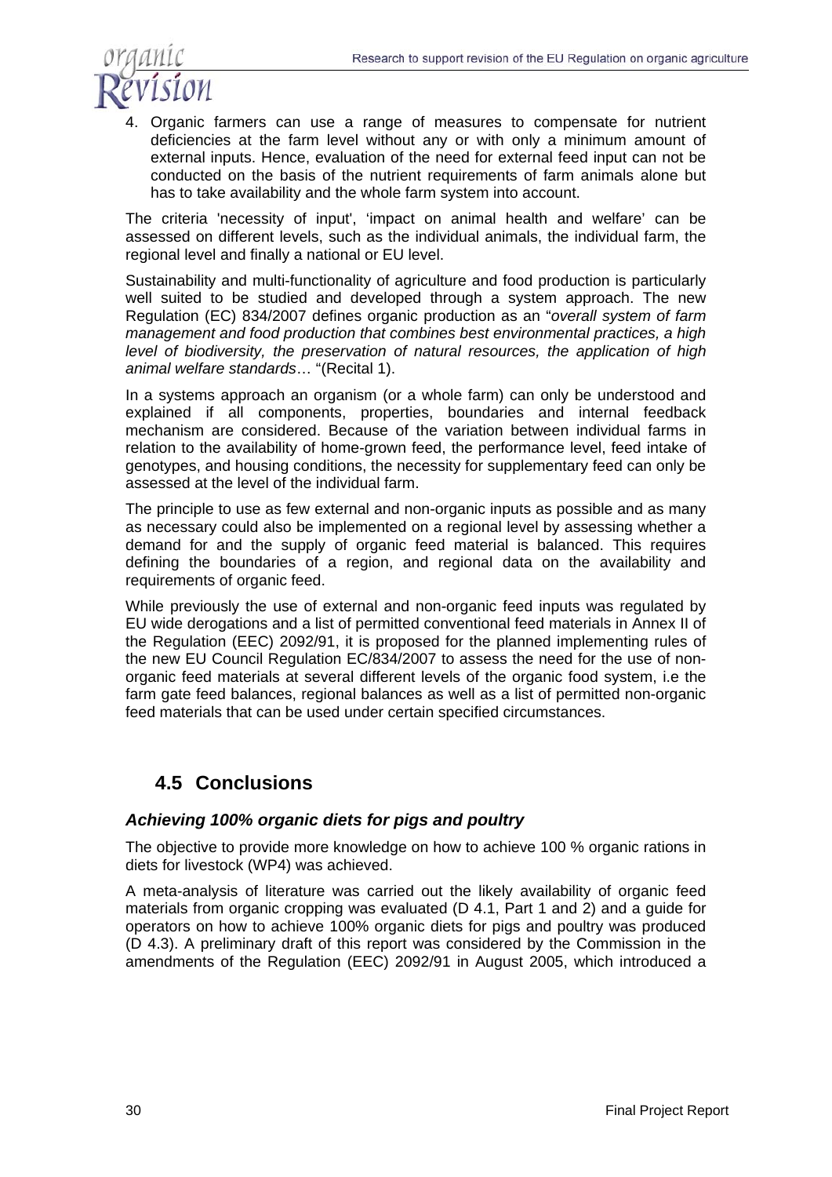4. Organic farmers can use a range of measures to compensate for nutrient deficiencies at the farm level without any or with only a minimum amount of external inputs. Hence, evaluation of the need for external feed input can not be conducted on the basis of the nutrient requirements of farm animals alone but has to take availability and the whole farm system into account.

The criteria 'necessity of input', 'impact on animal health and welfare' can be assessed on different levels, such as the individual animals, the individual farm, the regional level and finally a national or EU level.

Sustainability and multi-functionality of agriculture and food production is particularly well suited to be studied and developed through a system approach. The new Regulation (EC) 834/2007 defines organic production as an "*overall system of farm management and food production that combines best environmental practices, a high level of biodiversity, the preservation of natural resources, the application of high animal welfare standards*… "(Recital 1).

In a systems approach an organism (or a whole farm) can only be understood and explained if all components, properties, boundaries and internal feedback mechanism are considered. Because of the variation between individual farms in relation to the availability of home-grown feed, the performance level, feed intake of genotypes, and housing conditions, the necessity for supplementary feed can only be assessed at the level of the individual farm.

The principle to use as few external and non-organic inputs as possible and as many as necessary could also be implemented on a regional level by assessing whether a demand for and the supply of organic feed material is balanced. This requires defining the boundaries of a region, and regional data on the availability and requirements of organic feed.

While previously the use of external and non-organic feed inputs was regulated by EU wide derogations and a list of permitted conventional feed materials in Annex II of the Regulation (EEC) 2092/91, it is proposed for the planned implementing rules of the new EU Council Regulation EC/834/2007 to assess the need for the use of non-organic feed materials at several different levels of the organic food system, i.e the farm gate feed balances, regional balances as well as a list of permitted non-organic feed materials that can be used under certain specified circumstances.

## 4.5 Conclusions

### *Achieving 100% organic diets for pigs and poultry*

The objective to provide more knowledge on how to achieve 100 % organic rations in diets for livestock (WP4) was achieved.

A meta-analysis of literature was carried out the likely availability of organic feed materials from organic cropping was evaluated (D 4.1, Part 1 and 2) and a guide for operators on how to achieve 100% organic diets for pigs and poultry was produced (D 4.3). A preliminary draft of this report was considered by the Commission in the amendments of the Regulation (EEC) 2092/91 in August 2005, which introduced a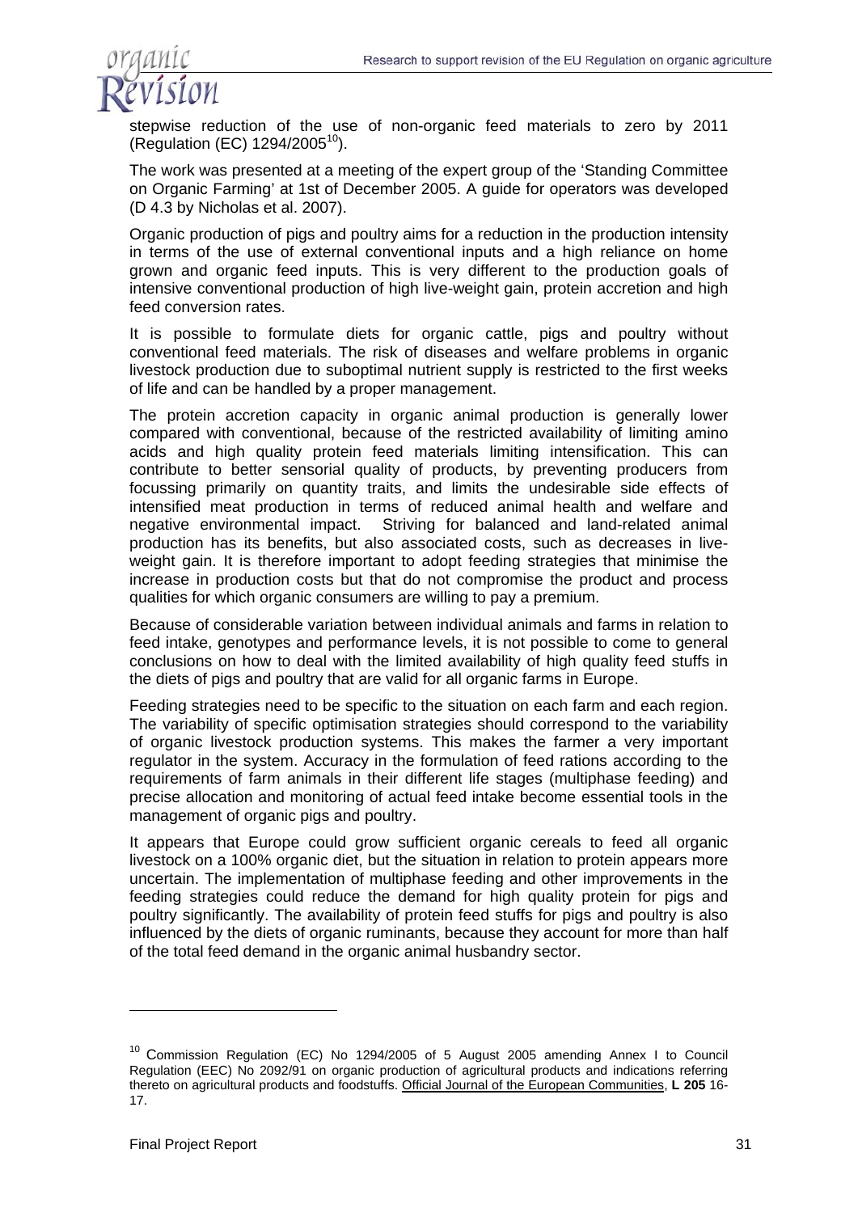stepwise reduction of the use of non-organic feed materials to zero by 2011 (Regulation (EC) 1294/2005[10]).

The work was presented at a meeting of the expert group of the 'Standing Committee on Organic Farming' at 1st of December 2005. A guide for operators was developed (D 4.3 by Nicholas et al. 2007).

Organic production of pigs and poultry aims for a reduction in the production intensity in terms of the use of external conventional inputs and a high reliance on home grown and organic feed inputs. This is very different to the production goals of intensive conventional production of high live-weight gain, protein accretion and high feed conversion rates.

It is possible to formulate diets for organic cattle, pigs and poultry without conventional feed materials. The risk of diseases and welfare problems in organic livestock production due to suboptimal nutrient supply is restricted to the first weeks of life and can be handled by a proper management.

The protein accretion capacity in organic animal production is generally lower compared with conventional, because of the restricted availability of limiting amino acids and high quality protein feed materials limiting intensification. This can contribute to better sensorial quality of products, by preventing producers from focussing primarily on quantity traits, and limits the undesirable side effects of intensified meat production in terms of reduced animal health and welfare and negative environmental impact. Striving for balanced and land-related animal production has its benefits, but also associated costs, such as decreases in live-weight gain. It is therefore important to adopt feeding strategies that minimise the increase in production costs but that do not compromise the product and process qualities for which organic consumers are willing to pay a premium.

Because of considerable variation between individual animals and farms in relation to feed intake, genotypes and performance levels, it is not possible to come to general conclusions on how to deal with the limited availability of high quality feed stuffs in the diets of pigs and poultry that are valid for all organic farms in Europe.

Feeding strategies need to be specific to the situation on each farm and each region. The variability of specific optimisation strategies should correspond to the variability of organic livestock production systems. This makes the farmer a very important regulator in the system. Accuracy in the formulation of feed rations according to the requirements of farm animals in their different life stages (multiphase feeding) and precise allocation and monitoring of actual feed intake become essential tools in the management of organic pigs and poultry.

It appears that Europe could grow sufficient organic cereals to feed all organic livestock on a 100% organic diet, but the situation in relation to protein appears more uncertain. The implementation of multiphase feeding and other improvements in the feeding strategies could reduce the demand for high quality protein for pigs and poultry significantly. The availability of protein feed stuffs for pigs and poultry is also influenced by the diets of organic ruminants, because they account for more than half of the total feed demand in the organic animal husbandry sector.

---

[10] Commission Regulation (EC) No 1294/2005 of 5 August 2005 amending Annex I to Council Regulation (EEC) No 2092/91 on organic production of agricultural products and indications referring thereto on agricultural products and foodstuffs. Official Journal of the European Communities, **L 205** 16-17.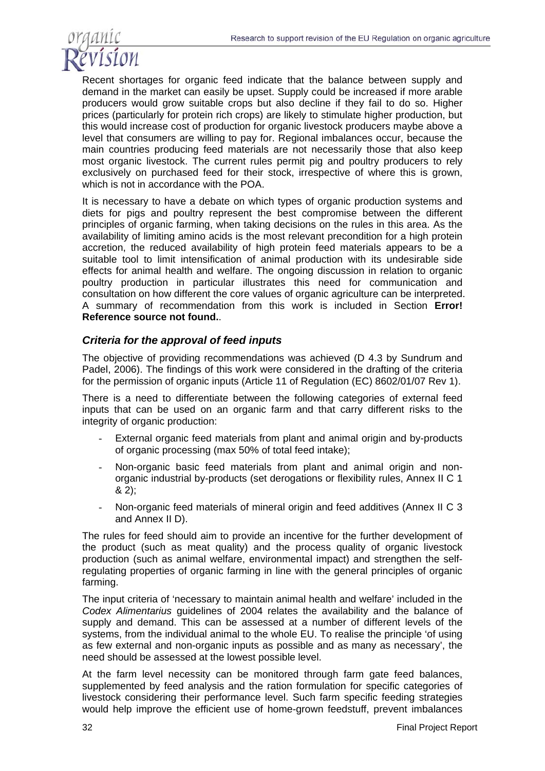Recent shortages for organic feed indicate that the balance between supply and demand in the market can easily be upset. Supply could be increased if more arable producers would grow suitable crops but also decline if they fail to do so. Higher prices (particularly for protein rich crops) are likely to stimulate higher production, but this would increase cost of production for organic livestock producers maybe above a level that consumers are willing to pay for. Regional imbalances occur, because the main countries producing feed materials are not necessarily those that also keep most organic livestock. The current rules permit pig and poultry producers to rely exclusively on purchased feed for their stock, irrespective of where this is grown, which is not in accordance with the POA.

It is necessary to have a debate on which types of organic production systems and diets for pigs and poultry represent the best compromise between the different principles of organic farming, when taking decisions on the rules in this area. As the availability of limiting amino acids is the most relevant precondition for a high protein accretion, the reduced availability of high protein feed materials appears to be a suitable tool to limit intensification of animal production with its undesirable side effects for animal health and welfare. The ongoing discussion in relation to organic poultry production in particular illustrates this need for communication and consultation on how different the core values of organic agriculture can be interpreted. A summary of recommendation from this work is included in Section **Error! Reference source not found.**.

### *Criteria for the approval of feed inputs*

The objective of providing recommendations was achieved (D 4.3 by Sundrum and Padel, 2006). The findings of this work were considered in the drafting of the criteria for the permission of organic inputs (Article 11 of Regulation (EC) 8602/01/07 Rev 1).

There is a need to differentiate between the following categories of external feed inputs that can be used on an organic farm and that carry different risks to the integrity of organic production:

- External organic feed materials from plant and animal origin and by-products of organic processing (max 50% of total feed intake);
- Non-organic basic feed materials from plant and animal origin and non-organic industrial by-products (set derogations or flexibility rules, Annex II C 1 & 2);
- Non-organic feed materials of mineral origin and feed additives (Annex II C 3 and Annex II D).

The rules for feed should aim to provide an incentive for the further development of the product (such as meat quality) and the process quality of organic livestock production (such as animal welfare, environmental impact) and strengthen the self-regulating properties of organic farming in line with the general principles of organic farming.

The input criteria of 'necessary to maintain animal health and welfare' included in the *Codex Alimentarius* guidelines of 2004 relates the availability and the balance of supply and demand. This can be assessed at a number of different levels of the systems, from the individual animal to the whole EU. To realise the principle 'of using as few external and non-organic inputs as possible and as many as necessary', the need should be assessed at the lowest possible level.

At the farm level necessity can be monitored through farm gate feed balances, supplemented by feed analysis and the ration formulation for specific categories of livestock considering their performance level. Such farm specific feeding strategies would help improve the efficient use of home-grown feedstuff, prevent imbalances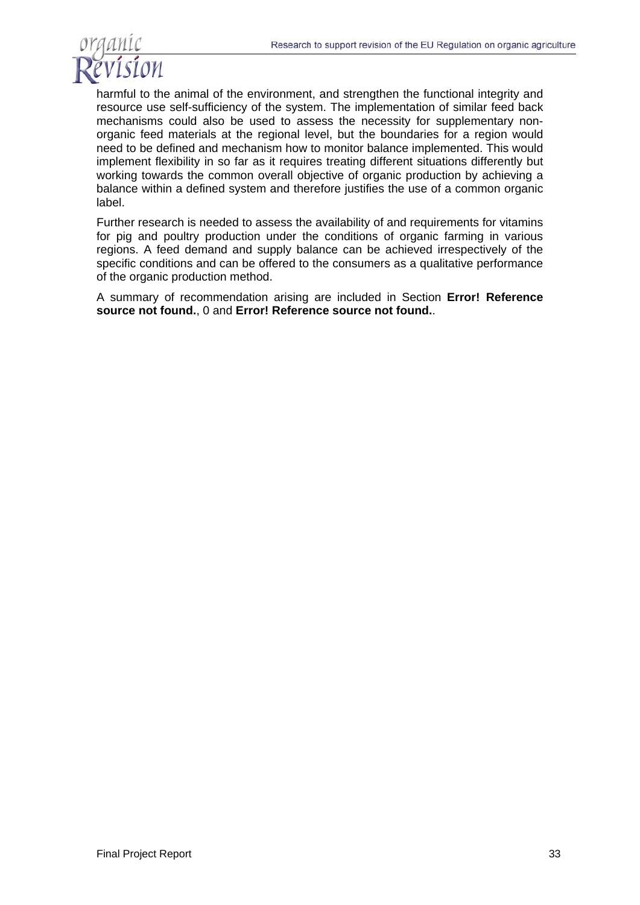harmful to the animal of the environment, and strengthen the functional integrity and resource use self-sufficiency of the system. The implementation of similar feed back mechanisms could also be used to assess the necessity for supplementary non-organic feed materials at the regional level, but the boundaries for a region would need to be defined and mechanism how to monitor balance implemented. This would implement flexibility in so far as it requires treating different situations differently but working towards the common overall objective of organic production by achieving a balance within a defined system and therefore justifies the use of a common organic label.

Further research is needed to assess the availability of and requirements for vitamins for pig and poultry production under the conditions of organic farming in various regions. A feed demand and supply balance can be achieved irrespectively of the specific conditions and can be offered to the consumers as a qualitative performance of the organic production method.

A summary of recommendation arising are included in Section **Error! Reference source not found.**, 0 and **Error! Reference source not found.**.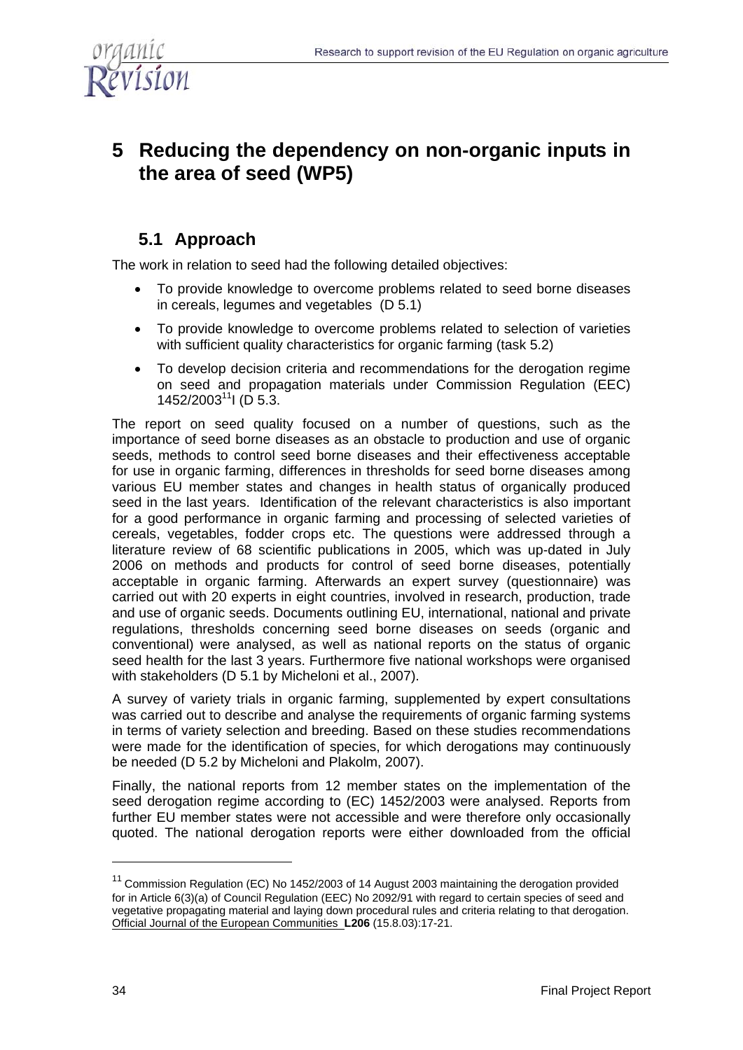# 5 Reducing the dependency on non-organic inputs in the area of seed (WP5)

## 5.1 Approach

The work in relation to seed had the following detailed objectives:

- To provide knowledge to overcome problems related to seed borne diseases in cereals, legumes and vegetables (D 5.1)
- To provide knowledge to overcome problems related to selection of varieties with sufficient quality characteristics for organic farming (task 5.2)
- To develop decision criteria and recommendations for the derogation regime on seed and propagation materials under Commission Regulation (EEC) 1452/2003[11]I (D 5.3.

The report on seed quality focused on a number of questions, such as the importance of seed borne diseases as an obstacle to production and use of organic seeds, methods to control seed borne diseases and their effectiveness acceptable for use in organic farming, differences in thresholds for seed borne diseases among various EU member states and changes in health status of organically produced seed in the last years. Identification of the relevant characteristics is also important for a good performance in organic farming and processing of selected varieties of cereals, vegetables, fodder crops etc. The questions were addressed through a literature review of 68 scientific publications in 2005, which was up-dated in July 2006 on methods and products for control of seed borne diseases, potentially acceptable in organic farming. Afterwards an expert survey (questionnaire) was carried out with 20 experts in eight countries, involved in research, production, trade and use of organic seeds. Documents outlining EU, international, national and private regulations, thresholds concerning seed borne diseases on seeds (organic and conventional) were analysed, as well as national reports on the status of organic seed health for the last 3 years. Furthermore five national workshops were organised with stakeholders (D 5.1 by Micheloni et al., 2007).

A survey of variety trials in organic farming, supplemented by expert consultations was carried out to describe and analyse the requirements of organic farming systems in terms of variety selection and breeding. Based on these studies recommendations were made for the identification of species, for which derogations may continuously be needed (D 5.2 by Micheloni and Plakolm, 2007).

Finally, the national reports from 12 member states on the implementation of the seed derogation regime according to (EC) 1452/2003 were analysed. Reports from further EU member states were not accessible and were therefore only occasionally quoted. The national derogation reports were either downloaded from the official

[11] Commission Regulation (EC) No 1452/2003 of 14 August 2003 maintaining the derogation provided for in Article 6(3)(a) of Council Regulation (EEC) No 2092/91 with regard to certain species of seed and vegetative propagating material and laying down procedural rules and criteria relating to that derogation. Official Journal of the European Communities **L206** (15.8.03):17-21.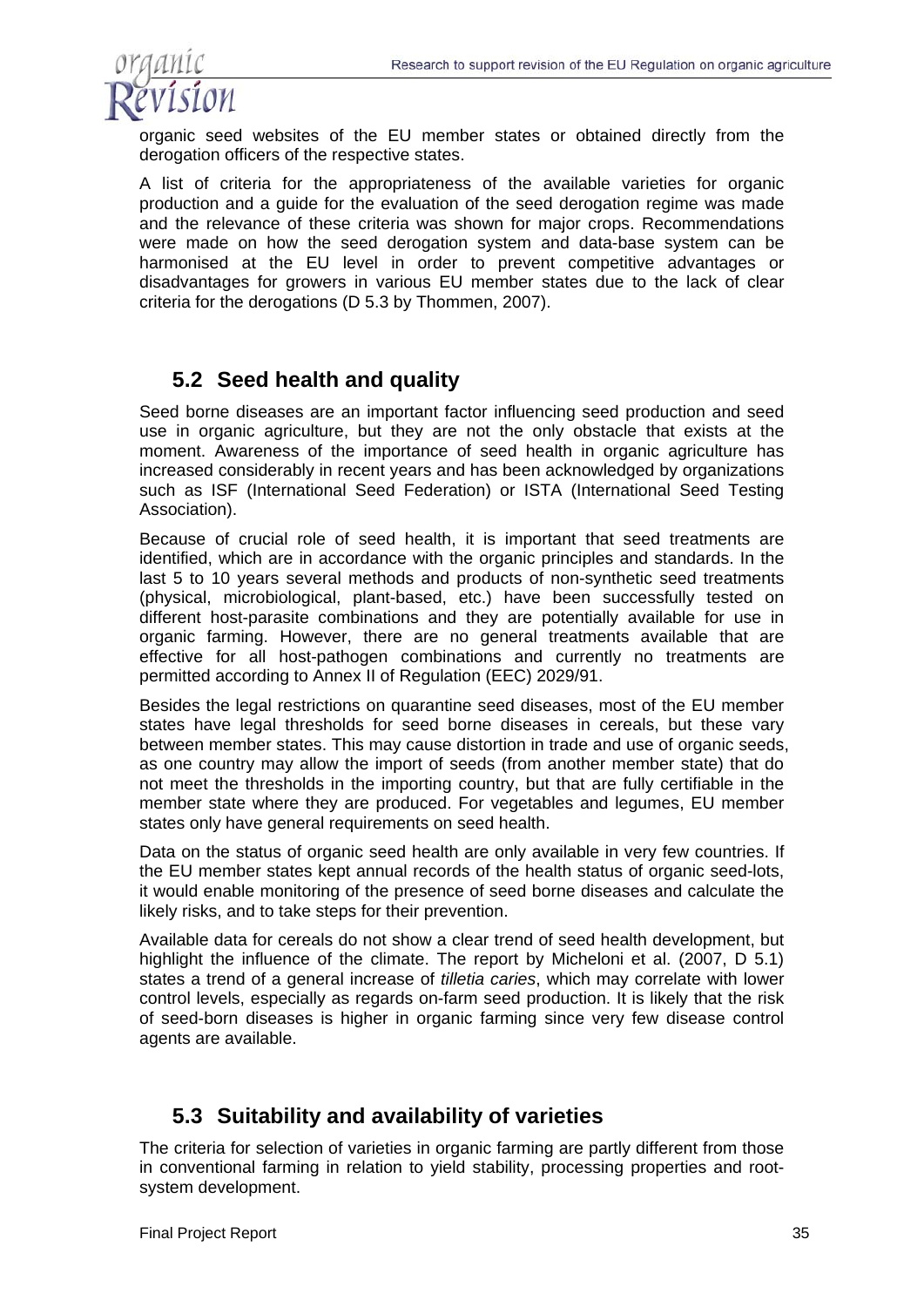organic seed websites of the EU member states or obtained directly from the derogation officers of the respective states.

A list of criteria for the appropriateness of the available varieties for organic production and a guide for the evaluation of the seed derogation regime was made and the relevance of these criteria was shown for major crops. Recommendations were made on how the seed derogation system and data-base system can be harmonised at the EU level in order to prevent competitive advantages or disadvantages for growers in various EU member states due to the lack of clear criteria for the derogations (D 5.3 by Thommen, 2007).

## 5.2 Seed health and quality

Seed borne diseases are an important factor influencing seed production and seed use in organic agriculture, but they are not the only obstacle that exists at the moment. Awareness of the importance of seed health in organic agriculture has increased considerably in recent years and has been acknowledged by organizations such as ISF (International Seed Federation) or ISTA (International Seed Testing Association).

Because of crucial role of seed health, it is important that seed treatments are identified, which are in accordance with the organic principles and standards. In the last 5 to 10 years several methods and products of non-synthetic seed treatments (physical, microbiological, plant-based, etc.) have been successfully tested on different host-parasite combinations and they are potentially available for use in organic farming. However, there are no general treatments available that are effective for all host-pathogen combinations and currently no treatments are permitted according to Annex II of Regulation (EEC) 2029/91.

Besides the legal restrictions on quarantine seed diseases, most of the EU member states have legal thresholds for seed borne diseases in cereals, but these vary between member states. This may cause distortion in trade and use of organic seeds, as one country may allow the import of seeds (from another member state) that do not meet the thresholds in the importing country, but that are fully certifiable in the member state where they are produced. For vegetables and legumes, EU member states only have general requirements on seed health.

Data on the status of organic seed health are only available in very few countries. If the EU member states kept annual records of the health status of organic seed-lots, it would enable monitoring of the presence of seed borne diseases and calculate the likely risks, and to take steps for their prevention.

Available data for cereals do not show a clear trend of seed health development, but highlight the influence of the climate. The report by Micheloni et al. (2007, D 5.1) states a trend of a general increase of *tilletia caries*, which may correlate with lower control levels, especially as regards on-farm seed production. It is likely that the risk of seed-born diseases is higher in organic farming since very few disease control agents are available.

## 5.3 Suitability and availability of varieties

The criteria for selection of varieties in organic farming are partly different from those in conventional farming in relation to yield stability, processing properties and root-system development.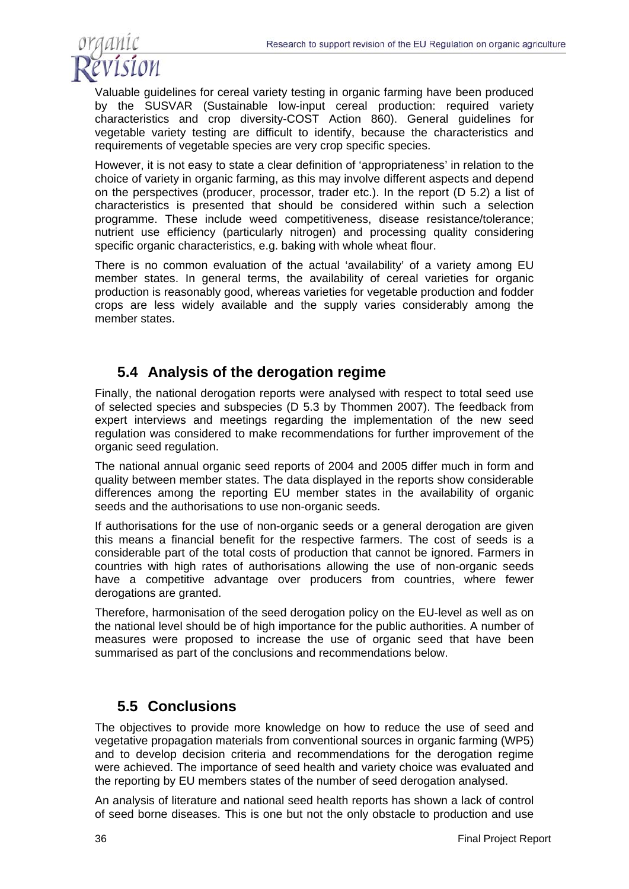Valuable guidelines for cereal variety testing in organic farming have been produced by the SUSVAR (Sustainable low-input cereal production: required variety characteristics and crop diversity-COST Action 860). General guidelines for vegetable variety testing are difficult to identify, because the characteristics and requirements of vegetable species are very crop specific species.

However, it is not easy to state a clear definition of 'appropriateness' in relation to the choice of variety in organic farming, as this may involve different aspects and depend on the perspectives (producer, processor, trader etc.). In the report (D 5.2) a list of characteristics is presented that should be considered within such a selection programme. These include weed competitiveness, disease resistance/tolerance; nutrient use efficiency (particularly nitrogen) and processing quality considering specific organic characteristics, e.g. baking with whole wheat flour.

There is no common evaluation of the actual 'availability' of a variety among EU member states. In general terms, the availability of cereal varieties for organic production is reasonably good, whereas varieties for vegetable production and fodder crops are less widely available and the supply varies considerably among the member states.

## 5.4 Analysis of the derogation regime

Finally, the national derogation reports were analysed with respect to total seed use of selected species and subspecies (D 5.3 by Thommen 2007). The feedback from expert interviews and meetings regarding the implementation of the new seed regulation was considered to make recommendations for further improvement of the organic seed regulation.

The national annual organic seed reports of 2004 and 2005 differ much in form and quality between member states. The data displayed in the reports show considerable differences among the reporting EU member states in the availability of organic seeds and the authorisations to use non-organic seeds.

If authorisations for the use of non-organic seeds or a general derogation are given this means a financial benefit for the respective farmers. The cost of seeds is a considerable part of the total costs of production that cannot be ignored. Farmers in countries with high rates of authorisations allowing the use of non-organic seeds have a competitive advantage over producers from countries, where fewer derogations are granted.

Therefore, harmonisation of the seed derogation policy on the EU-level as well as on the national level should be of high importance for the public authorities. A number of measures were proposed to increase the use of organic seed that have been summarised as part of the conclusions and recommendations below.

## 5.5 Conclusions

The objectives to provide more knowledge on how to reduce the use of seed and vegetative propagation materials from conventional sources in organic farming (WP5) and to develop decision criteria and recommendations for the derogation regime were achieved. The importance of seed health and variety choice was evaluated and the reporting by EU members states of the number of seed derogation analysed.

An analysis of literature and national seed health reports has shown a lack of control of seed borne diseases. This is one but not the only obstacle to production and use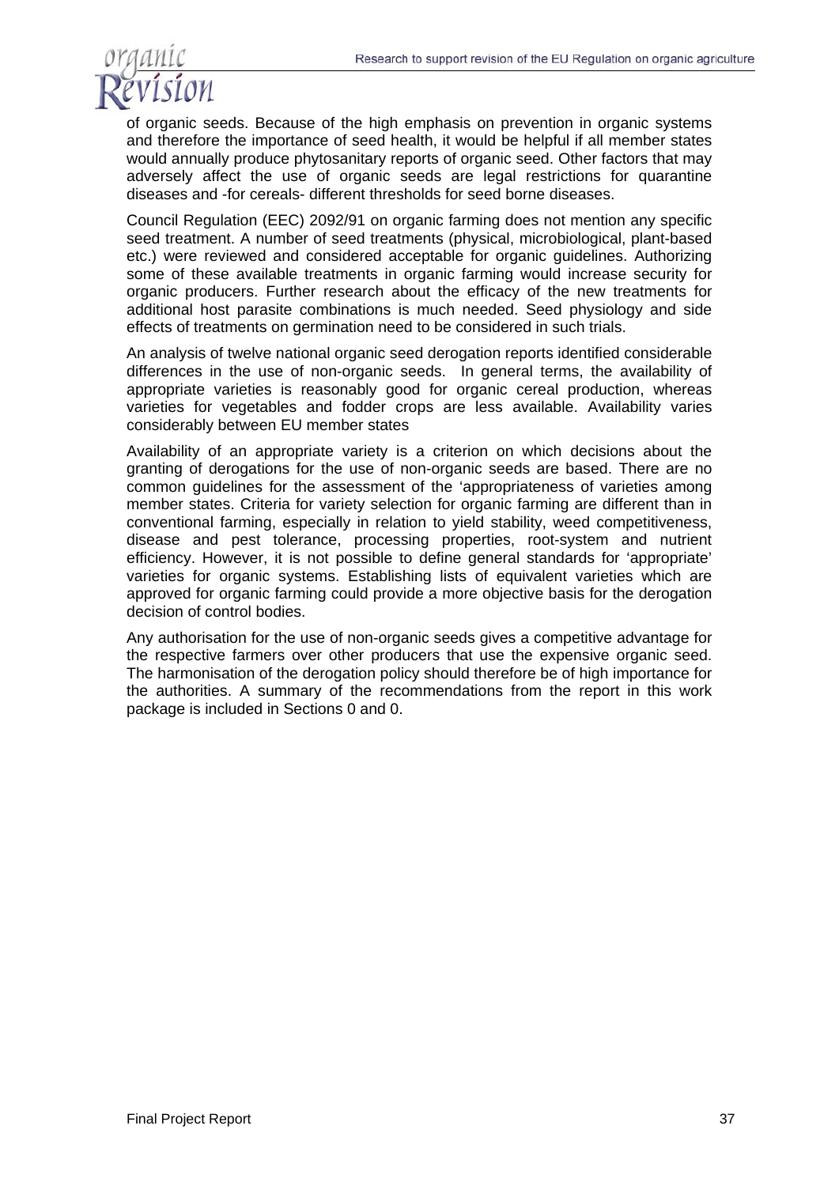of organic seeds. Because of the high emphasis on prevention in organic systems and therefore the importance of seed health, it would be helpful if all member states would annually produce phytosanitary reports of organic seed. Other factors that may adversely affect the use of organic seeds are legal restrictions for quarantine diseases and -for cereals- different thresholds for seed borne diseases.

Council Regulation (EEC) 2092/91 on organic farming does not mention any specific seed treatment. A number of seed treatments (physical, microbiological, plant-based etc.) were reviewed and considered acceptable for organic guidelines. Authorizing some of these available treatments in organic farming would increase security for organic producers. Further research about the efficacy of the new treatments for additional host parasite combinations is much needed. Seed physiology and side effects of treatments on germination need to be considered in such trials.

An analysis of twelve national organic seed derogation reports identified considerable differences in the use of non-organic seeds. In general terms, the availability of appropriate varieties is reasonably good for organic cereal production, whereas varieties for vegetables and fodder crops are less available. Availability varies considerably between EU member states

Availability of an appropriate variety is a criterion on which decisions about the granting of derogations for the use of non-organic seeds are based. There are no common guidelines for the assessment of the 'appropriateness of varieties among member states. Criteria for variety selection for organic farming are different than in conventional farming, especially in relation to yield stability, weed competitiveness, disease and pest tolerance, processing properties, root-system and nutrient efficiency. However, it is not possible to define general standards for 'appropriate' varieties for organic systems. Establishing lists of equivalent varieties which are approved for organic farming could provide a more objective basis for the derogation decision of control bodies.

Any authorisation for the use of non-organic seeds gives a competitive advantage for the respective farmers over other producers that use the expensive organic seed. The harmonisation of the derogation policy should therefore be of high importance for the authorities. A summary of the recommendations from the report in this work package is included in Sections 0 and 0.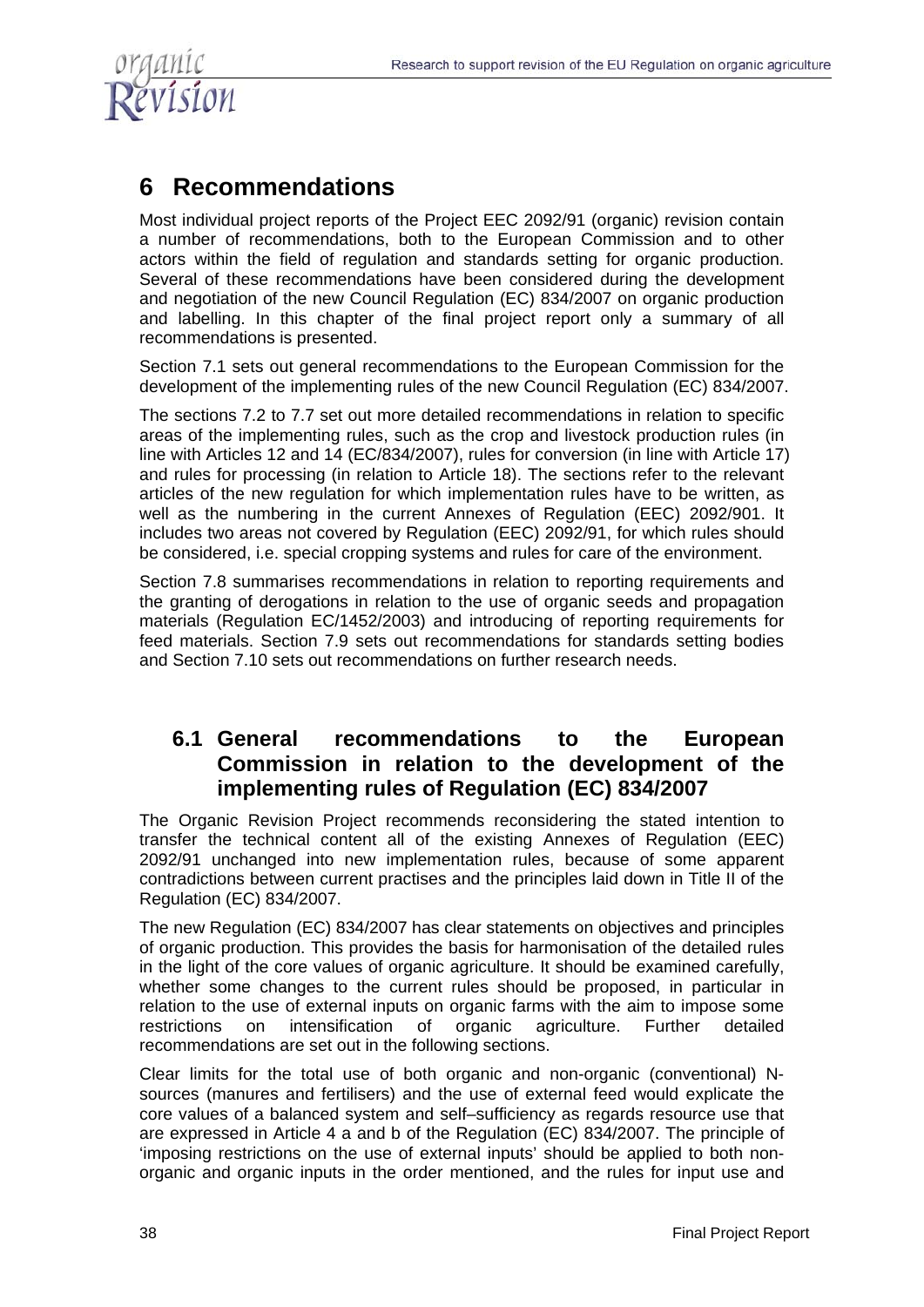# 6 Recommendations

Most individual project reports of the Project EEC 2092/91 (organic) revision contain a number of recommendations, both to the European Commission and to other actors within the field of regulation and standards setting for organic production. Several of these recommendations have been considered during the development and negotiation of the new Council Regulation (EC) 834/2007 on organic production and labelling. In this chapter of the final project report only a summary of all recommendations is presented.

Section 7.1 sets out general recommendations to the European Commission for the development of the implementing rules of the new Council Regulation (EC) 834/2007.

The sections 7.2 to 7.7 set out more detailed recommendations in relation to specific areas of the implementing rules, such as the crop and livestock production rules (in line with Articles 12 and 14 (EC/834/2007), rules for conversion (in line with Article 17) and rules for processing (in relation to Article 18). The sections refer to the relevant articles of the new regulation for which implementation rules have to be written, as well as the numbering in the current Annexes of Regulation (EEC) 2092/901. It includes two areas not covered by Regulation (EEC) 2092/91, for which rules should be considered, i.e. special cropping systems and rules for care of the environment.

Section 7.8 summarises recommendations in relation to reporting requirements and the granting of derogations in relation to the use of organic seeds and propagation materials (Regulation EC/1452/2003) and introducing of reporting requirements for feed materials. Section 7.9 sets out recommendations for standards setting bodies and Section 7.10 sets out recommendations on further research needs.

## 6.1 General recommendations to the European Commission in relation to the development of the implementing rules of Regulation (EC) 834/2007

The Organic Revision Project recommends reconsidering the stated intention to transfer the technical content all of the existing Annexes of Regulation (EEC) 2092/91 unchanged into new implementation rules, because of some apparent contradictions between current practises and the principles laid down in Title II of the Regulation (EC) 834/2007.

The new Regulation (EC) 834/2007 has clear statements on objectives and principles of organic production. This provides the basis for harmonisation of the detailed rules in the light of the core values of organic agriculture. It should be examined carefully, whether some changes to the current rules should be proposed, in particular in relation to the use of external inputs on organic farms with the aim to impose some restrictions on intensification of organic agriculture. Further detailed recommendations are set out in the following sections.

Clear limits for the total use of both organic and non-organic (conventional) N-sources (manures and fertilisers) and the use of external feed would explicate the core values of a balanced system and self–sufficiency as regards resource use that are expressed in Article 4 a and b of the Regulation (EC) 834/2007. The principle of 'imposing restrictions on the use of external inputs' should be applied to both non-organic and organic inputs in the order mentioned, and the rules for input use and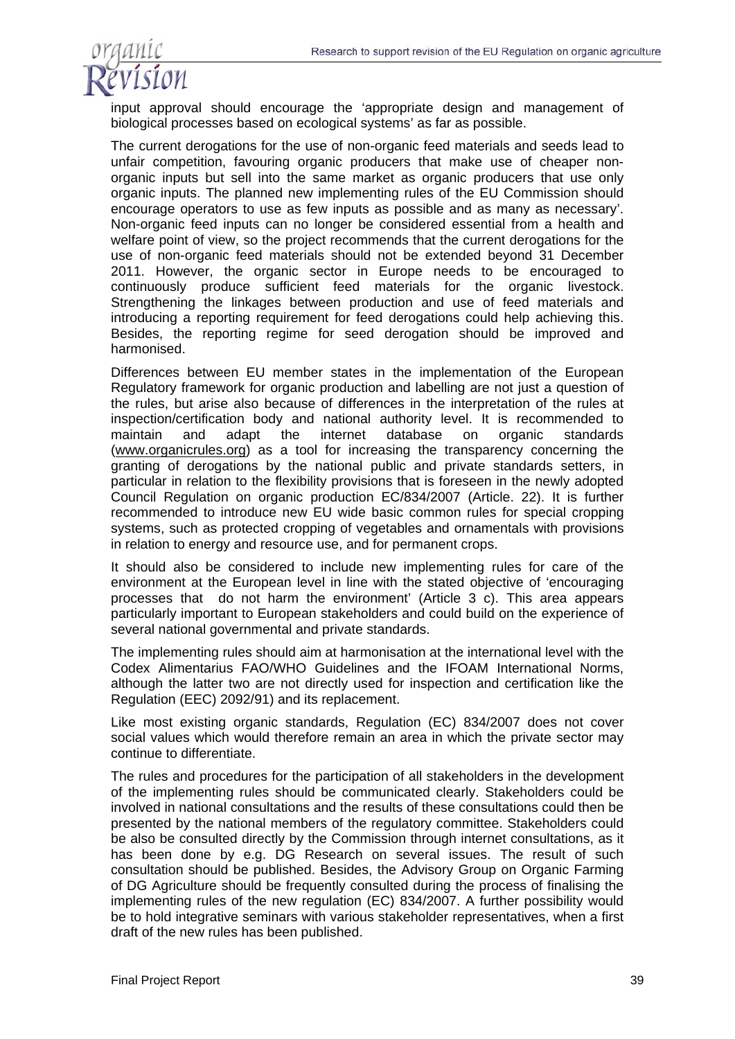input approval should encourage the 'appropriate design and management of biological processes based on ecological systems' as far as possible.

The current derogations for the use of non-organic feed materials and seeds lead to unfair competition, favouring organic producers that make use of cheaper non-organic inputs but sell into the same market as organic producers that use only organic inputs. The planned new implementing rules of the EU Commission should encourage operators to use as few inputs as possible and as many as necessary'. Non-organic feed inputs can no longer be considered essential from a health and welfare point of view, so the project recommends that the current derogations for the use of non-organic feed materials should not be extended beyond 31 December 2011. However, the organic sector in Europe needs to be encouraged to continuously produce sufficient feed materials for the organic livestock. Strengthening the linkages between production and use of feed materials and introducing a reporting requirement for feed derogations could help achieving this. Besides, the reporting regime for seed derogation should be improved and harmonised.

Differences between EU member states in the implementation of the European Regulatory framework for organic production and labelling are not just a question of the rules, but arise also because of differences in the interpretation of the rules at inspection/certification body and national authority level. It is recommended to maintain and adapt the internet database on organic standards (www.organicrules.org) as a tool for increasing the transparency concerning the granting of derogations by the national public and private standards setters, in particular in relation to the flexibility provisions that is foreseen in the newly adopted Council Regulation on organic production EC/834/2007 (Article. 22). It is further recommended to introduce new EU wide basic common rules for special cropping systems, such as protected cropping of vegetables and ornamentals with provisions in relation to energy and resource use, and for permanent crops.

It should also be considered to include new implementing rules for care of the environment at the European level in line with the stated objective of 'encouraging processes that do not harm the environment' (Article 3 c). This area appears particularly important to European stakeholders and could build on the experience of several national governmental and private standards.

The implementing rules should aim at harmonisation at the international level with the Codex Alimentarius FAO/WHO Guidelines and the IFOAM International Norms, although the latter two are not directly used for inspection and certification like the Regulation (EEC) 2092/91) and its replacement.

Like most existing organic standards, Regulation (EC) 834/2007 does not cover social values which would therefore remain an area in which the private sector may continue to differentiate.

The rules and procedures for the participation of all stakeholders in the development of the implementing rules should be communicated clearly. Stakeholders could be involved in national consultations and the results of these consultations could then be presented by the national members of the regulatory committee. Stakeholders could be also be consulted directly by the Commission through internet consultations, as it has been done by e.g. DG Research on several issues. The result of such consultation should be published. Besides, the Advisory Group on Organic Farming of DG Agriculture should be frequently consulted during the process of finalising the implementing rules of the new regulation (EC) 834/2007. A further possibility would be to hold integrative seminars with various stakeholder representatives, when a first draft of the new rules has been published.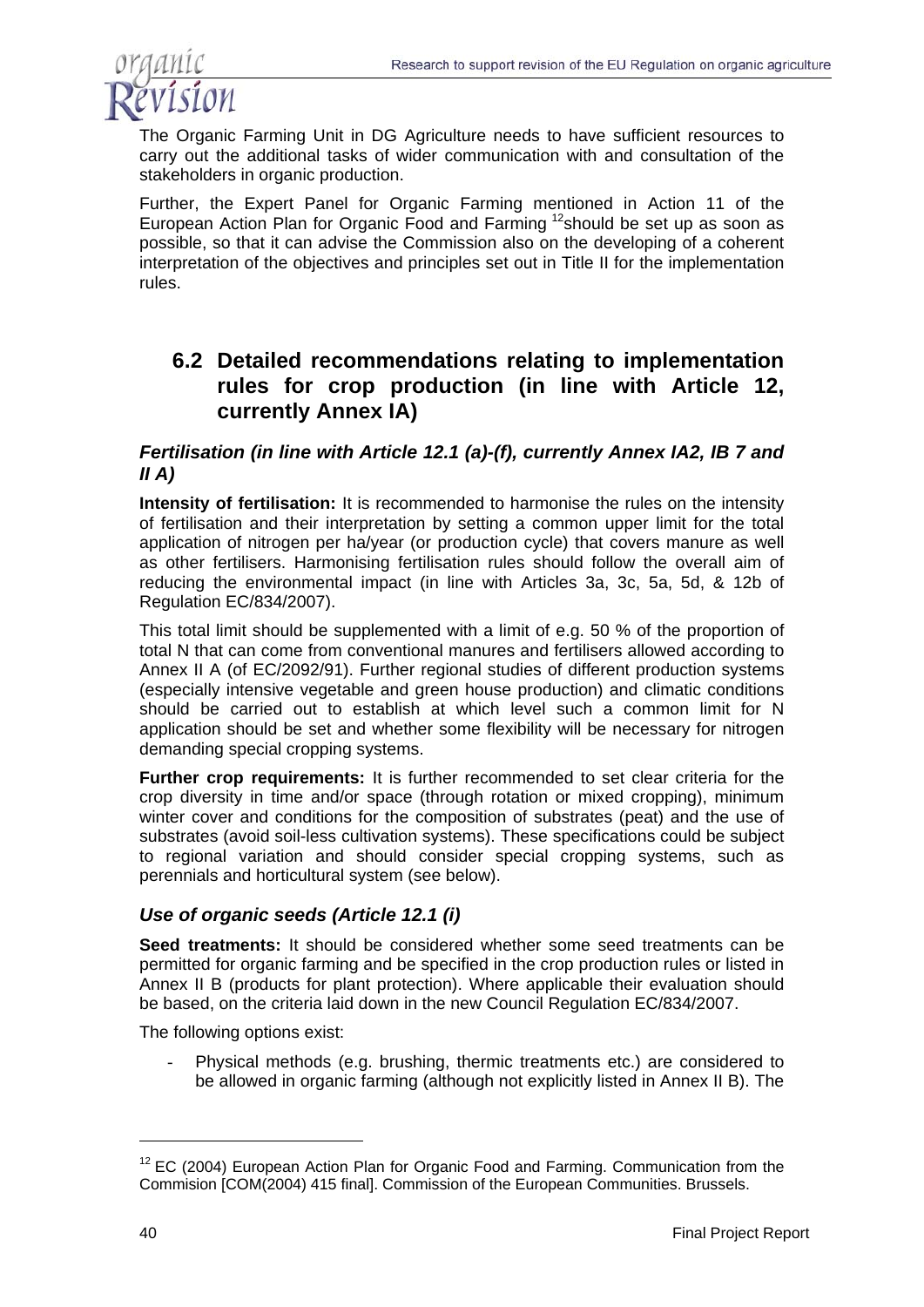The Organic Farming Unit in DG Agriculture needs to have sufficient resources to carry out the additional tasks of wider communication with and consultation of the stakeholders in organic production.

Further, the Expert Panel for Organic Farming mentioned in Action 11 of the European Action Plan for Organic Food and Farming [12] should be set up as soon as possible, so that it can advise the Commission also on the developing of a coherent interpretation of the objectives and principles set out in Title II for the implementation rules.

## 6.2 Detailed recommendations relating to implementation rules for crop production (in line with Article 12, currently Annex IA)

### *Fertilisation (in line with Article 12.1 (a)-(f), currently Annex IA2, IB 7 and II A)*

**Intensity of fertilisation:** It is recommended to harmonise the rules on the intensity of fertilisation and their interpretation by setting a common upper limit for the total application of nitrogen per ha/year (or production cycle) that covers manure as well as other fertilisers. Harmonising fertilisation rules should follow the overall aim of reducing the environmental impact (in line with Articles 3a, 3c, 5a, 5d, & 12b of Regulation EC/834/2007).

This total limit should be supplemented with a limit of e.g. 50 % of the proportion of total N that can come from conventional manures and fertilisers allowed according to Annex II A (of EC/2092/91). Further regional studies of different production systems (especially intensive vegetable and green house production) and climatic conditions should be carried out to establish at which level such a common limit for N application should be set and whether some flexibility will be necessary for nitrogen demanding special cropping systems.

**Further crop requirements:** It is further recommended to set clear criteria for the crop diversity in time and/or space (through rotation or mixed cropping), minimum winter cover and conditions for the composition of substrates (peat) and the use of substrates (avoid soil-less cultivation systems). These specifications could be subject to regional variation and should consider special cropping systems, such as perennials and horticultural system (see below).

### *Use of organic seeds (Article 12.1 (i)*

**Seed treatments:** It should be considered whether some seed treatments can be permitted for organic farming and be specified in the crop production rules or listed in Annex II B (products for plant protection). Where applicable their evaluation should be based, on the criteria laid down in the new Council Regulation EC/834/2007.

The following options exist:

- Physical methods (e.g. brushing, thermic treatments etc.) are considered to be allowed in organic farming (although not explicitly listed in Annex II B). The

[12] EC (2004) European Action Plan for Organic Food and Farming. Communication from the Commision [COM(2004) 415 final]. Commission of the European Communities. Brussels.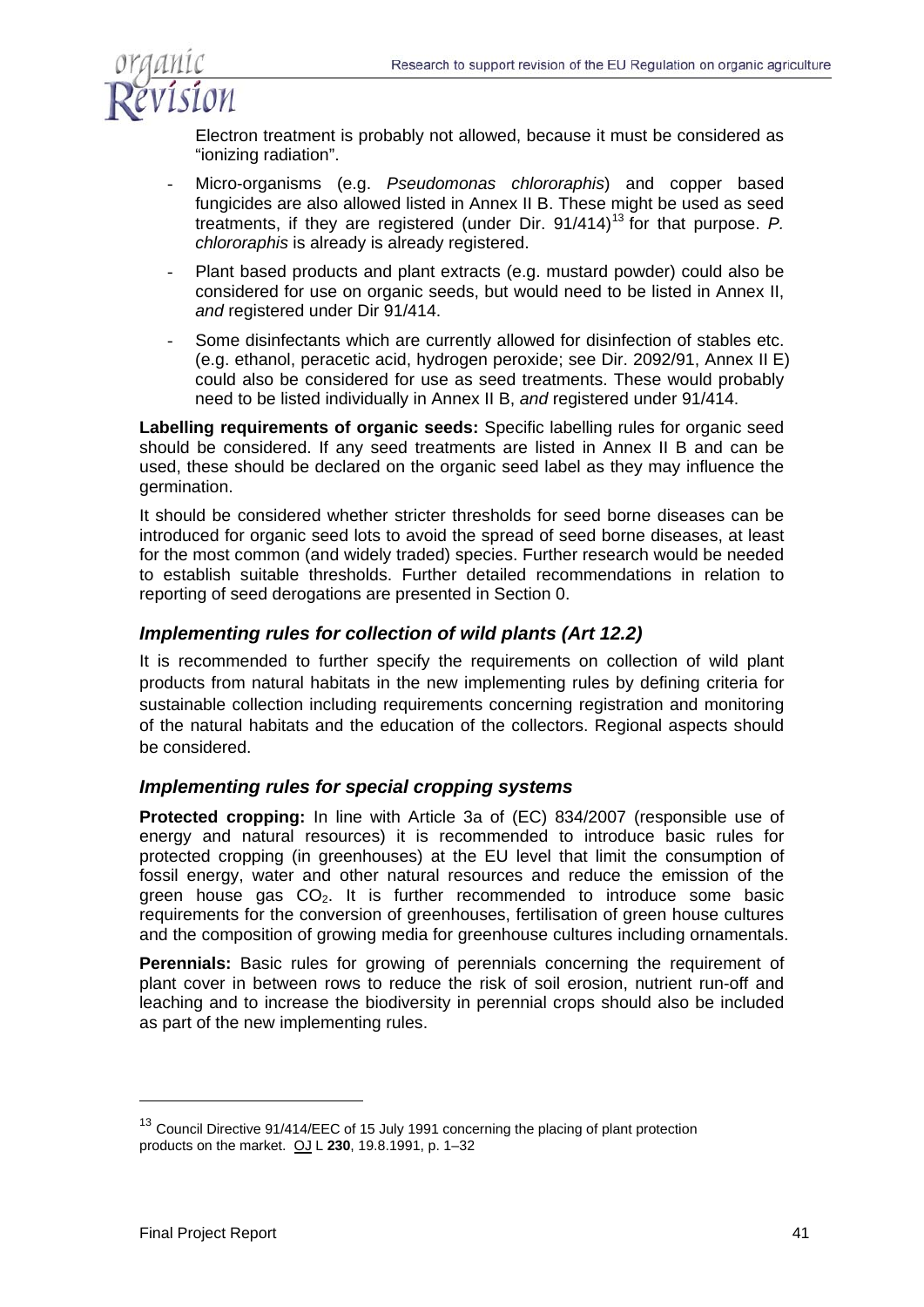Electron treatment is probably not allowed, because it must be considered as "ionizing radiation".

- Micro-organisms (e.g. *Pseudomonas chlororaphis*) and copper based fungicides are also allowed listed in Annex II B. These might be used as seed treatments, if they are registered (under Dir. 91/414)[13] for that purpose. *P. chlororaphis* is already is already registered.
- Plant based products and plant extracts (e.g. mustard powder) could also be considered for use on organic seeds, but would need to be listed in Annex II, *and* registered under Dir 91/414.
- Some disinfectants which are currently allowed for disinfection of stables etc. (e.g. ethanol, peracetic acid, hydrogen peroxide; see Dir. 2092/91, Annex II E) could also be considered for use as seed treatments. These would probably need to be listed individually in Annex II B, *and* registered under 91/414.

**Labelling requirements of organic seeds:** Specific labelling rules for organic seed should be considered. If any seed treatments are listed in Annex II B and can be used, these should be declared on the organic seed label as they may influence the germination.

It should be considered whether stricter thresholds for seed borne diseases can be introduced for organic seed lots to avoid the spread of seed borne diseases, at least for the most common (and widely traded) species. Further research would be needed to establish suitable thresholds. Further detailed recommendations in relation to reporting of seed derogations are presented in Section 0.

### *Implementing rules for collection of wild plants (Art 12.2)*

It is recommended to further specify the requirements on collection of wild plant products from natural habitats in the new implementing rules by defining criteria for sustainable collection including requirements concerning registration and monitoring of the natural habitats and the education of the collectors. Regional aspects should be considered.

### *Implementing rules for special cropping systems*

**Protected cropping:** In line with Article 3a of (EC) 834/2007 (responsible use of energy and natural resources) it is recommended to introduce basic rules for protected cropping (in greenhouses) at the EU level that limit the consumption of fossil energy, water and other natural resources and reduce the emission of the green house gas $CO_2$. It is further recommended to introduce some basic requirements for the conversion of greenhouses, fertilisation of green house cultures and the composition of growing media for greenhouse cultures including ornamentals.

**Perennials:** Basic rules for growing of perennials concerning the requirement of plant cover in between rows to reduce the risk of soil erosion, nutrient run-off and leaching and to increase the biodiversity in perennial crops should also be included as part of the new implementing rules.

---

[13] Council Directive 91/414/EEC of 15 July 1991 concerning the placing of plant protection products on the market. OJ L **230**, 19.8.1991, p. 1–32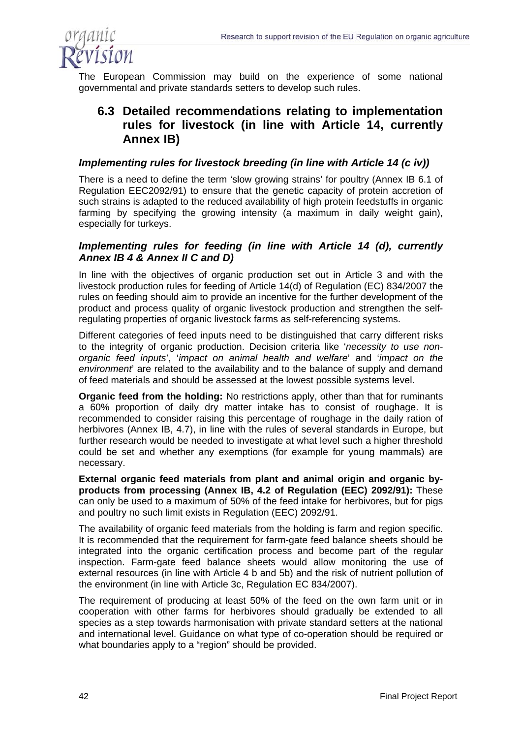The European Commission may build on the experience of some national governmental and private standards setters to develop such rules.

## 6.3 Detailed recommendations relating to implementation rules for livestock (in line with Article 14, currently Annex IB)

### *Implementing rules for livestock breeding (in line with Article 14 (c iv))*

There is a need to define the term 'slow growing strains' for poultry (Annex IB 6.1 of Regulation EEC2092/91) to ensure that the genetic capacity of protein accretion of such strains is adapted to the reduced availability of high protein feedstuffs in organic farming by specifying the growing intensity (a maximum in daily weight gain), especially for turkeys.

### *Implementing rules for feeding (in line with Article 14 (d), currently Annex IB 4 & Annex II C and D)*

In line with the objectives of organic production set out in Article 3 and with the livestock production rules for feeding of Article 14(d) of Regulation (EC) 834/2007 the rules on feeding should aim to provide an incentive for the further development of the product and process quality of organic livestock production and strengthen the self-regulating properties of organic livestock farms as self-referencing systems.

Different categories of feed inputs need to be distinguished that carry different risks to the integrity of organic production. Decision criteria like '*necessity to use non-organic feed inputs*', '*impact on animal health and welfare*' and '*impact on the environment*' are related to the availability and to the balance of supply and demand of feed materials and should be assessed at the lowest possible systems level.

**Organic feed from the holding:** No restrictions apply, other than that for ruminants a 60% proportion of daily dry matter intake has to consist of roughage. It is recommended to consider raising this percentage of roughage in the daily ration of herbivores (Annex IB, 4.7), in line with the rules of several standards in Europe, but further research would be needed to investigate at what level such a higher threshold could be set and whether any exemptions (for example for young mammals) are necessary.

**External organic feed materials from plant and animal origin and organic by-products from processing (Annex IB, 4.2 of Regulation (EEC) 2092/91):** These can only be used to a maximum of 50% of the feed intake for herbivores, but for pigs and poultry no such limit exists in Regulation (EEC) 2092/91.

The availability of organic feed materials from the holding is farm and region specific. It is recommended that the requirement for farm-gate feed balance sheets should be integrated into the organic certification process and become part of the regular inspection. Farm-gate feed balance sheets would allow monitoring the use of external resources (in line with Article 4 b and 5b) and the risk of nutrient pollution of the environment (in line with Article 3c, Regulation EC 834/2007).

The requirement of producing at least 50% of the feed on the own farm unit or in cooperation with other farms for herbivores should gradually be extended to all species as a step towards harmonisation with private standard setters at the national and international level. Guidance on what type of co-operation should be required or what boundaries apply to a "region" should be provided.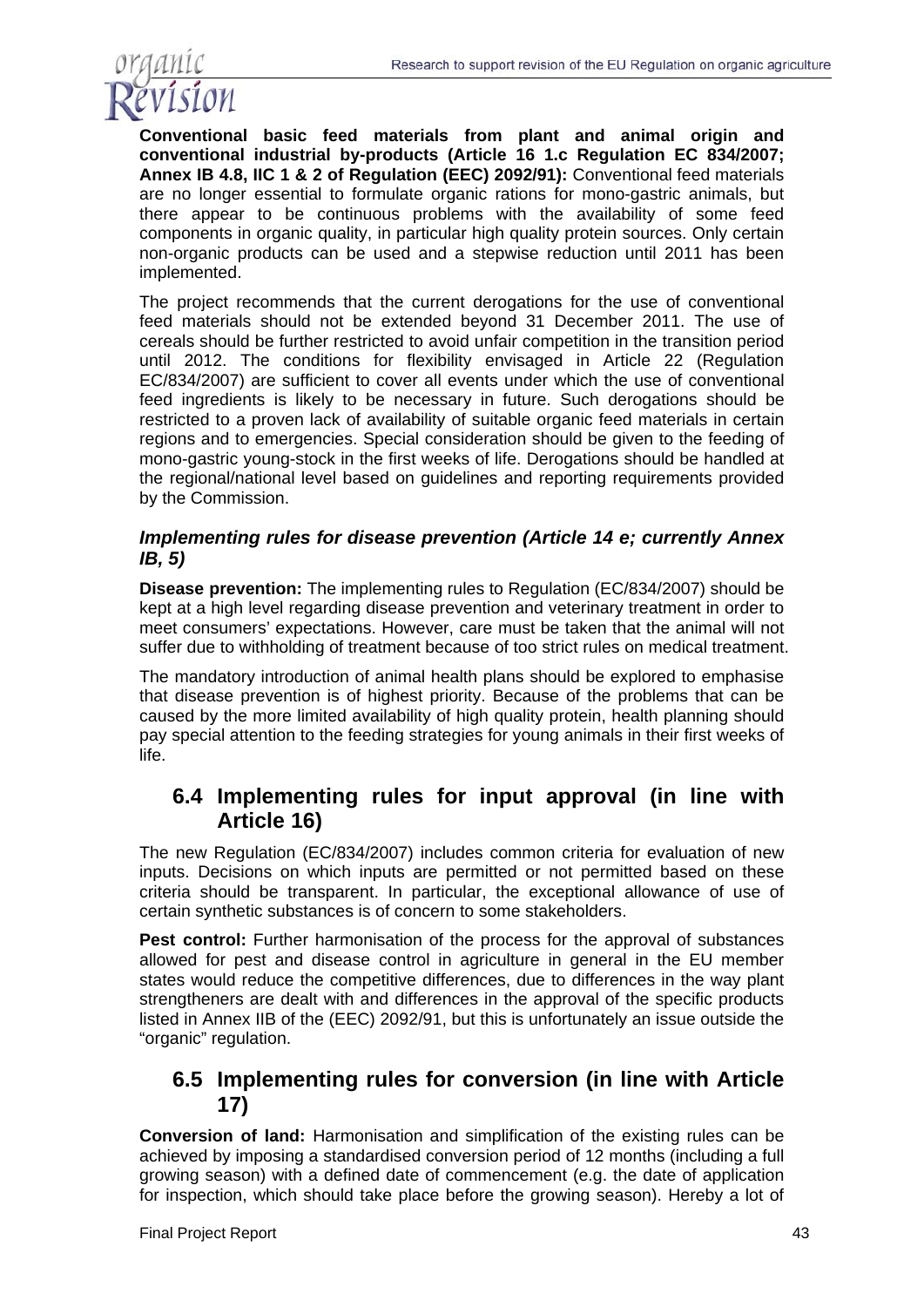**Conventional basic feed materials from plant and animal origin and conventional industrial by-products (Article 16 1.c Regulation EC 834/2007; Annex IB 4.8, IIC 1 & 2 of Regulation (EEC) 2092/91):** Conventional feed materials are no longer essential to formulate organic rations for mono-gastric animals, but there appear to be continuous problems with the availability of some feed components in organic quality, in particular high quality protein sources. Only certain non-organic products can be used and a stepwise reduction until 2011 has been implemented.

The project recommends that the current derogations for the use of conventional feed materials should not be extended beyond 31 December 2011. The use of cereals should be further restricted to avoid unfair competition in the transition period until 2012. The conditions for flexibility envisaged in Article 22 (Regulation EC/834/2007) are sufficient to cover all events under which the use of conventional feed ingredients is likely to be necessary in future. Such derogations should be restricted to a proven lack of availability of suitable organic feed materials in certain regions and to emergencies. Special consideration should be given to the feeding of mono-gastric young-stock in the first weeks of life. Derogations should be handled at the regional/national level based on guidelines and reporting requirements provided by the Commission.

### *Implementing rules for disease prevention (Article 14 e; currently Annex IB, 5)*

**Disease prevention:** The implementing rules to Regulation (EC/834/2007) should be kept at a high level regarding disease prevention and veterinary treatment in order to meet consumers' expectations. However, care must be taken that the animal will not suffer due to withholding of treatment because of too strict rules on medical treatment.

The mandatory introduction of animal health plans should be explored to emphasise that disease prevention is of highest priority. Because of the problems that can be caused by the more limited availability of high quality protein, health planning should pay special attention to the feeding strategies for young animals in their first weeks of life.

## 6.4 Implementing rules for input approval (in line with Article 16)

The new Regulation (EC/834/2007) includes common criteria for evaluation of new inputs. Decisions on which inputs are permitted or not permitted based on these criteria should be transparent. In particular, the exceptional allowance of use of certain synthetic substances is of concern to some stakeholders.

**Pest control:** Further harmonisation of the process for the approval of substances allowed for pest and disease control in agriculture in general in the EU member states would reduce the competitive differences, due to differences in the way plant strengtheners are dealt with and differences in the approval of the specific products listed in Annex IIB of the (EEC) 2092/91, but this is unfortunately an issue outside the "organic" regulation.

## 6.5 Implementing rules for conversion (in line with Article 17)

**Conversion of land:** Harmonisation and simplification of the existing rules can be achieved by imposing a standardised conversion period of 12 months (including a full growing season) with a defined date of commencement (e.g. the date of application for inspection, which should take place before the growing season). Hereby a lot of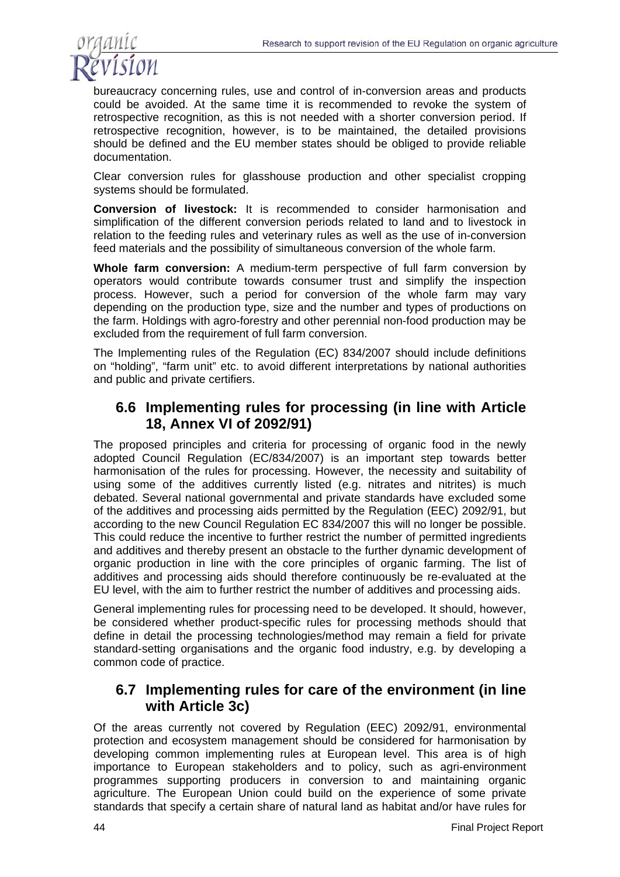bureaucracy concerning rules, use and control of in-conversion areas and products could be avoided. At the same time it is recommended to revoke the system of retrospective recognition, as this is not needed with a shorter conversion period. If retrospective recognition, however, is to be maintained, the detailed provisions should be defined and the EU member states should be obliged to provide reliable documentation.

Clear conversion rules for glasshouse production and other specialist cropping systems should be formulated.

**Conversion of livestock:** It is recommended to consider harmonisation and simplification of the different conversion periods related to land and to livestock in relation to the feeding rules and veterinary rules as well as the use of in-conversion feed materials and the possibility of simultaneous conversion of the whole farm.

**Whole farm conversion:** A medium-term perspective of full farm conversion by operators would contribute towards consumer trust and simplify the inspection process. However, such a period for conversion of the whole farm may vary depending on the production type, size and the number and types of productions on the farm. Holdings with agro-forestry and other perennial non-food production may be excluded from the requirement of full farm conversion.

The Implementing rules of the Regulation (EC) 834/2007 should include definitions on “holding”, “farm unit” etc. to avoid different interpretations by national authorities and public and private certifiers.

## 6.6 Implementing rules for processing (in line with Article 18, Annex VI of 2092/91)

The proposed principles and criteria for processing of organic food in the newly adopted Council Regulation (EC/834/2007) is an important step towards better harmonisation of the rules for processing. However, the necessity and suitability of using some of the additives currently listed (e.g. nitrates and nitrites) is much debated. Several national governmental and private standards have excluded some of the additives and processing aids permitted by the Regulation (EEC) 2092/91, but according to the new Council Regulation EC 834/2007 this will no longer be possible. This could reduce the incentive to further restrict the number of permitted ingredients and additives and thereby present an obstacle to the further dynamic development of organic production in line with the core principles of organic farming. The list of additives and processing aids should therefore continuously be re-evaluated at the EU level, with the aim to further restrict the number of additives and processing aids.

General implementing rules for processing need to be developed. It should, however, be considered whether product-specific rules for processing methods should that define in detail the processing technologies/method may remain a field for private standard-setting organisations and the organic food industry, e.g. by developing a common code of practice.

## 6.7 Implementing rules for care of the environment (in line with Article 3c)

Of the areas currently not covered by Regulation (EEC) 2092/91, environmental protection and ecosystem management should be considered for harmonisation by developing common implementing rules at European level. This area is of high importance to European stakeholders and to policy, such as agri-environment programmes supporting producers in conversion to and maintaining organic agriculture. The European Union could build on the experience of some private standards that specify a certain share of natural land as habitat and/or have rules for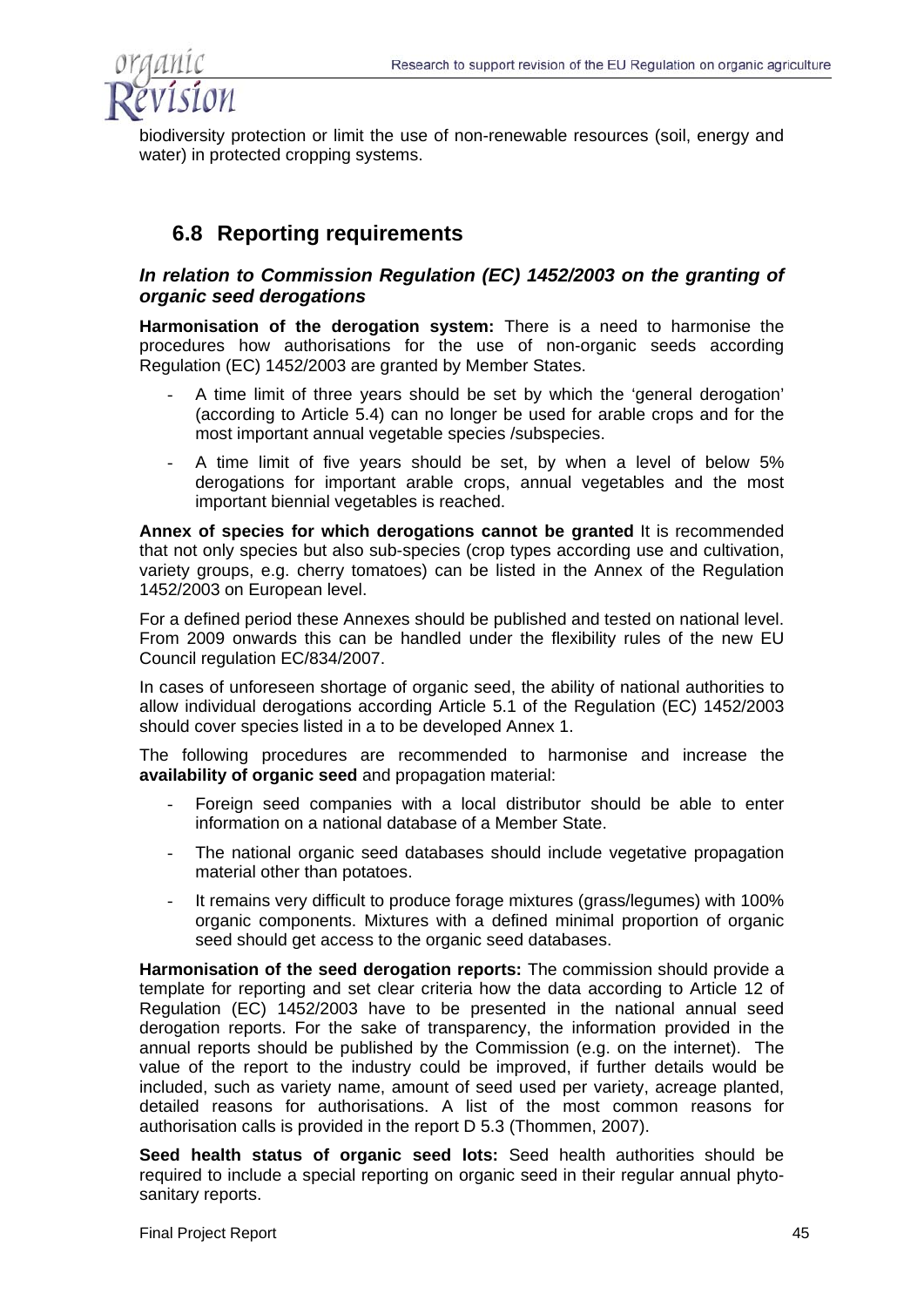biodiversity protection or limit the use of non-renewable resources (soil, energy and water) in protected cropping systems.

## 6.8 Reporting requirements

***In relation to Commission Regulation (EC) 1452/2003 on the granting of organic seed derogations***

**Harmonisation of the derogation system:** There is a need to harmonise the procedures how authorisations for the use of non-organic seeds according Regulation (EC) 1452/2003 are granted by Member States.

- A time limit of three years should be set by which the 'general derogation' (according to Article 5.4) can no longer be used for arable crops and for the most important annual vegetable species /subspecies.
- A time limit of five years should be set, by when a level of below 5% derogations for important arable crops, annual vegetables and the most important biennial vegetables is reached.

**Annex of species for which derogations cannot be granted** It is recommended that not only species but also sub-species (crop types according use and cultivation, variety groups, e.g. cherry tomatoes) can be listed in the Annex of the Regulation 1452/2003 on European level.

For a defined period these Annexes should be published and tested on national level. From 2009 onwards this can be handled under the flexibility rules of the new EU Council regulation EC/834/2007.

In cases of unforeseen shortage of organic seed, the ability of national authorities to allow individual derogations according Article 5.1 of the Regulation (EC) 1452/2003 should cover species listed in a to be developed Annex 1.

The following procedures are recommended to harmonise and increase the **availability of organic seed** and propagation material:

- Foreign seed companies with a local distributor should be able to enter information on a national database of a Member State.
- The national organic seed databases should include vegetative propagation material other than potatoes.
- It remains very difficult to produce forage mixtures (grass/legumes) with 100% organic components. Mixtures with a defined minimal proportion of organic seed should get access to the organic seed databases.

**Harmonisation of the seed derogation reports:** The commission should provide a template for reporting and set clear criteria how the data according to Article 12 of Regulation (EC) 1452/2003 have to be presented in the national annual seed derogation reports. For the sake of transparency, the information provided in the annual reports should be published by the Commission (e.g. on the internet). The value of the report to the industry could be improved, if further details would be included, such as variety name, amount of seed used per variety, acreage planted, detailed reasons for authorisations. A list of the most common reasons for authorisation calls is provided in the report D 5.3 (Thommen, 2007).

**Seed health status of organic seed lots:** Seed health authorities should be required to include a special reporting on organic seed in their regular annual phyto-sanitary reports.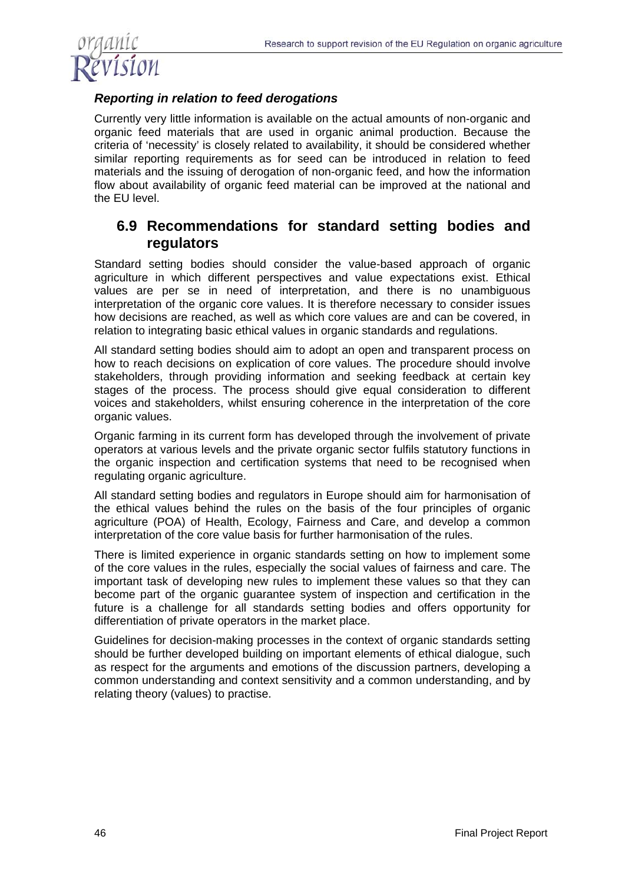***Reporting in relation to feed derogations***

Currently very little information is available on the actual amounts of non-organic and organic feed materials that are used in organic animal production. Because the criteria of 'necessity' is closely related to availability, it should be considered whether similar reporting requirements as for seed can be introduced in relation to feed materials and the issuing of derogation of non-organic feed, and how the information flow about availability of organic feed material can be improved at the national and the EU level.

## 6.9 Recommendations for standard setting bodies and regulators

Standard setting bodies should consider the value-based approach of organic agriculture in which different perspectives and value expectations exist. Ethical values are per se in need of interpretation, and there is no unambiguous interpretation of the organic core values. It is therefore necessary to consider issues how decisions are reached, as well as which core values are and can be covered, in relation to integrating basic ethical values in organic standards and regulations.

All standard setting bodies should aim to adopt an open and transparent process on how to reach decisions on explication of core values. The procedure should involve stakeholders, through providing information and seeking feedback at certain key stages of the process. The process should give equal consideration to different voices and stakeholders, whilst ensuring coherence in the interpretation of the core organic values.

Organic farming in its current form has developed through the involvement of private operators at various levels and the private organic sector fulfils statutory functions in the organic inspection and certification systems that need to be recognised when regulating organic agriculture.

All standard setting bodies and regulators in Europe should aim for harmonisation of the ethical values behind the rules on the basis of the four principles of organic agriculture (POA) of Health, Ecology, Fairness and Care, and develop a common interpretation of the core value basis for further harmonisation of the rules.

There is limited experience in organic standards setting on how to implement some of the core values in the rules, especially the social values of fairness and care. The important task of developing new rules to implement these values so that they can become part of the organic guarantee system of inspection and certification in the future is a challenge for all standards setting bodies and offers opportunity for differentiation of private operators in the market place.

Guidelines for decision-making processes in the context of organic standards setting should be further developed building on important elements of ethical dialogue, such as respect for the arguments and emotions of the discussion partners, developing a common understanding and context sensitivity and a common understanding, and by relating theory (values) to practise.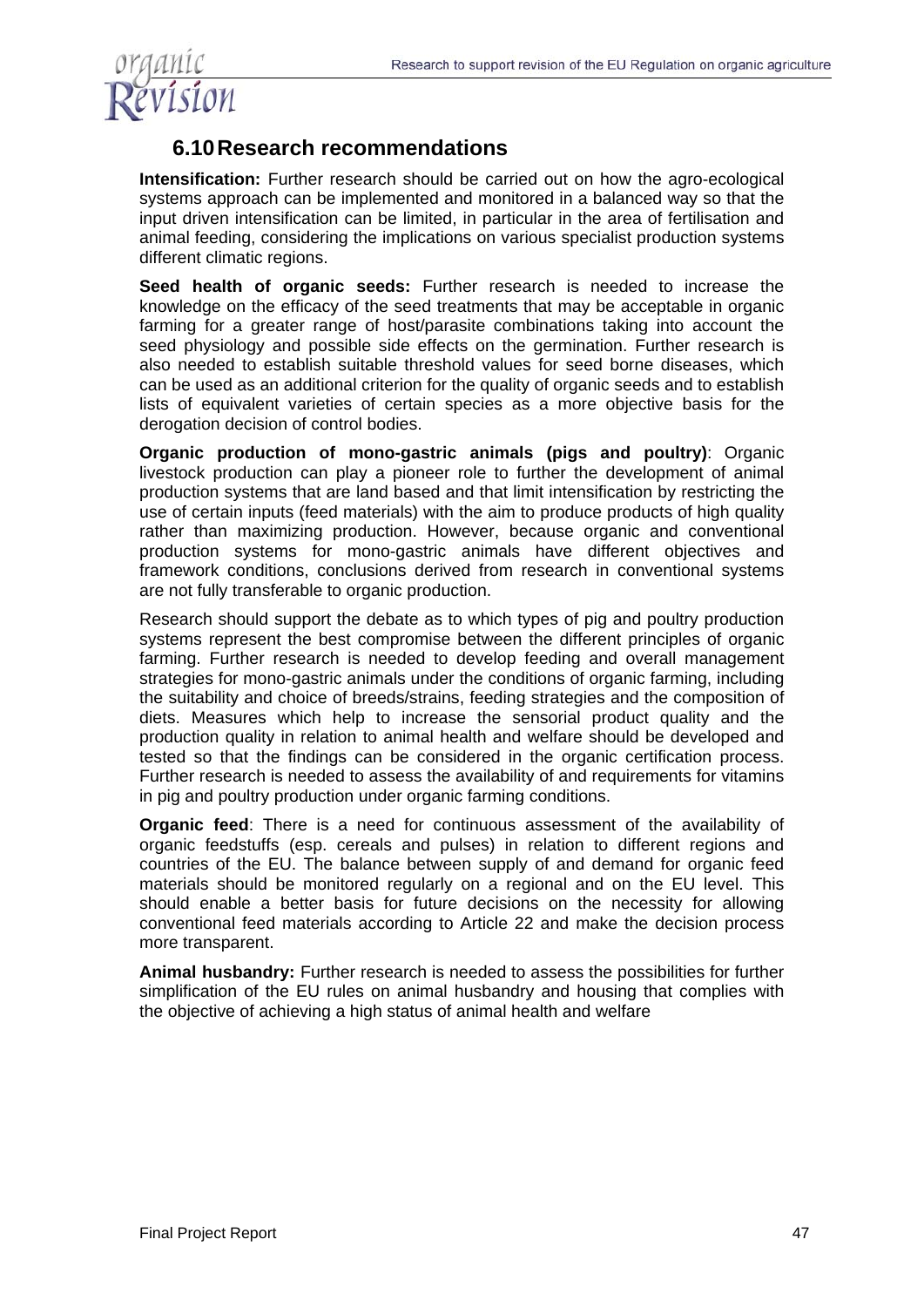## 6.10 Research recommendations

**Intensification:** Further research should be carried out on how the agro-ecological systems approach can be implemented and monitored in a balanced way so that the input driven intensification can be limited, in particular in the area of fertilisation and animal feeding, considering the implications on various specialist production systems different climatic regions.

**Seed health of organic seeds:** Further research is needed to increase the knowledge on the efficacy of the seed treatments that may be acceptable in organic farming for a greater range of host/parasite combinations taking into account the seed physiology and possible side effects on the germination. Further research is also needed to establish suitable threshold values for seed borne diseases, which can be used as an additional criterion for the quality of organic seeds and to establish lists of equivalent varieties of certain species as a more objective basis for the derogation decision of control bodies.

**Organic production of mono-gastric animals (pigs and poultry)**: Organic livestock production can play a pioneer role to further the development of animal production systems that are land based and that limit intensification by restricting the use of certain inputs (feed materials) with the aim to produce products of high quality rather than maximizing production. However, because organic and conventional production systems for mono-gastric animals have different objectives and framework conditions, conclusions derived from research in conventional systems are not fully transferable to organic production.

Research should support the debate as to which types of pig and poultry production systems represent the best compromise between the different principles of organic farming. Further research is needed to develop feeding and overall management strategies for mono-gastric animals under the conditions of organic farming, including the suitability and choice of breeds/strains, feeding strategies and the composition of diets. Measures which help to increase the sensorial product quality and the production quality in relation to animal health and welfare should be developed and tested so that the findings can be considered in the organic certification process. Further research is needed to assess the availability of and requirements for vitamins in pig and poultry production under organic farming conditions.

**Organic feed**: There is a need for continuous assessment of the availability of organic feedstuffs (esp. cereals and pulses) in relation to different regions and countries of the EU. The balance between supply of and demand for organic feed materials should be monitored regularly on a regional and on the EU level. This should enable a better basis for future decisions on the necessity for allowing conventional feed materials according to Article 22 and make the decision process more transparent.

**Animal husbandry:** Further research is needed to assess the possibilities for further simplification of the EU rules on animal husbandry and housing that complies with the objective of achieving a high status of animal health and welfare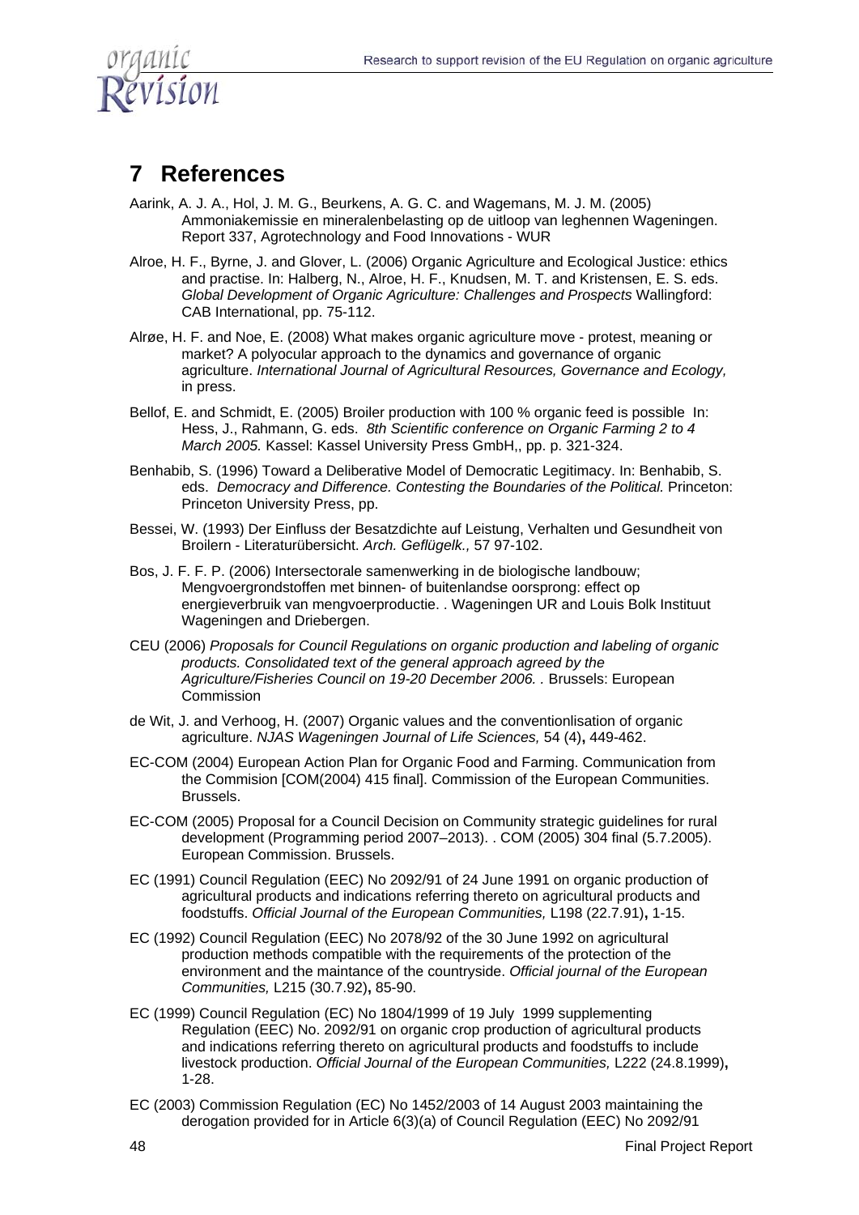# 7 References

Aarink, A. J. A., Hol, J. M. G., Beurkens, A. G. C. and Wagemans, M. J. M. (2005) Ammoniakemissie en mineralenbelasting op de uitloop van leghennen Wageningen. Report 337, Agrotechnology and Food Innovations - WUR

Alroe, H. F., Byrne, J. and Glover, L. (2006) Organic Agriculture and Ecological Justice: ethics and practise. In: Halberg, N., Alroe, H. F., Knudsen, M. T. and Kristensen, E. S. eds. *Global Development of Organic Agriculture: Challenges and Prospects* Wallingford: CAB International, pp. 75-112.

Alrøe, H. F. and Noe, E. (2008) What makes organic agriculture move - protest, meaning or market? A polyocular approach to the dynamics and governance of organic agriculture. *International Journal of Agricultural Resources, Governance and Ecology,* in press.

Bellof, E. and Schmidt, E. (2005) Broiler production with 100 % organic feed is possible In: Hess, J., Rahmann, G. eds. *8th Scientific conference on Organic Farming 2 to 4 March 2005.* Kassel: Kassel University Press GmbH,, pp. p. 321-324.

Benhabib, S. (1996) Toward a Deliberative Model of Democratic Legitimacy. In: Benhabib, S. eds. *Democracy and Difference. Contesting the Boundaries of the Political.* Princeton: Princeton University Press, pp.

Bessei, W. (1993) Der Einfluss der Besatzdichte auf Leistung, Verhalten und Gesundheit von Broilern - Literaturübersicht. *Arch. Geflügelk.,* 57 97-102.

Bos, J. F. F. P. (2006) Intersectorale samenwerking in de biologische landbouw; Mengvoergrondstoffen met binnen- of buitenlandse oorsprong: effect op energieverbruik van mengvoerproductie. . Wageningen UR and Louis Bolk Instituut Wageningen and Driebergen.

CEU (2006) *Proposals for Council Regulations on organic production and labeling of organic products. Consolidated text of the general approach agreed by the Agriculture/Fisheries Council on 19-20 December 2006. .* Brussels: European Commission

de Wit, J. and Verhoog, H. (2007) Organic values and the conventionlisation of organic agriculture. *NJAS Wageningen Journal of Life Sciences,* 54 (4)**,** 449-462.

EC-COM (2004) European Action Plan for Organic Food and Farming. Communication from the Commision [COM(2004) 415 final]. Commission of the European Communities. Brussels.

EC-COM (2005) Proposal for a Council Decision on Community strategic guidelines for rural development (Programming period 2007–2013). . COM (2005) 304 final (5.7.2005). European Commission. Brussels.

EC (1991) Council Regulation (EEC) No 2092/91 of 24 June 1991 on organic production of agricultural products and indications referring thereto on agricultural products and foodstuffs. *Official Journal of the European Communities,* L198 (22.7.91)**,** 1-15.

EC (1992) Council Regulation (EEC) No 2078/92 of the 30 June 1992 on agricultural production methods compatible with the requirements of the protection of the environment and the maintance of the countryside. *Official journal of the European Communities,* L215 (30.7.92)**,** 85-90.

EC (1999) Council Regulation (EC) No 1804/1999 of 19 July 1999 supplementing Regulation (EEC) No. 2092/91 on organic crop production of agricultural products and indications referring thereto on agricultural products and foodstuffs to include livestock production. *Official Journal of the European Communities,* L222 (24.8.1999)**,** 1-28.

EC (2003) Commission Regulation (EC) No 1452/2003 of 14 August 2003 maintaining the derogation provided for in Article 6(3)(a) of Council Regulation (EEC) No 2092/91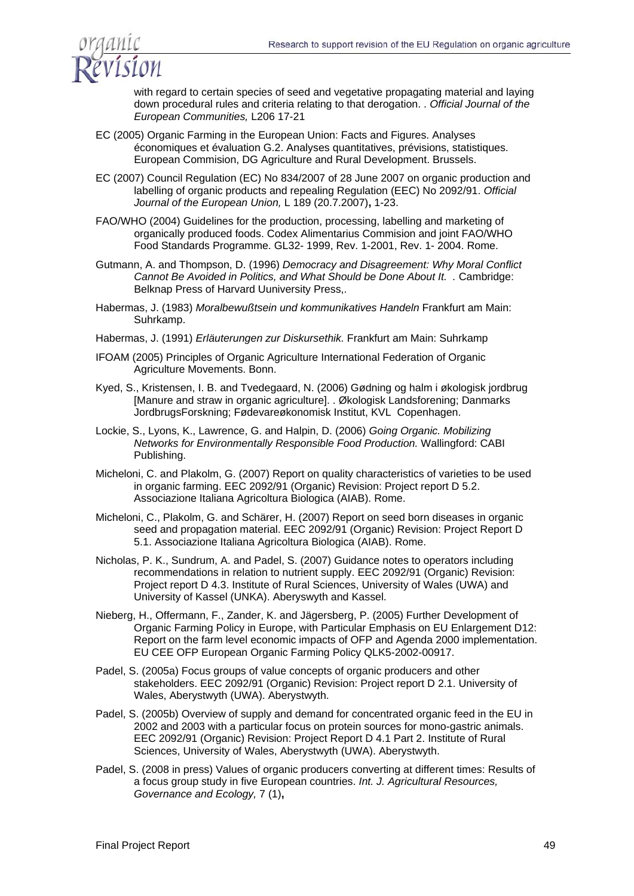with regard to certain species of seed and vegetative propagating material and laying down procedural rules and criteria relating to that derogation. . *Official Journal of the European Communities,* L206 17-21

EC (2005) Organic Farming in the European Union: Facts and Figures. Analyses économiques et évaluation G.2. Analyses quantitatives, prévisions, statistiques. European Commision, DG Agriculture and Rural Development. Brussels.

EC (2007) Council Regulation (EC) No 834/2007 of 28 June 2007 on organic production and labelling of organic products and repealing Regulation (EEC) No 2092/91. *Official Journal of the European Union,* L 189 (20.7.2007)**,** 1-23.

FAO/WHO (2004) Guidelines for the production, processing, labelling and marketing of organically produced foods. Codex Alimentarius Commision and joint FAO/WHO Food Standards Programme. GL32- 1999, Rev. 1-2001, Rev. 1- 2004. Rome.

Gutmann, A. and Thompson, D. (1996) *Democracy and Disagreement: Why Moral Conflict Cannot Be Avoided in Politics, and What Should be Done About It.* . Cambridge: Belknap Press of Harvard Uuniversity Press,.

Habermas, J. (1983) *Moralbewußtsein und kommunikatives Handeln* Frankfurt am Main: Suhrkamp.

Habermas, J. (1991) *Erläuterungen zur Diskursethik.* Frankfurt am Main: Suhrkamp

IFOAM (2005) Principles of Organic Agriculture International Federation of Organic Agriculture Movements. Bonn.

Kyed, S., Kristensen, I. B. and Tvedegaard, N. (2006) Gødning og halm i økologisk jordbrug [Manure and straw in organic agriculture]. . Økologisk Landsforening; Danmarks JordbrugsForskning; Fødevareøkonomisk Institut, KVL Copenhagen.

Lockie, S., Lyons, K., Lawrence, G. and Halpin, D. (2006) *Going Organic. Mobilizing Networks for Environmentally Responsible Food Production.* Wallingford: CABI Publishing.

Micheloni, C. and Plakolm, G. (2007) Report on quality characteristics of varieties to be used in organic farming. EEC 2092/91 (Organic) Revision: Project report D 5.2. Associazione Italiana Agricoltura Biologica (AIAB). Rome.

Micheloni, C., Plakolm, G. and Schärer, H. (2007) Report on seed born diseases in organic seed and propagation material. EEC 2092/91 (Organic) Revision: Project Report D 5.1. Associazione Italiana Agricoltura Biologica (AIAB). Rome.

Nicholas, P. K., Sundrum, A. and Padel, S. (2007) Guidance notes to operators including recommendations in relation to nutrient supply. EEC 2092/91 (Organic) Revision: Project report D 4.3. Institute of Rural Sciences, University of Wales (UWA) and University of Kassel (UNKA). Aberyswyth and Kassel.

Nieberg, H., Offermann, F., Zander, K. and Jägersberg, P. (2005) Further Development of Organic Farming Policy in Europe, with Particular Emphasis on EU Enlargement D12: Report on the farm level economic impacts of OFP and Agenda 2000 implementation. EU CEE OFP European Organic Farming Policy QLK5-2002-00917.

Padel, S. (2005a) Focus groups of value concepts of organic producers and other stakeholders. EEC 2092/91 (Organic) Revision: Project report D 2.1. University of Wales, Aberystwyth (UWA). Aberystwyth.

Padel, S. (2005b) Overview of supply and demand for concentrated organic feed in the EU in 2002 and 2003 with a particular focus on protein sources for mono-gastric animals. EEC 2092/91 (Organic) Revision: Project Report D 4.1 Part 2. Institute of Rural Sciences, University of Wales, Aberystwyth (UWA). Aberystwyth.

Padel, S. (2008 in press) Values of organic producers converting at different times: Results of a focus group study in five European countries. *Int. J. Agricultural Resources, Governance and Ecology,* 7 (1)**,**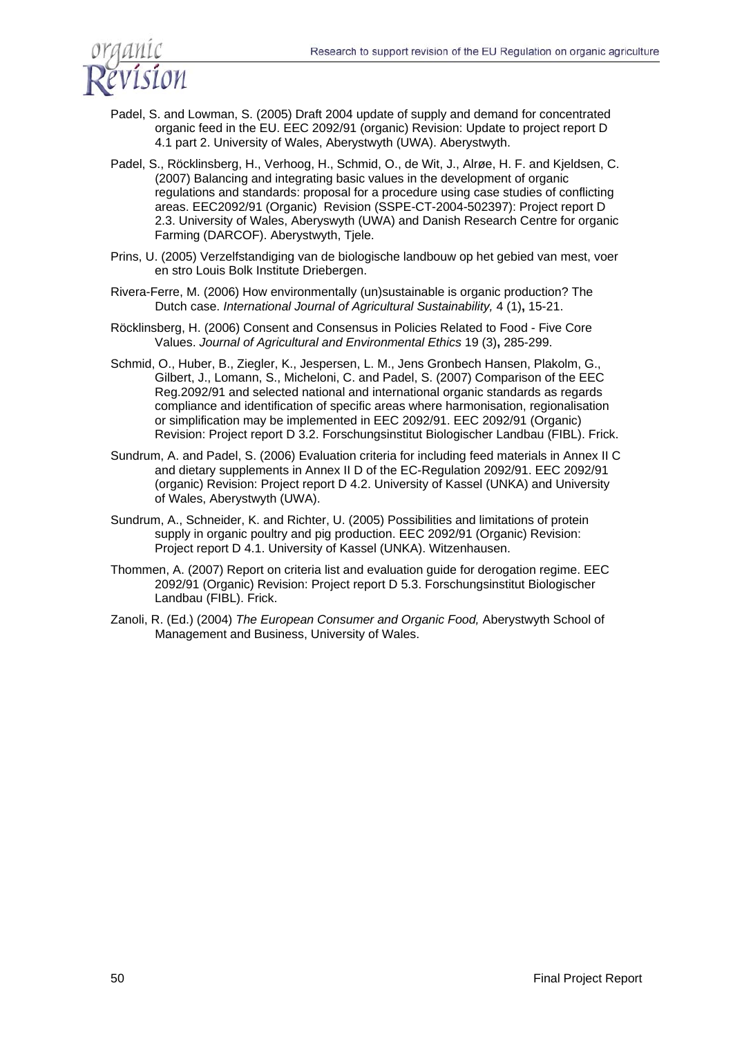Padel, S. and Lowman, S. (2005) Draft 2004 update of supply and demand for concentrated organic feed in the EU. EEC 2092/91 (organic) Revision: Update to project report D 4.1 part 2. University of Wales, Aberystwyth (UWA). Aberystwyth.

Padel, S., Röcklinsberg, H., Verhoog, H., Schmid, O., de Wit, J., Alrøe, H. F. and Kjeldsen, C. (2007) Balancing and integrating basic values in the development of organic regulations and standards: proposal for a procedure using case studies of conflicting areas. EEC2092/91 (Organic) Revision (SSPE-CT-2004-502397): Project report D 2.3. University of Wales, Aberyswyth (UWA) and Danish Research Centre for organic Farming (DARCOF). Aberystwyth, Tjele.

Prins, U. (2005) Verzelfstandiging van de biologische landbouw op het gebied van mest, voer en stro Louis Bolk Institute Driebergen.

Rivera-Ferre, M. (2006) How environmentally (un)sustainable is organic production? The Dutch case. *International Journal of Agricultural Sustainability,* 4 (1)**,** 15-21.

Röcklinsberg, H. (2006) Consent and Consensus in Policies Related to Food - Five Core Values. *Journal of Agricultural and Environmental Ethics* 19 (3)**,** 285-299.

Schmid, O., Huber, B., Ziegler, K., Jespersen, L. M., Jens Gronbech Hansen, Plakolm, G., Gilbert, J., Lomann, S., Micheloni, C. and Padel, S. (2007) Comparison of the EEC Reg.2092/91 and selected national and international organic standards as regards compliance and identification of specific areas where harmonisation, regionalisation or simplification may be implemented in EEC 2092/91. EEC 2092/91 (Organic) Revision: Project report D 3.2. Forschungsinstitut Biologischer Landbau (FIBL). Frick.

Sundrum, A. and Padel, S. (2006) Evaluation criteria for including feed materials in Annex II C and dietary supplements in Annex II D of the EC-Regulation 2092/91. EEC 2092/91 (organic) Revision: Project report D 4.2. University of Kassel (UNKA) and University of Wales, Aberystwyth (UWA).

Sundrum, A., Schneider, K. and Richter, U. (2005) Possibilities and limitations of protein supply in organic poultry and pig production. EEC 2092/91 (Organic) Revision: Project report D 4.1. University of Kassel (UNKA). Witzenhausen.

Thommen, A. (2007) Report on criteria list and evaluation guide for derogation regime. EEC 2092/91 (Organic) Revision: Project report D 5.3. Forschungsinstitut Biologischer Landbau (FIBL). Frick.

Zanoli, R. (Ed.) (2004) *The European Consumer and Organic Food,* Aberystwyth School of Management and Business, University of Wales.